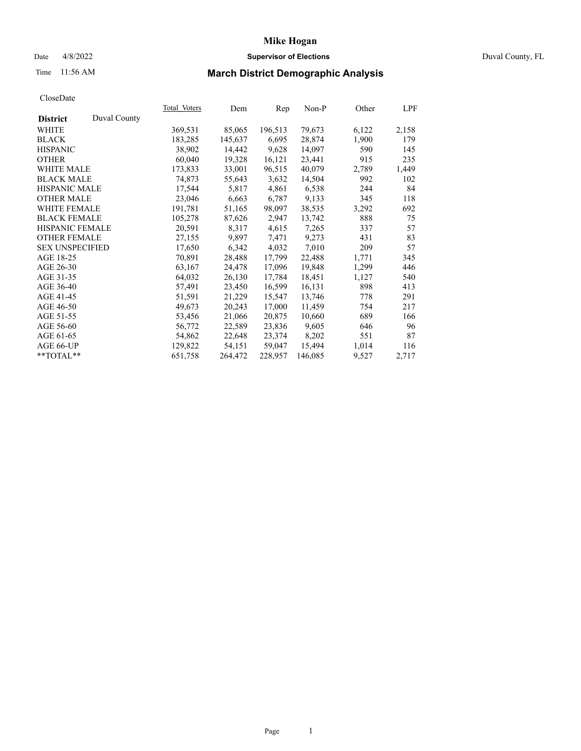# Mike Hogan

Date 4/8/2022 **Supervisor of Elections** Duval County, FL

Time 11:56 AM

## March District Demographic Analysis

CloseDate

| District | Duval County | Total_Voters | Dem | Rep | Non-P | Other | LPF |
|---|---|---|---|---|---|---|---|
| WHITE | | 369,531 | 85,065 | 196,513 | 79,673 | 6,122 | 2,158 |
| BLACK | | 183,285 | 145,637 | 6,695 | 28,874 | 1,900 | 179 |
| HISPANIC | | 38,902 | 14,442 | 9,628 | 14,097 | 590 | 145 |
| OTHER | | 60,040 | 19,328 | 16,121 | 23,441 | 915 | 235 |
| WHITE MALE | | 173,833 | 33,001 | 96,515 | 40,079 | 2,789 | 1,449 |
| BLACK MALE | | 74,873 | 55,643 | 3,632 | 14,504 | 992 | 102 |
| HISPANIC MALE | | 17,544 | 5,817 | 4,861 | 6,538 | 244 | 84 |
| OTHER MALE | | 23,046 | 6,663 | 6,787 | 9,133 | 345 | 118 |
| WHITE FEMALE | | 191,781 | 51,165 | 98,097 | 38,535 | 3,292 | 692 |
| BLACK FEMALE | | 105,278 | 87,626 | 2,947 | 13,742 | 888 | 75 |
| HISPANIC FEMALE | | 20,591 | 8,317 | 4,615 | 7,265 | 337 | 57 |
| OTHER FEMALE | | 27,155 | 9,897 | 7,471 | 9,273 | 431 | 83 |
| SEX UNSPECIFIED | | 17,650 | 6,342 | 4,032 | 7,010 | 209 | 57 |
| AGE 18-25 | | 70,891 | 28,488 | 17,799 | 22,488 | 1,771 | 345 |
| AGE 26-30 | | 63,167 | 24,478 | 17,096 | 19,848 | 1,299 | 446 |
| AGE 31-35 | | 64,032 | 26,130 | 17,784 | 18,451 | 1,127 | 540 |
| AGE 36-40 | | 57,491 | 23,450 | 16,599 | 16,131 | 898 | 413 |
| AGE 41-45 | | 51,591 | 21,229 | 15,547 | 13,746 | 778 | 291 |
| AGE 46-50 | | 49,673 | 20,243 | 17,000 | 11,459 | 754 | 217 |
| AGE 51-55 | | 53,456 | 21,066 | 20,875 | 10,660 | 689 | 166 |
| AGE 56-60 | | 56,772 | 22,589 | 23,836 | 9,605 | 646 | 96 |
| AGE 61-65 | | 54,862 | 22,648 | 23,374 | 8,202 | 551 | 87 |
| AGE 66-UP | | 129,822 | 54,151 | 59,047 | 15,494 | 1,014 | 116 |
| **TOTAL** | | 651,758 | 264,472 | 228,957 | 146,085 | 9,527 | 2,717 |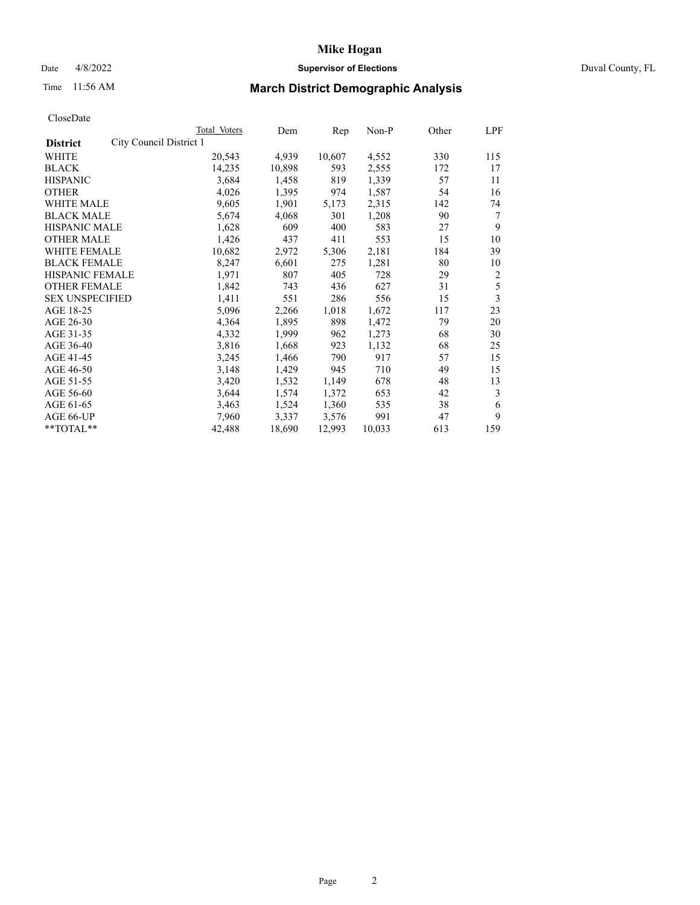# Mike Hogan

Date 4/8/2022 **Supervisor of Elections** Duval County, FL

Time 11:56 AM

## March District Demographic Analysis

CloseDate

| **District** | City Council District 1 | Total Voters | Dem | Rep | Non-P | Other | LPF |
|---|---|---|---|---|---|---|---|
| WHITE | | 20,543 | 4,939 | 10,607 | 4,552 | 330 | 115 |
| BLACK | | 14,235 | 10,898 | 593 | 2,555 | 172 | 17 |
| HISPANIC | | 3,684 | 1,458 | 819 | 1,339 | 57 | 11 |
| OTHER | | 4,026 | 1,395 | 974 | 1,587 | 54 | 16 |
| WHITE MALE | | 9,605 | 1,901 | 5,173 | 2,315 | 142 | 74 |
| BLACK MALE | | 5,674 | 4,068 | 301 | 1,208 | 90 | 7 |
| HISPANIC MALE | | 1,628 | 609 | 400 | 583 | 27 | 9 |
| OTHER MALE | | 1,426 | 437 | 411 | 553 | 15 | 10 |
| WHITE FEMALE | | 10,682 | 2,972 | 5,306 | 2,181 | 184 | 39 |
| BLACK FEMALE | | 8,247 | 6,601 | 275 | 1,281 | 80 | 10 |
| HISPANIC FEMALE | | 1,971 | 807 | 405 | 728 | 29 | 2 |
| OTHER FEMALE | | 1,842 | 743 | 436 | 627 | 31 | 5 |
| SEX UNSPECIFIED | | 1,411 | 551 | 286 | 556 | 15 | 3 |
| AGE 18-25 | | 5,096 | 2,266 | 1,018 | 1,672 | 117 | 23 |
| AGE 26-30 | | 4,364 | 1,895 | 898 | 1,472 | 79 | 20 |
| AGE 31-35 | | 4,332 | 1,999 | 962 | 1,273 | 68 | 30 |
| AGE 36-40 | | 3,816 | 1,668 | 923 | 1,132 | 68 | 25 |
| AGE 41-45 | | 3,245 | 1,466 | 790 | 917 | 57 | 15 |
| AGE 46-50 | | 3,148 | 1,429 | 945 | 710 | 49 | 15 |
| AGE 51-55 | | 3,420 | 1,532 | 1,149 | 678 | 48 | 13 |
| AGE 56-60 | | 3,644 | 1,574 | 1,372 | 653 | 42 | 3 |
| AGE 61-65 | | 3,463 | 1,524 | 1,360 | 535 | 38 | 6 |
| AGE 66-UP | | 7,960 | 3,337 | 3,576 | 991 | 47 | 9 |
| **TOTAL** | | 42,488 | 18,690 | 12,993 | 10,033 | 613 | 159 |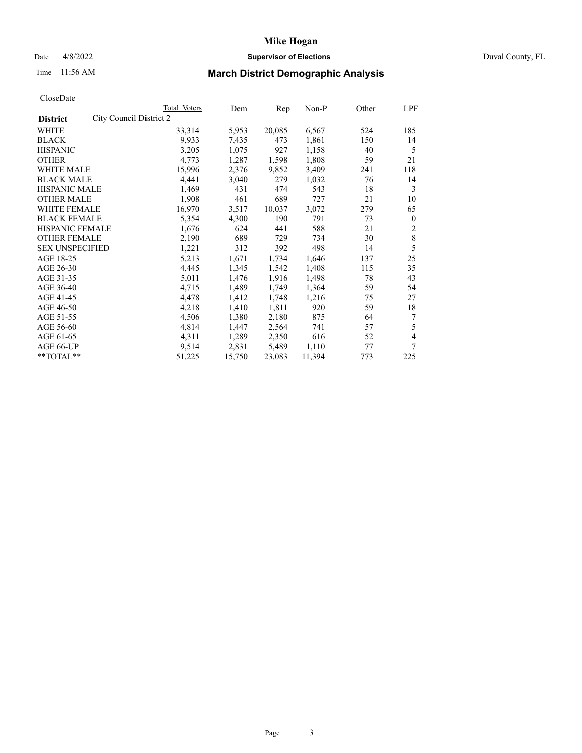# Mike Hogan

Date 4/8/2022 **Supervisor of Elections** Duval County, FL

Time 11:56 AM

## March District Demographic Analysis

CloseDate

| **District** City Council District 2 | Total Voters | Dem | Rep | Non-P | Other | LPF |
|---|---|---|---|---|---|---|
| WHITE | 33,314 | 5,953 | 20,085 | 6,567 | 524 | 185 |
| BLACK | 9,933 | 7,435 | 473 | 1,861 | 150 | 14 |
| HISPANIC | 3,205 | 1,075 | 927 | 1,158 | 40 | 5 |
| OTHER | 4,773 | 1,287 | 1,598 | 1,808 | 59 | 21 |
| WHITE MALE | 15,996 | 2,376 | 9,852 | 3,409 | 241 | 118 |
| BLACK MALE | 4,441 | 3,040 | 279 | 1,032 | 76 | 14 |
| HISPANIC MALE | 1,469 | 431 | 474 | 543 | 18 | 3 |
| OTHER MALE | 1,908 | 461 | 689 | 727 | 21 | 10 |
| WHITE FEMALE | 16,970 | 3,517 | 10,037 | 3,072 | 279 | 65 |
| BLACK FEMALE | 5,354 | 4,300 | 190 | 791 | 73 | 0 |
| HISPANIC FEMALE | 1,676 | 624 | 441 | 588 | 21 | 2 |
| OTHER FEMALE | 2,190 | 689 | 729 | 734 | 30 | 8 |
| SEX UNSPECIFIED | 1,221 | 312 | 392 | 498 | 14 | 5 |
| AGE 18-25 | 5,213 | 1,671 | 1,734 | 1,646 | 137 | 25 |
| AGE 26-30 | 4,445 | 1,345 | 1,542 | 1,408 | 115 | 35 |
| AGE 31-35 | 5,011 | 1,476 | 1,916 | 1,498 | 78 | 43 |
| AGE 36-40 | 4,715 | 1,489 | 1,749 | 1,364 | 59 | 54 |
| AGE 41-45 | 4,478 | 1,412 | 1,748 | 1,216 | 75 | 27 |
| AGE 46-50 | 4,218 | 1,410 | 1,811 | 920 | 59 | 18 |
| AGE 51-55 | 4,506 | 1,380 | 2,180 | 875 | 64 | 7 |
| AGE 56-60 | 4,814 | 1,447 | 2,564 | 741 | 57 | 5 |
| AGE 61-65 | 4,311 | 1,289 | 2,350 | 616 | 52 | 4 |
| AGE 66-UP | 9,514 | 2,831 | 5,489 | 1,110 | 77 | 7 |
| **TOTAL** | 51,225 | 15,750 | 23,083 | 11,394 | 773 | 225 |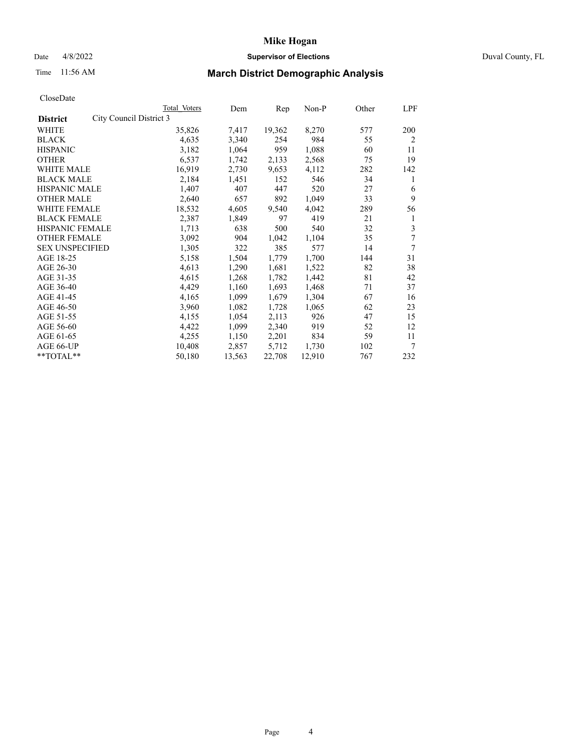# Mike Hogan

Date 4/8/2022 **Supervisor of Elections** Duval County, FL

Time 11:56 AM

## March District Demographic Analysis

CloseDate

| **District** City Council District 3 | Total Voters | Dem | Rep | Non-P | Other | LPF |
|---|---|---|---|---|---|---|
| WHITE | 35,826 | 7,417 | 19,362 | 8,270 | 577 | 200 |
| BLACK | 4,635 | 3,340 | 254 | 984 | 55 | 2 |
| HISPANIC | 3,182 | 1,064 | 959 | 1,088 | 60 | 11 |
| OTHER | 6,537 | 1,742 | 2,133 | 2,568 | 75 | 19 |
| WHITE MALE | 16,919 | 2,730 | 9,653 | 4,112 | 282 | 142 |
| BLACK MALE | 2,184 | 1,451 | 152 | 546 | 34 | 1 |
| HISPANIC MALE | 1,407 | 407 | 447 | 520 | 27 | 6 |
| OTHER MALE | 2,640 | 657 | 892 | 1,049 | 33 | 9 |
| WHITE FEMALE | 18,532 | 4,605 | 9,540 | 4,042 | 289 | 56 |
| BLACK FEMALE | 2,387 | 1,849 | 97 | 419 | 21 | 1 |
| HISPANIC FEMALE | 1,713 | 638 | 500 | 540 | 32 | 3 |
| OTHER FEMALE | 3,092 | 904 | 1,042 | 1,104 | 35 | 7 |
| SEX UNSPECIFIED | 1,305 | 322 | 385 | 577 | 14 | 7 |
| AGE 18-25 | 5,158 | 1,504 | 1,779 | 1,700 | 144 | 31 |
| AGE 26-30 | 4,613 | 1,290 | 1,681 | 1,522 | 82 | 38 |
| AGE 31-35 | 4,615 | 1,268 | 1,782 | 1,442 | 81 | 42 |
| AGE 36-40 | 4,429 | 1,160 | 1,693 | 1,468 | 71 | 37 |
| AGE 41-45 | 4,165 | 1,099 | 1,679 | 1,304 | 67 | 16 |
| AGE 46-50 | 3,960 | 1,082 | 1,728 | 1,065 | 62 | 23 |
| AGE 51-55 | 4,155 | 1,054 | 2,113 | 926 | 47 | 15 |
| AGE 56-60 | 4,422 | 1,099 | 2,340 | 919 | 52 | 12 |
| AGE 61-65 | 4,255 | 1,150 | 2,201 | 834 | 59 | 11 |
| AGE 66-UP | 10,408 | 2,857 | 5,712 | 1,730 | 102 | 7 |
| **TOTAL** | 50,180 | 13,563 | 22,708 | 12,910 | 767 | 232 |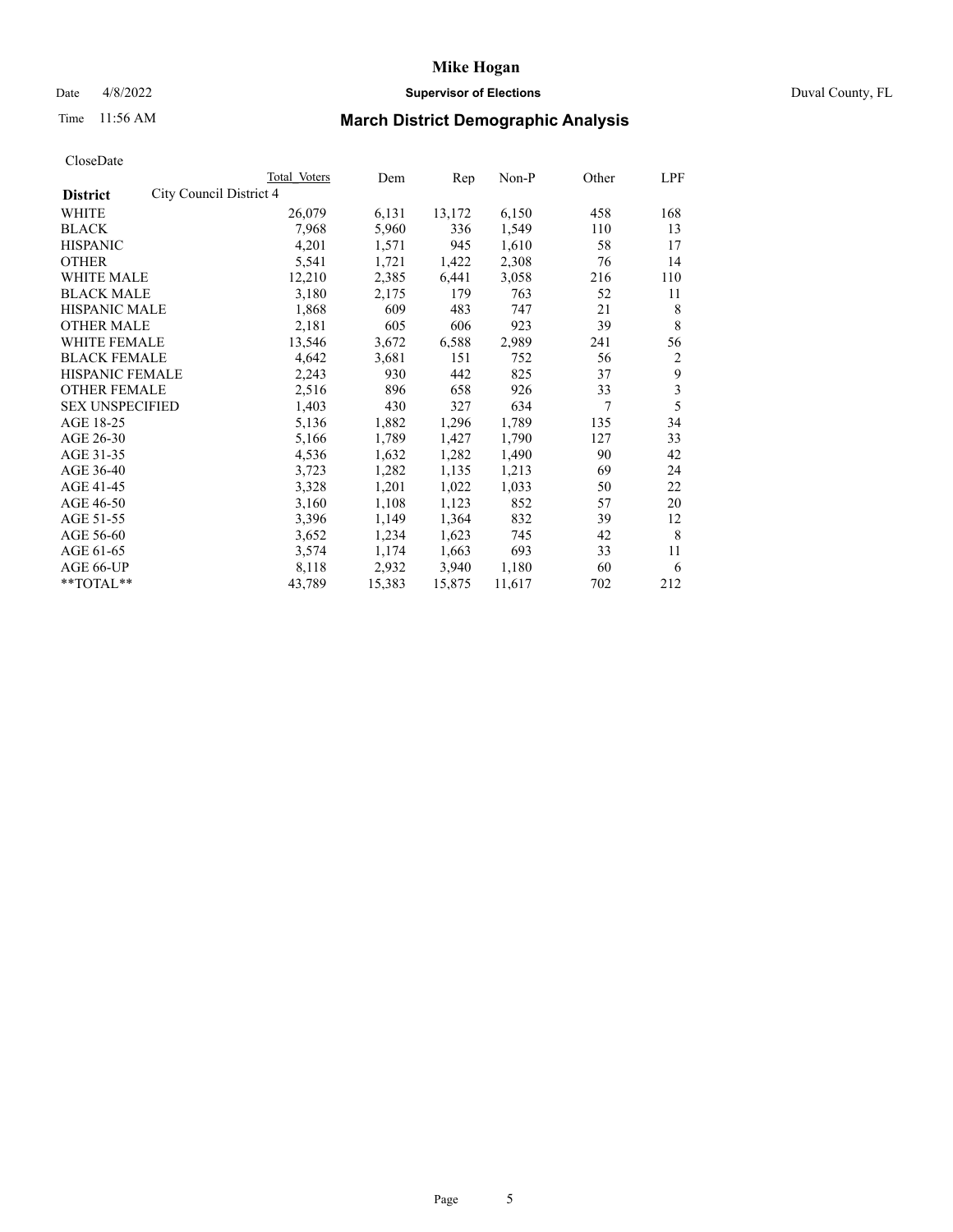# Mike Hogan

Date 4/8/2022 **Supervisor of Elections** Duval County, FL

Time 11:56 AM

## March District Demographic Analysis

CloseDate

| **District** | City Council District 4 | Total Voters | Dem | Rep | Non-P | Other | LPF |
|---|---|---|---|---|---|---|---|
| WHITE | | 26,079 | 6,131 | 13,172 | 6,150 | 458 | 168 |
| BLACK | | 7,968 | 5,960 | 336 | 1,549 | 110 | 13 |
| HISPANIC | | 4,201 | 1,571 | 945 | 1,610 | 58 | 17 |
| OTHER | | 5,541 | 1,721 | 1,422 | 2,308 | 76 | 14 |
| WHITE MALE | | 12,210 | 2,385 | 6,441 | 3,058 | 216 | 110 |
| BLACK MALE | | 3,180 | 2,175 | 179 | 763 | 52 | 11 |
| HISPANIC MALE | | 1,868 | 609 | 483 | 747 | 21 | 8 |
| OTHER MALE | | 2,181 | 605 | 606 | 923 | 39 | 8 |
| WHITE FEMALE | | 13,546 | 3,672 | 6,588 | 2,989 | 241 | 56 |
| BLACK FEMALE | | 4,642 | 3,681 | 151 | 752 | 56 | 2 |
| HISPANIC FEMALE | | 2,243 | 930 | 442 | 825 | 37 | 9 |
| OTHER FEMALE | | 2,516 | 896 | 658 | 926 | 33 | 3 |
| SEX UNSPECIFIED | | 1,403 | 430 | 327 | 634 | 7 | 5 |
| AGE 18-25 | | 5,136 | 1,882 | 1,296 | 1,789 | 135 | 34 |
| AGE 26-30 | | 5,166 | 1,789 | 1,427 | 1,790 | 127 | 33 |
| AGE 31-35 | | 4,536 | 1,632 | 1,282 | 1,490 | 90 | 42 |
| AGE 36-40 | | 3,723 | 1,282 | 1,135 | 1,213 | 69 | 24 |
| AGE 41-45 | | 3,328 | 1,201 | 1,022 | 1,033 | 50 | 22 |
| AGE 46-50 | | 3,160 | 1,108 | 1,123 | 852 | 57 | 20 |
| AGE 51-55 | | 3,396 | 1,149 | 1,364 | 832 | 39 | 12 |
| AGE 56-60 | | 3,652 | 1,234 | 1,623 | 745 | 42 | 8 |
| AGE 61-65 | | 3,574 | 1,174 | 1,663 | 693 | 33 | 11 |
| AGE 66-UP | | 8,118 | 2,932 | 3,940 | 1,180 | 60 | 6 |
| **TOTAL** | | 43,789 | 15,383 | 15,875 | 11,617 | 702 | 212 |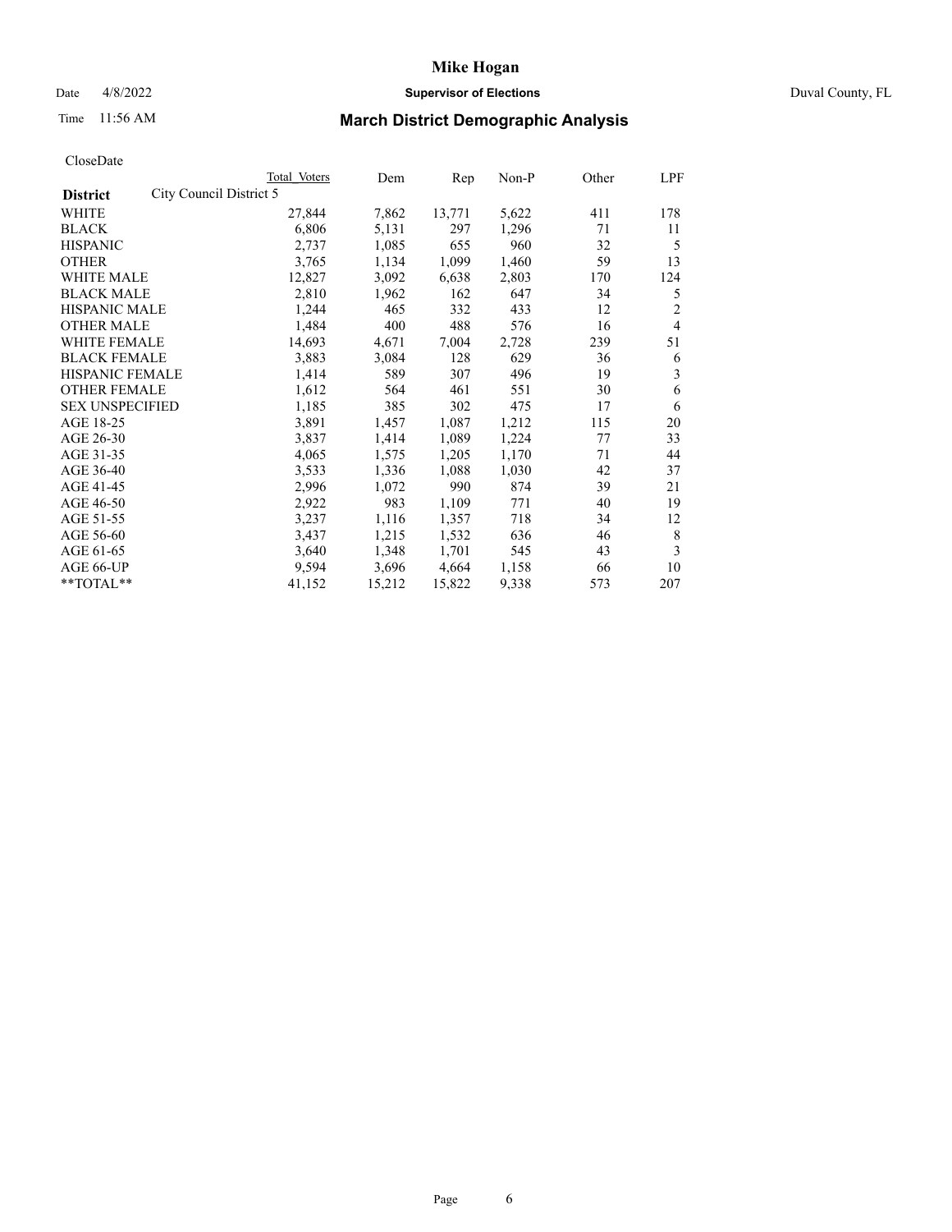# Mike Hogan

Date 4/8/2022 **Supervisor of Elections** Duval County, FL

Time 11:56 AM

## March District Demographic Analysis

CloseDate

| **District** City Council District 5 | Total Voters | Dem | Rep | Non-P | Other | LPF |
|---|---|---|---|---|---|---|
| WHITE | 27,844 | 7,862 | 13,771 | 5,622 | 411 | 178 |
| BLACK | 6,806 | 5,131 | 297 | 1,296 | 71 | 11 |
| HISPANIC | 2,737 | 1,085 | 655 | 960 | 32 | 5 |
| OTHER | 3,765 | 1,134 | 1,099 | 1,460 | 59 | 13 |
| WHITE MALE | 12,827 | 3,092 | 6,638 | 2,803 | 170 | 124 |
| BLACK MALE | 2,810 | 1,962 | 162 | 647 | 34 | 5 |
| HISPANIC MALE | 1,244 | 465 | 332 | 433 | 12 | 2 |
| OTHER MALE | 1,484 | 400 | 488 | 576 | 16 | 4 |
| WHITE FEMALE | 14,693 | 4,671 | 7,004 | 2,728 | 239 | 51 |
| BLACK FEMALE | 3,883 | 3,084 | 128 | 629 | 36 | 6 |
| HISPANIC FEMALE | 1,414 | 589 | 307 | 496 | 19 | 3 |
| OTHER FEMALE | 1,612 | 564 | 461 | 551 | 30 | 6 |
| SEX UNSPECIFIED | 1,185 | 385 | 302 | 475 | 17 | 6 |
| AGE 18-25 | 3,891 | 1,457 | 1,087 | 1,212 | 115 | 20 |
| AGE 26-30 | 3,837 | 1,414 | 1,089 | 1,224 | 77 | 33 |
| AGE 31-35 | 4,065 | 1,575 | 1,205 | 1,170 | 71 | 44 |
| AGE 36-40 | 3,533 | 1,336 | 1,088 | 1,030 | 42 | 37 |
| AGE 41-45 | 2,996 | 1,072 | 990 | 874 | 39 | 21 |
| AGE 46-50 | 2,922 | 983 | 1,109 | 771 | 40 | 19 |
| AGE 51-55 | 3,237 | 1,116 | 1,357 | 718 | 34 | 12 |
| AGE 56-60 | 3,437 | 1,215 | 1,532 | 636 | 46 | 8 |
| AGE 61-65 | 3,640 | 1,348 | 1,701 | 545 | 43 | 3 |
| AGE 66-UP | 9,594 | 3,696 | 4,664 | 1,158 | 66 | 10 |
| **TOTAL** | 41,152 | 15,212 | 15,822 | 9,338 | 573 | 207 |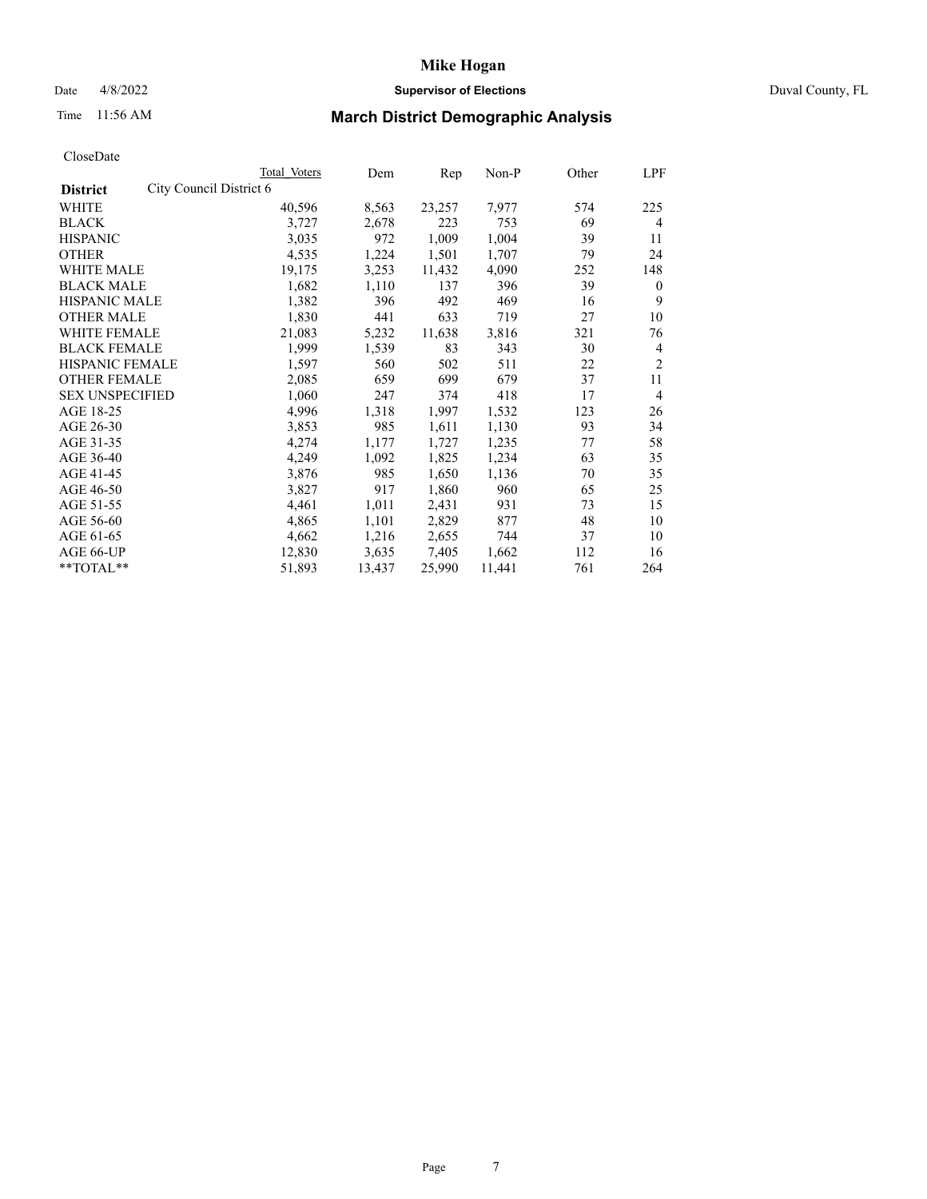CloseDate

| District | City Council District 6 | Total Voters | Dem | Rep | Non-P | Other | LPF |
|---|---|---|---|---|---|---|---|
| WHITE | | 40,596 | 8,563 | 23,257 | 7,977 | 574 | 225 |
| BLACK | | 3,727 | 2,678 | 223 | 753 | 69 | 4 |
| HISPANIC | | 3,035 | 972 | 1,009 | 1,004 | 39 | 11 |
| OTHER | | 4,535 | 1,224 | 1,501 | 1,707 | 79 | 24 |
| WHITE MALE | | 19,175 | 3,253 | 11,432 | 4,090 | 252 | 148 |
| BLACK MALE | | 1,682 | 1,110 | 137 | 396 | 39 | 0 |
| HISPANIC MALE | | 1,382 | 396 | 492 | 469 | 16 | 9 |
| OTHER MALE | | 1,830 | 441 | 633 | 719 | 27 | 10 |
| WHITE FEMALE | | 21,083 | 5,232 | 11,638 | 3,816 | 321 | 76 |
| BLACK FEMALE | | 1,999 | 1,539 | 83 | 343 | 30 | 4 |
| HISPANIC FEMALE | | 1,597 | 560 | 502 | 511 | 22 | 2 |
| OTHER FEMALE | | 2,085 | 659 | 699 | 679 | 37 | 11 |
| SEX UNSPECIFIED | | 1,060 | 247 | 374 | 418 | 17 | 4 |
| AGE 18-25 | | 4,996 | 1,318 | 1,997 | 1,532 | 123 | 26 |
| AGE 26-30 | | 3,853 | 985 | 1,611 | 1,130 | 93 | 34 |
| AGE 31-35 | | 4,274 | 1,177 | 1,727 | 1,235 | 77 | 58 |
| AGE 36-40 | | 4,249 | 1,092 | 1,825 | 1,234 | 63 | 35 |
| AGE 41-45 | | 3,876 | 985 | 1,650 | 1,136 | 70 | 35 |
| AGE 46-50 | | 3,827 | 917 | 1,860 | 960 | 65 | 25 |
| AGE 51-55 | | 4,461 | 1,011 | 2,431 | 931 | 73 | 15 |
| AGE 56-60 | | 4,865 | 1,101 | 2,829 | 877 | 48 | 10 |
| AGE 61-65 | | 4,662 | 1,216 | 2,655 | 744 | 37 | 10 |
| AGE 66-UP | | 12,830 | 3,635 | 7,405 | 1,662 | 112 | 16 |
| **TOTAL** | | 51,893 | 13,437 | 25,990 | 11,441 | 761 | 264 |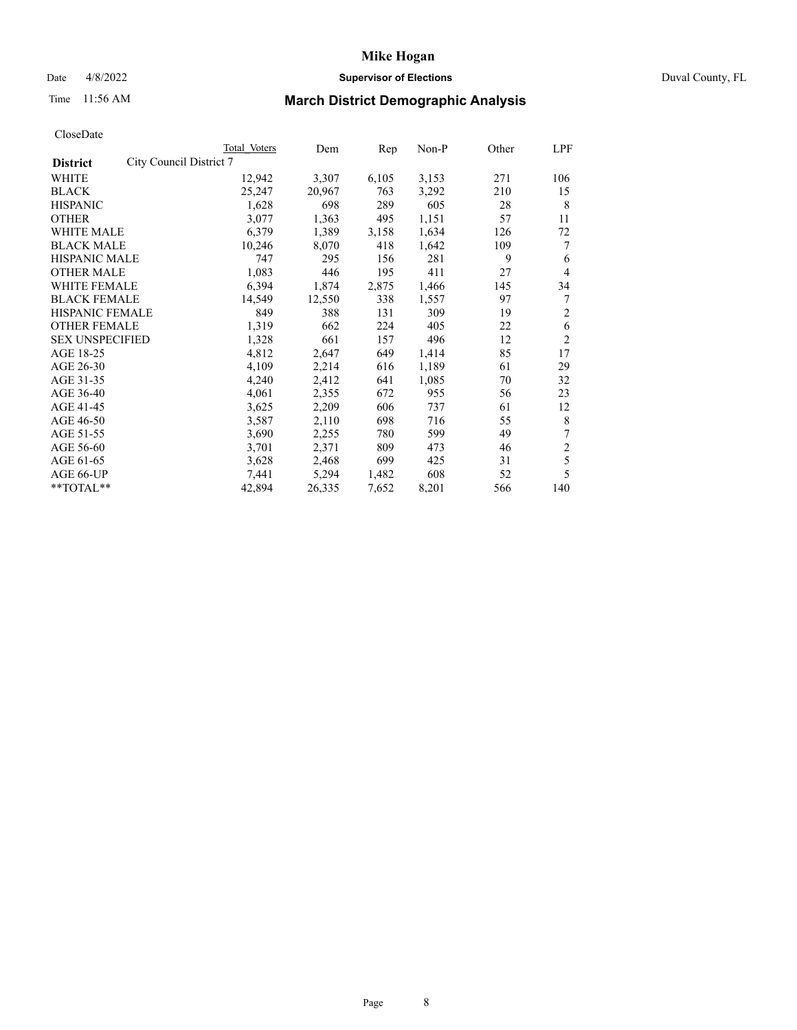# Mike Hogan

Date 4/8/2022 **Supervisor of Elections** Duval County, FL

Time 11:56 AM **March District Demographic Analysis**

CloseDate

| **District** City Council District 7 | Total Voters | Dem | Rep | Non-P | Other | LPF |
|---|---|---|---|---|---|---|
| WHITE | 12,942 | 3,307 | 6,105 | 3,153 | 271 | 106 |
| BLACK | 25,247 | 20,967 | 763 | 3,292 | 210 | 15 |
| HISPANIC | 1,628 | 698 | 289 | 605 | 28 | 8 |
| OTHER | 3,077 | 1,363 | 495 | 1,151 | 57 | 11 |
| WHITE MALE | 6,379 | 1,389 | 3,158 | 1,634 | 126 | 72 |
| BLACK MALE | 10,246 | 8,070 | 418 | 1,642 | 109 | 7 |
| HISPANIC MALE | 747 | 295 | 156 | 281 | 9 | 6 |
| OTHER MALE | 1,083 | 446 | 195 | 411 | 27 | 4 |
| WHITE FEMALE | 6,394 | 1,874 | 2,875 | 1,466 | 145 | 34 |
| BLACK FEMALE | 14,549 | 12,550 | 338 | 1,557 | 97 | 7 |
| HISPANIC FEMALE | 849 | 388 | 131 | 309 | 19 | 2 |
| OTHER FEMALE | 1,319 | 662 | 224 | 405 | 22 | 6 |
| SEX UNSPECIFIED | 1,328 | 661 | 157 | 496 | 12 | 2 |
| AGE 18-25 | 4,812 | 2,647 | 649 | 1,414 | 85 | 17 |
| AGE 26-30 | 4,109 | 2,214 | 616 | 1,189 | 61 | 29 |
| AGE 31-35 | 4,240 | 2,412 | 641 | 1,085 | 70 | 32 |
| AGE 36-40 | 4,061 | 2,355 | 672 | 955 | 56 | 23 |
| AGE 41-45 | 3,625 | 2,209 | 606 | 737 | 61 | 12 |
| AGE 46-50 | 3,587 | 2,110 | 698 | 716 | 55 | 8 |
| AGE 51-55 | 3,690 | 2,255 | 780 | 599 | 49 | 7 |
| AGE 56-60 | 3,701 | 2,371 | 809 | 473 | 46 | 2 |
| AGE 61-65 | 3,628 | 2,468 | 699 | 425 | 31 | 5 |
| AGE 66-UP | 7,441 | 5,294 | 1,482 | 608 | 52 | 5 |
| **TOTAL** | 42,894 | 26,335 | 7,652 | 8,201 | 566 | 140 |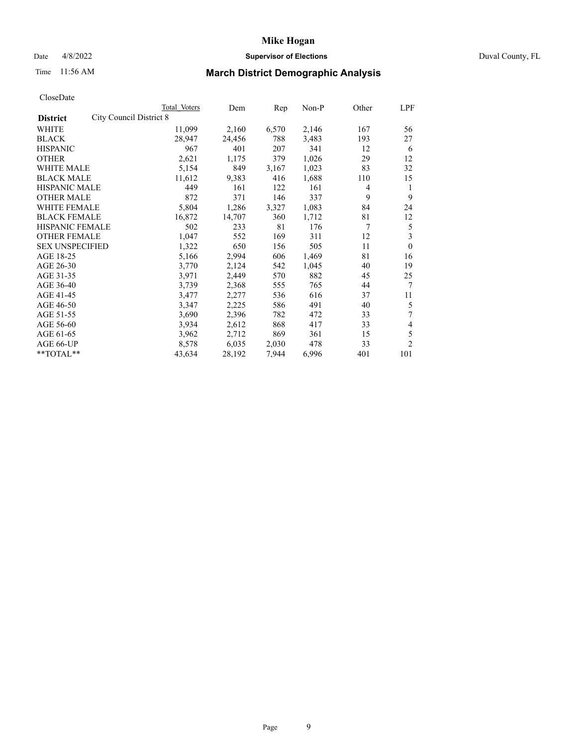# March District Demographic Analysis

CloseDate

| District | City Council District 8 | Total Voters | Dem | Rep | Non-P | Other | LPF |
|---|---|---|---|---|---|---|---|
| WHITE | | 11,099 | 2,160 | 6,570 | 2,146 | 167 | 56 |
| BLACK | | 28,947 | 24,456 | 788 | 3,483 | 193 | 27 |
| HISPANIC | | 967 | 401 | 207 | 341 | 12 | 6 |
| OTHER | | 2,621 | 1,175 | 379 | 1,026 | 29 | 12 |
| WHITE MALE | | 5,154 | 849 | 3,167 | 1,023 | 83 | 32 |
| BLACK MALE | | 11,612 | 9,383 | 416 | 1,688 | 110 | 15 |
| HISPANIC MALE | | 449 | 161 | 122 | 161 | 4 | 1 |
| OTHER MALE | | 872 | 371 | 146 | 337 | 9 | 9 |
| WHITE FEMALE | | 5,804 | 1,286 | 3,327 | 1,083 | 84 | 24 |
| BLACK FEMALE | | 16,872 | 14,707 | 360 | 1,712 | 81 | 12 |
| HISPANIC FEMALE | | 502 | 233 | 81 | 176 | 7 | 5 |
| OTHER FEMALE | | 1,047 | 552 | 169 | 311 | 12 | 3 |
| SEX UNSPECIFIED | | 1,322 | 650 | 156 | 505 | 11 | 0 |
| AGE 18-25 | | 5,166 | 2,994 | 606 | 1,469 | 81 | 16 |
| AGE 26-30 | | 3,770 | 2,124 | 542 | 1,045 | 40 | 19 |
| AGE 31-35 | | 3,971 | 2,449 | 570 | 882 | 45 | 25 |
| AGE 36-40 | | 3,739 | 2,368 | 555 | 765 | 44 | 7 |
| AGE 41-45 | | 3,477 | 2,277 | 536 | 616 | 37 | 11 |
| AGE 46-50 | | 3,347 | 2,225 | 586 | 491 | 40 | 5 |
| AGE 51-55 | | 3,690 | 2,396 | 782 | 472 | 33 | 7 |
| AGE 56-60 | | 3,934 | 2,612 | 868 | 417 | 33 | 4 |
| AGE 61-65 | | 3,962 | 2,712 | 869 | 361 | 15 | 5 |
| AGE 66-UP | | 8,578 | 6,035 | 2,030 | 478 | 33 | 2 |
| **TOTAL** | | 43,634 | 28,192 | 7,944 | 6,996 | 401 | 101 |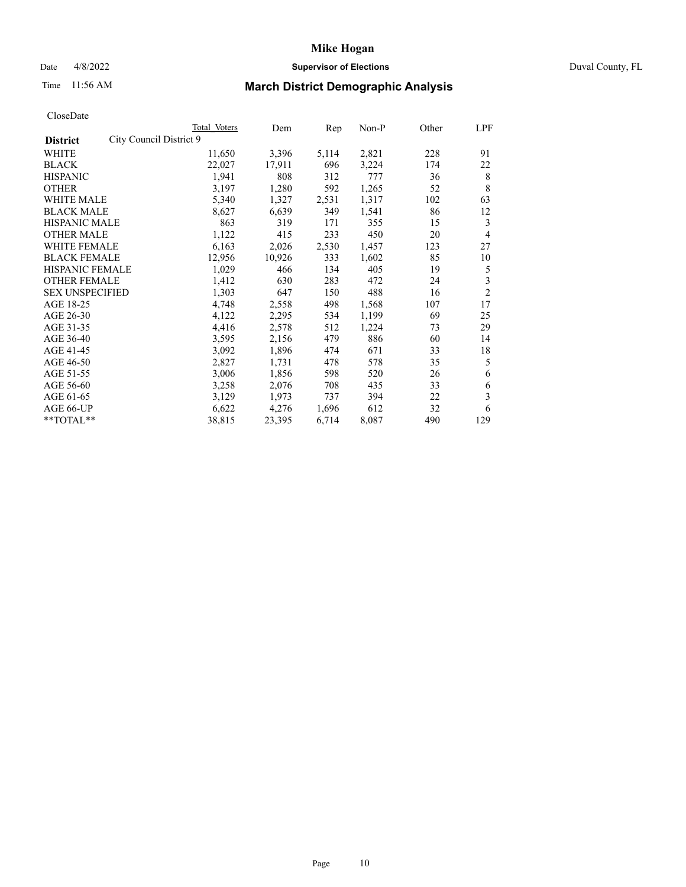# Mike Hogan

Date 4/8/2022 **Supervisor of Elections** Duval County, FL

Time 11:56 AM

## March District Demographic Analysis

CloseDate

| District | Total Voters | Dem | Rep | Non-P | Other | LPF |
|---|---|---|---|---|---|---|
| **City Council District 9** | | | | | | |
| WHITE | 11,650 | 3,396 | 5,114 | 2,821 | 228 | 91 |
| BLACK | 22,027 | 17,911 | 696 | 3,224 | 174 | 22 |
| HISPANIC | 1,941 | 808 | 312 | 777 | 36 | 8 |
| OTHER | 3,197 | 1,280 | 592 | 1,265 | 52 | 8 |
| WHITE MALE | 5,340 | 1,327 | 2,531 | 1,317 | 102 | 63 |
| BLACK MALE | 8,627 | 6,639 | 349 | 1,541 | 86 | 12 |
| HISPANIC MALE | 863 | 319 | 171 | 355 | 15 | 3 |
| OTHER MALE | 1,122 | 415 | 233 | 450 | 20 | 4 |
| WHITE FEMALE | 6,163 | 2,026 | 2,530 | 1,457 | 123 | 27 |
| BLACK FEMALE | 12,956 | 10,926 | 333 | 1,602 | 85 | 10 |
| HISPANIC FEMALE | 1,029 | 466 | 134 | 405 | 19 | 5 |
| OTHER FEMALE | 1,412 | 630 | 283 | 472 | 24 | 3 |
| SEX UNSPECIFIED | 1,303 | 647 | 150 | 488 | 16 | 2 |
| AGE 18-25 | 4,748 | 2,558 | 498 | 1,568 | 107 | 17 |
| AGE 26-30 | 4,122 | 2,295 | 534 | 1,199 | 69 | 25 |
| AGE 31-35 | 4,416 | 2,578 | 512 | 1,224 | 73 | 29 |
| AGE 36-40 | 3,595 | 2,156 | 479 | 886 | 60 | 14 |
| AGE 41-45 | 3,092 | 1,896 | 474 | 671 | 33 | 18 |
| AGE 46-50 | 2,827 | 1,731 | 478 | 578 | 35 | 5 |
| AGE 51-55 | 3,006 | 1,856 | 598 | 520 | 26 | 6 |
| AGE 56-60 | 3,258 | 2,076 | 708 | 435 | 33 | 6 |
| AGE 61-65 | 3,129 | 1,973 | 737 | 394 | 22 | 3 |
| AGE 66-UP | 6,622 | 4,276 | 1,696 | 612 | 32 | 6 |
| **TOTAL** | 38,815 | 23,395 | 6,714 | 8,087 | 490 | 129 |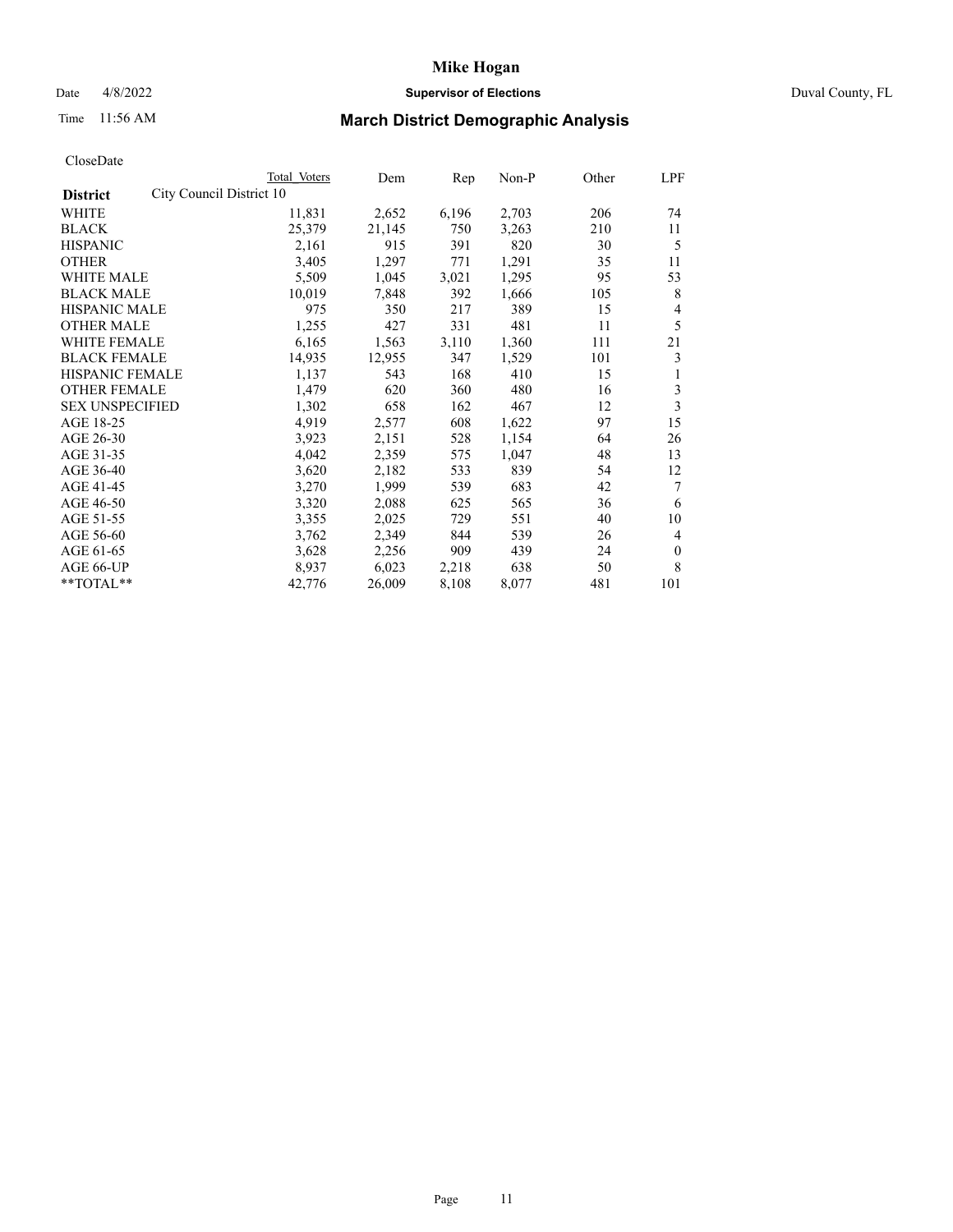# Mike Hogan

Date 4/8/2022 **Supervisor of Elections** Duval County, FL

Time 11:56 AM

## March District Demographic Analysis

CloseDate

| District | City Council District 10 Total Voters | Dem | Rep | Non-P | Other | LPF |
|---|---|---|---|---|---|---|
| WHITE | 11,831 | 2,652 | 6,196 | 2,703 | 206 | 74 |
| BLACK | 25,379 | 21,145 | 750 | 3,263 | 210 | 11 |
| HISPANIC | 2,161 | 915 | 391 | 820 | 30 | 5 |
| OTHER | 3,405 | 1,297 | 771 | 1,291 | 35 | 11 |
| WHITE MALE | 5,509 | 1,045 | 3,021 | 1,295 | 95 | 53 |
| BLACK MALE | 10,019 | 7,848 | 392 | 1,666 | 105 | 8 |
| HISPANIC MALE | 975 | 350 | 217 | 389 | 15 | 4 |
| OTHER MALE | 1,255 | 427 | 331 | 481 | 11 | 5 |
| WHITE FEMALE | 6,165 | 1,563 | 3,110 | 1,360 | 111 | 21 |
| BLACK FEMALE | 14,935 | 12,955 | 347 | 1,529 | 101 | 3 |
| HISPANIC FEMALE | 1,137 | 543 | 168 | 410 | 15 | 1 |
| OTHER FEMALE | 1,479 | 620 | 360 | 480 | 16 | 3 |
| SEX UNSPECIFIED | 1,302 | 658 | 162 | 467 | 12 | 3 |
| AGE 18-25 | 4,919 | 2,577 | 608 | 1,622 | 97 | 15 |
| AGE 26-30 | 3,923 | 2,151 | 528 | 1,154 | 64 | 26 |
| AGE 31-35 | 4,042 | 2,359 | 575 | 1,047 | 48 | 13 |
| AGE 36-40 | 3,620 | 2,182 | 533 | 839 | 54 | 12 |
| AGE 41-45 | 3,270 | 1,999 | 539 | 683 | 42 | 7 |
| AGE 46-50 | 3,320 | 2,088 | 625 | 565 | 36 | 6 |
| AGE 51-55 | 3,355 | 2,025 | 729 | 551 | 40 | 10 |
| AGE 56-60 | 3,762 | 2,349 | 844 | 539 | 26 | 4 |
| AGE 61-65 | 3,628 | 2,256 | 909 | 439 | 24 | 0 |
| AGE 66-UP | 8,937 | 6,023 | 2,218 | 638 | 50 | 8 |
| **TOTAL** | 42,776 | 26,009 | 8,108 | 8,077 | 481 | 101 |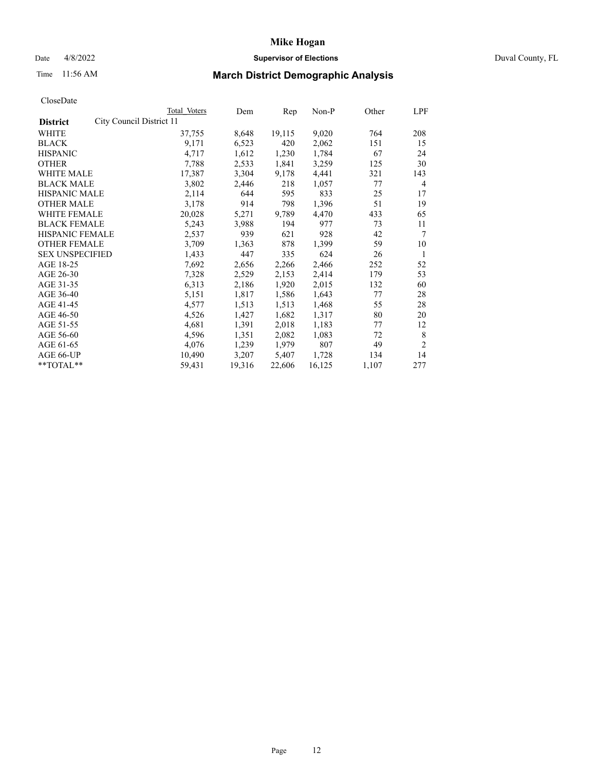# Mike Hogan

Date 4/8/2022 **Supervisor of Elections** Duval County, FL

Time 11:56 AM

## March District Demographic Analysis

CloseDate

| **District** City Council District 11 | Total Voters | Dem | Rep | Non-P | Other | LPF |
|---|---|---|---|---|---|---|
| WHITE | 37,755 | 8,648 | 19,115 | 9,020 | 764 | 208 |
| BLACK | 9,171 | 6,523 | 420 | 2,062 | 151 | 15 |
| HISPANIC | 4,717 | 1,612 | 1,230 | 1,784 | 67 | 24 |
| OTHER | 7,788 | 2,533 | 1,841 | 3,259 | 125 | 30 |
| WHITE MALE | 17,387 | 3,304 | 9,178 | 4,441 | 321 | 143 |
| BLACK MALE | 3,802 | 2,446 | 218 | 1,057 | 77 | 4 |
| HISPANIC MALE | 2,114 | 644 | 595 | 833 | 25 | 17 |
| OTHER MALE | 3,178 | 914 | 798 | 1,396 | 51 | 19 |
| WHITE FEMALE | 20,028 | 5,271 | 9,789 | 4,470 | 433 | 65 |
| BLACK FEMALE | 5,243 | 3,988 | 194 | 977 | 73 | 11 |
| HISPANIC FEMALE | 2,537 | 939 | 621 | 928 | 42 | 7 |
| OTHER FEMALE | 3,709 | 1,363 | 878 | 1,399 | 59 | 10 |
| SEX UNSPECIFIED | 1,433 | 447 | 335 | 624 | 26 | 1 |
| AGE 18-25 | 7,692 | 2,656 | 2,266 | 2,466 | 252 | 52 |
| AGE 26-30 | 7,328 | 2,529 | 2,153 | 2,414 | 179 | 53 |
| AGE 31-35 | 6,313 | 2,186 | 1,920 | 2,015 | 132 | 60 |
| AGE 36-40 | 5,151 | 1,817 | 1,586 | 1,643 | 77 | 28 |
| AGE 41-45 | 4,577 | 1,513 | 1,513 | 1,468 | 55 | 28 |
| AGE 46-50 | 4,526 | 1,427 | 1,682 | 1,317 | 80 | 20 |
| AGE 51-55 | 4,681 | 1,391 | 2,018 | 1,183 | 77 | 12 |
| AGE 56-60 | 4,596 | 1,351 | 2,082 | 1,083 | 72 | 8 |
| AGE 61-65 | 4,076 | 1,239 | 1,979 | 807 | 49 | 2 |
| AGE 66-UP | 10,490 | 3,207 | 5,407 | 1,728 | 134 | 14 |
| **TOTAL** | 59,431 | 19,316 | 22,606 | 16,125 | 1,107 | 277 |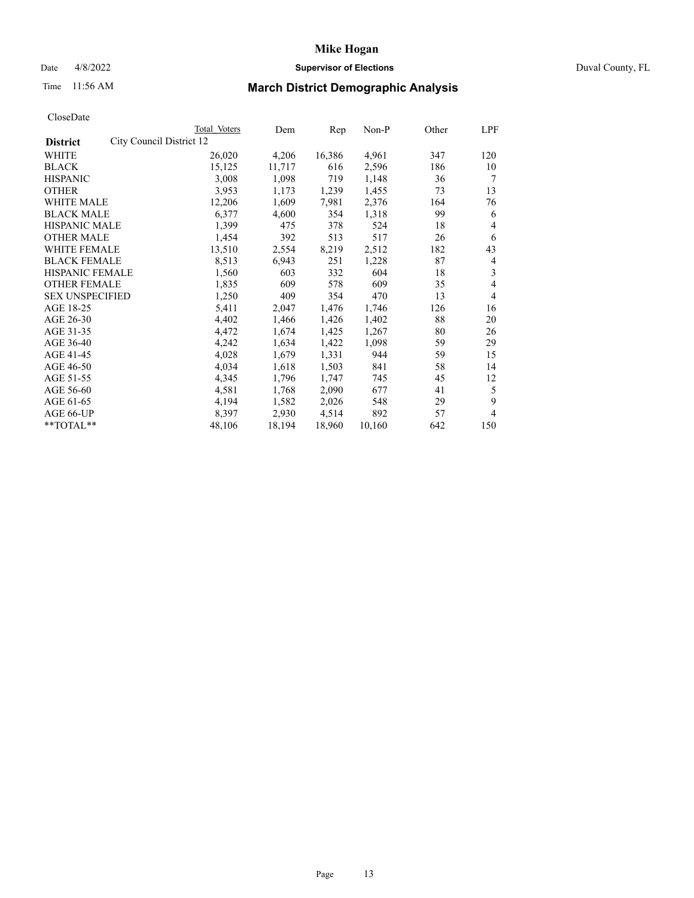# Mike Hogan

Date 4/8/2022 **Supervisor of Elections** Duval County, FL

Time 11:56 AM

## March District Demographic Analysis

CloseDate

| | Total Voters | Dem | Rep | Non-P | Other | LPF |
|---|---|---|---|---|---|---|
| **District** City Council District 12 | | | | | | |
| WHITE | 26,020 | 4,206 | 16,386 | 4,961 | 347 | 120 |
| BLACK | 15,125 | 11,717 | 616 | 2,596 | 186 | 10 |
| HISPANIC | 3,008 | 1,098 | 719 | 1,148 | 36 | 7 |
| OTHER | 3,953 | 1,173 | 1,239 | 1,455 | 73 | 13 |
| WHITE MALE | 12,206 | 1,609 | 7,981 | 2,376 | 164 | 76 |
| BLACK MALE | 6,377 | 4,600 | 354 | 1,318 | 99 | 6 |
| HISPANIC MALE | 1,399 | 475 | 378 | 524 | 18 | 4 |
| OTHER MALE | 1,454 | 392 | 513 | 517 | 26 | 6 |
| WHITE FEMALE | 13,510 | 2,554 | 8,219 | 2,512 | 182 | 43 |
| BLACK FEMALE | 8,513 | 6,943 | 251 | 1,228 | 87 | 4 |
| HISPANIC FEMALE | 1,560 | 603 | 332 | 604 | 18 | 3 |
| OTHER FEMALE | 1,835 | 609 | 578 | 609 | 35 | 4 |
| SEX UNSPECIFIED | 1,250 | 409 | 354 | 470 | 13 | 4 |
| AGE 18-25 | 5,411 | 2,047 | 1,476 | 1,746 | 126 | 16 |
| AGE 26-30 | 4,402 | 1,466 | 1,426 | 1,402 | 88 | 20 |
| AGE 31-35 | 4,472 | 1,674 | 1,425 | 1,267 | 80 | 26 |
| AGE 36-40 | 4,242 | 1,634 | 1,422 | 1,098 | 59 | 29 |
| AGE 41-45 | 4,028 | 1,679 | 1,331 | 944 | 59 | 15 |
| AGE 46-50 | 4,034 | 1,618 | 1,503 | 841 | 58 | 14 |
| AGE 51-55 | 4,345 | 1,796 | 1,747 | 745 | 45 | 12 |
| AGE 56-60 | 4,581 | 1,768 | 2,090 | 677 | 41 | 5 |
| AGE 61-65 | 4,194 | 1,582 | 2,026 | 548 | 29 | 9 |
| AGE 66-UP | 8,397 | 2,930 | 4,514 | 892 | 57 | 4 |
| **TOTAL** | 48,106 | 18,194 | 18,960 | 10,160 | 642 | 150 |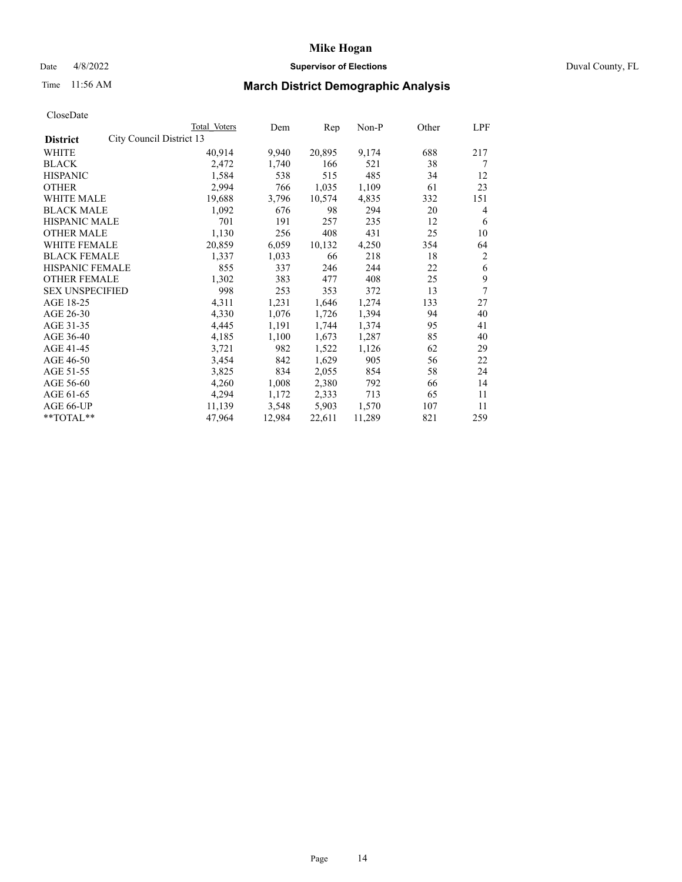CloseDate

| District | City Council District 13 | Total Voters | Dem | Rep | Non-P | Other | LPF |
|---|---|---|---|---|---|---|---|
| WHITE | | 40,914 | 9,940 | 20,895 | 9,174 | 688 | 217 |
| BLACK | | 2,472 | 1,740 | 166 | 521 | 38 | 7 |
| HISPANIC | | 1,584 | 538 | 515 | 485 | 34 | 12 |
| OTHER | | 2,994 | 766 | 1,035 | 1,109 | 61 | 23 |
| WHITE MALE | | 19,688 | 3,796 | 10,574 | 4,835 | 332 | 151 |
| BLACK MALE | | 1,092 | 676 | 98 | 294 | 20 | 4 |
| HISPANIC MALE | | 701 | 191 | 257 | 235 | 12 | 6 |
| OTHER MALE | | 1,130 | 256 | 408 | 431 | 25 | 10 |
| WHITE FEMALE | | 20,859 | 6,059 | 10,132 | 4,250 | 354 | 64 |
| BLACK FEMALE | | 1,337 | 1,033 | 66 | 218 | 18 | 2 |
| HISPANIC FEMALE | | 855 | 337 | 246 | 244 | 22 | 6 |
| OTHER FEMALE | | 1,302 | 383 | 477 | 408 | 25 | 9 |
| SEX UNSPECIFIED | | 998 | 253 | 353 | 372 | 13 | 7 |
| AGE 18-25 | | 4,311 | 1,231 | 1,646 | 1,274 | 133 | 27 |
| AGE 26-30 | | 4,330 | 1,076 | 1,726 | 1,394 | 94 | 40 |
| AGE 31-35 | | 4,445 | 1,191 | 1,744 | 1,374 | 95 | 41 |
| AGE 36-40 | | 4,185 | 1,100 | 1,673 | 1,287 | 85 | 40 |
| AGE 41-45 | | 3,721 | 982 | 1,522 | 1,126 | 62 | 29 |
| AGE 46-50 | | 3,454 | 842 | 1,629 | 905 | 56 | 22 |
| AGE 51-55 | | 3,825 | 834 | 2,055 | 854 | 58 | 24 |
| AGE 56-60 | | 4,260 | 1,008 | 2,380 | 792 | 66 | 14 |
| AGE 61-65 | | 4,294 | 1,172 | 2,333 | 713 | 65 | 11 |
| AGE 66-UP | | 11,139 | 3,548 | 5,903 | 1,570 | 107 | 11 |
| **TOTAL** | | 47,964 | 12,984 | 22,611 | 11,289 | 821 | 259 |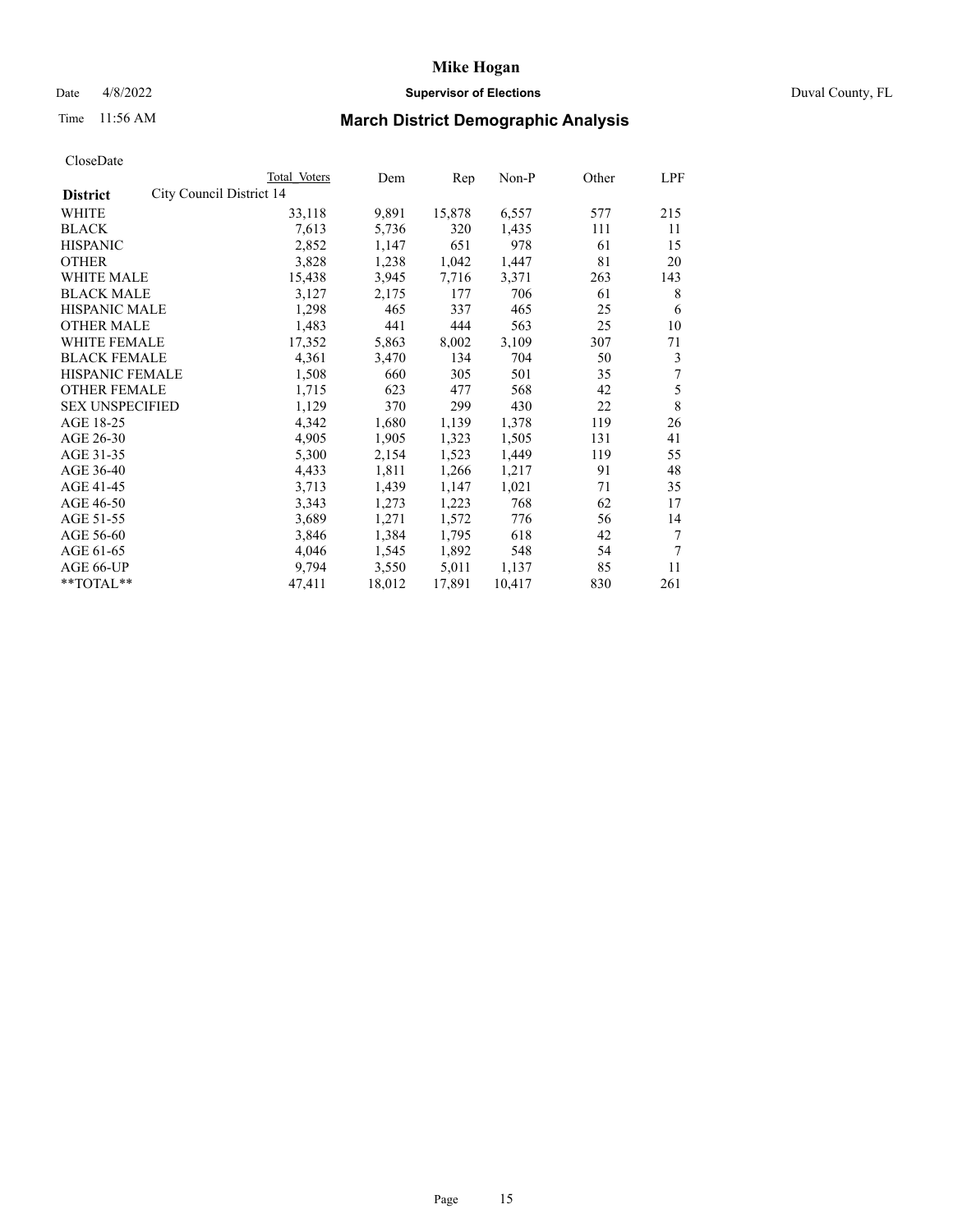# March District Demographic Analysis

CloseDate

| District: City Council District 14 | Total Voters | Dem | Rep | Non-P | Other | LPF |
|---|---|---|---|---|---|---|
| WHITE | 33,118 | 9,891 | 15,878 | 6,557 | 577 | 215 |
| BLACK | 7,613 | 5,736 | 320 | 1,435 | 111 | 11 |
| HISPANIC | 2,852 | 1,147 | 651 | 978 | 61 | 15 |
| OTHER | 3,828 | 1,238 | 1,042 | 1,447 | 81 | 20 |
| WHITE MALE | 15,438 | 3,945 | 7,716 | 3,371 | 263 | 143 |
| BLACK MALE | 3,127 | 2,175 | 177 | 706 | 61 | 8 |
| HISPANIC MALE | 1,298 | 465 | 337 | 465 | 25 | 6 |
| OTHER MALE | 1,483 | 441 | 444 | 563 | 25 | 10 |
| WHITE FEMALE | 17,352 | 5,863 | 8,002 | 3,109 | 307 | 71 |
| BLACK FEMALE | 4,361 | 3,470 | 134 | 704 | 50 | 3 |
| HISPANIC FEMALE | 1,508 | 660 | 305 | 501 | 35 | 7 |
| OTHER FEMALE | 1,715 | 623 | 477 | 568 | 42 | 5 |
| SEX UNSPECIFIED | 1,129 | 370 | 299 | 430 | 22 | 8 |
| AGE 18-25 | 4,342 | 1,680 | 1,139 | 1,378 | 119 | 26 |
| AGE 26-30 | 4,905 | 1,905 | 1,323 | 1,505 | 131 | 41 |
| AGE 31-35 | 5,300 | 2,154 | 1,523 | 1,449 | 119 | 55 |
| AGE 36-40 | 4,433 | 1,811 | 1,266 | 1,217 | 91 | 48 |
| AGE 41-45 | 3,713 | 1,439 | 1,147 | 1,021 | 71 | 35 |
| AGE 46-50 | 3,343 | 1,273 | 1,223 | 768 | 62 | 17 |
| AGE 51-55 | 3,689 | 1,271 | 1,572 | 776 | 56 | 14 |
| AGE 56-60 | 3,846 | 1,384 | 1,795 | 618 | 42 | 7 |
| AGE 61-65 | 4,046 | 1,545 | 1,892 | 548 | 54 | 7 |
| AGE 66-UP | 9,794 | 3,550 | 5,011 | 1,137 | 85 | 11 |
| **TOTAL** | 47,411 | 18,012 | 17,891 | 10,417 | 830 | 261 |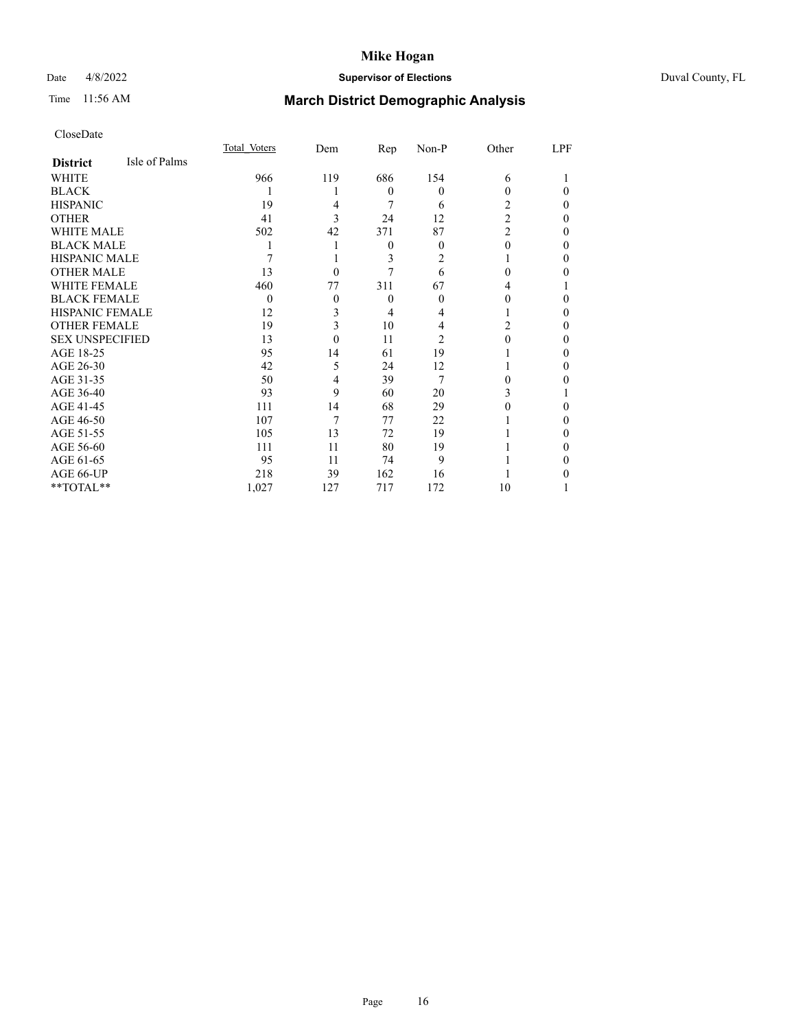# Mike Hogan

Date 4/8/2022 **Supervisor of Elections** Duval County, FL

Time 11:56 AM **March District Demographic Analysis**

CloseDate

| **District** Isle of Palms | Total Voters | Dem | Rep | Non-P | Other | LPF |
|---|---|---|---|---|---|---|
| WHITE | 966 | 119 | 686 | 154 | 6 | 1 |
| BLACK | 1 | 1 | 0 | 0 | 0 | 0 |
| HISPANIC | 19 | 4 | 7 | 6 | 2 | 0 |
| OTHER | 41 | 3 | 24 | 12 | 2 | 0 |
| WHITE MALE | 502 | 42 | 371 | 87 | 2 | 0 |
| BLACK MALE | 1 | 1 | 0 | 0 | 0 | 0 |
| HISPANIC MALE | 7 | 1 | 3 | 2 | 1 | 0 |
| OTHER MALE | 13 | 0 | 7 | 6 | 0 | 0 |
| WHITE FEMALE | 460 | 77 | 311 | 67 | 4 | 1 |
| BLACK FEMALE | 0 | 0 | 0 | 0 | 0 | 0 |
| HISPANIC FEMALE | 12 | 3 | 4 | 4 | 1 | 0 |
| OTHER FEMALE | 19 | 3 | 10 | 4 | 2 | 0 |
| SEX UNSPECIFIED | 13 | 0 | 11 | 2 | 0 | 0 |
| AGE 18-25 | 95 | 14 | 61 | 19 | 1 | 0 |
| AGE 26-30 | 42 | 5 | 24 | 12 | 1 | 0 |
| AGE 31-35 | 50 | 4 | 39 | 7 | 0 | 0 |
| AGE 36-40 | 93 | 9 | 60 | 20 | 3 | 1 |
| AGE 41-45 | 111 | 14 | 68 | 29 | 0 | 0 |
| AGE 46-50 | 107 | 7 | 77 | 22 | 1 | 0 |
| AGE 51-55 | 105 | 13 | 72 | 19 | 1 | 0 |
| AGE 56-60 | 111 | 11 | 80 | 19 | 1 | 0 |
| AGE 61-65 | 95 | 11 | 74 | 9 | 1 | 0 |
| AGE 66-UP | 218 | 39 | 162 | 16 | 1 | 0 |
| **TOTAL** | 1,027 | 127 | 717 | 172 | 10 | 1 |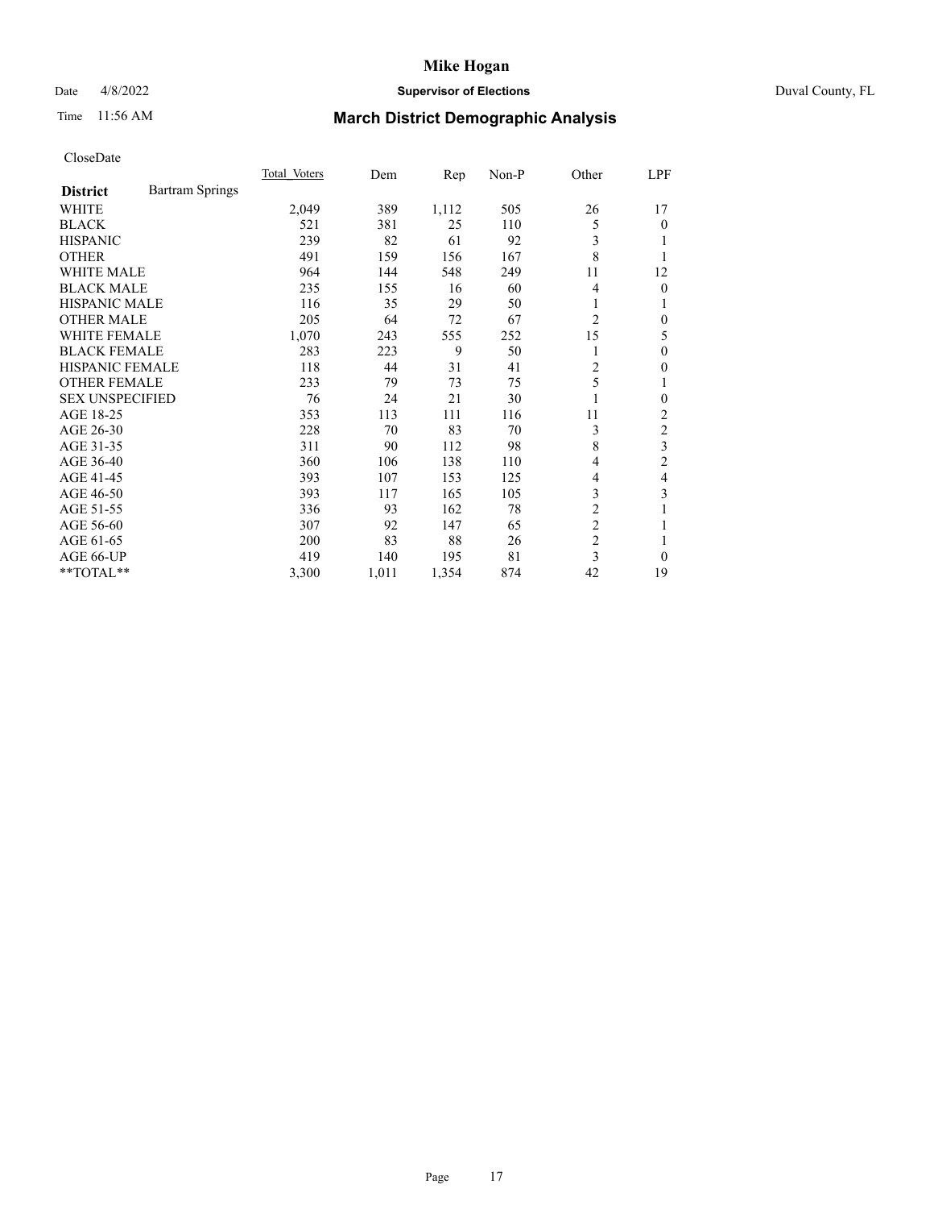CloseDate

| District | Bartram Springs | Total_Voters | Dem | Rep | Non-P | Other | LPF |
|---|---|---|---|---|---|---|---|
| WHITE | | 2,049 | 389 | 1,112 | 505 | 26 | 17 |
| BLACK | | 521 | 381 | 25 | 110 | 5 | 0 |
| HISPANIC | | 239 | 82 | 61 | 92 | 3 | 1 |
| OTHER | | 491 | 159 | 156 | 167 | 8 | 1 |
| WHITE MALE | | 964 | 144 | 548 | 249 | 11 | 12 |
| BLACK MALE | | 235 | 155 | 16 | 60 | 4 | 0 |
| HISPANIC MALE | | 116 | 35 | 29 | 50 | 1 | 1 |
| OTHER MALE | | 205 | 64 | 72 | 67 | 2 | 0 |
| WHITE FEMALE | | 1,070 | 243 | 555 | 252 | 15 | 5 |
| BLACK FEMALE | | 283 | 223 | 9 | 50 | 1 | 0 |
| HISPANIC FEMALE | | 118 | 44 | 31 | 41 | 2 | 0 |
| OTHER FEMALE | | 233 | 79 | 73 | 75 | 5 | 1 |
| SEX UNSPECIFIED | | 76 | 24 | 21 | 30 | 1 | 0 |
| AGE 18-25 | | 353 | 113 | 111 | 116 | 11 | 2 |
| AGE 26-30 | | 228 | 70 | 83 | 70 | 3 | 2 |
| AGE 31-35 | | 311 | 90 | 112 | 98 | 8 | 3 |
| AGE 36-40 | | 360 | 106 | 138 | 110 | 4 | 2 |
| AGE 41-45 | | 393 | 107 | 153 | 125 | 4 | 4 |
| AGE 46-50 | | 393 | 117 | 165 | 105 | 3 | 3 |
| AGE 51-55 | | 336 | 93 | 162 | 78 | 2 | 1 |
| AGE 56-60 | | 307 | 92 | 147 | 65 | 2 | 1 |
| AGE 61-65 | | 200 | 83 | 88 | 26 | 2 | 1 |
| AGE 66-UP | | 419 | 140 | 195 | 81 | 3 | 0 |
| **TOTAL** | | 3,300 | 1,011 | 1,354 | 874 | 42 | 19 |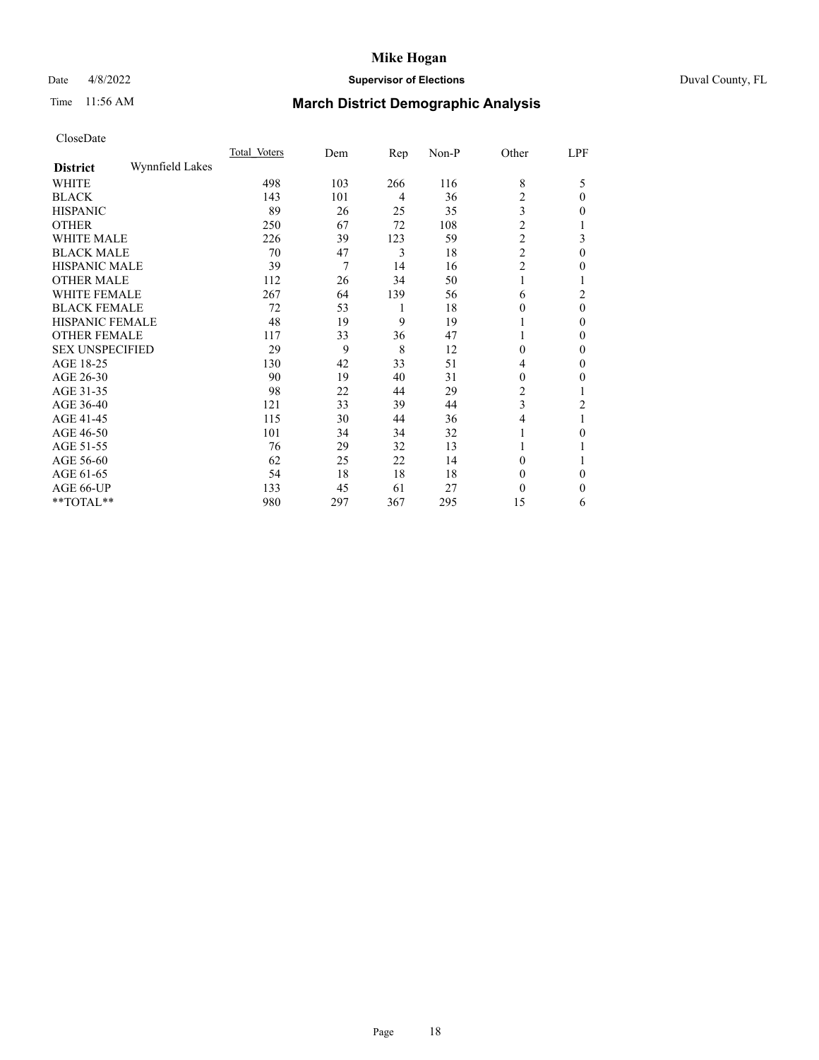CloseDate

| District | Wynnfield Lakes | Total_Voters | Dem | Rep | Non-P | Other | LPF |
|---|---|---|---|---|---|---|---|
| WHITE | | 498 | 103 | 266 | 116 | 8 | 5 |
| BLACK | | 143 | 101 | 4 | 36 | 2 | 0 |
| HISPANIC | | 89 | 26 | 25 | 35 | 3 | 0 |
| OTHER | | 250 | 67 | 72 | 108 | 2 | 1 |
| WHITE MALE | | 226 | 39 | 123 | 59 | 2 | 3 |
| BLACK MALE | | 70 | 47 | 3 | 18 | 2 | 0 |
| HISPANIC MALE | | 39 | 7 | 14 | 16 | 2 | 0 |
| OTHER MALE | | 112 | 26 | 34 | 50 | 1 | 1 |
| WHITE FEMALE | | 267 | 64 | 139 | 56 | 6 | 2 |
| BLACK FEMALE | | 72 | 53 | 1 | 18 | 0 | 0 |
| HISPANIC FEMALE | | 48 | 19 | 9 | 19 | 1 | 0 |
| OTHER FEMALE | | 117 | 33 | 36 | 47 | 1 | 0 |
| SEX UNSPECIFIED | | 29 | 9 | 8 | 12 | 0 | 0 |
| AGE 18-25 | | 130 | 42 | 33 | 51 | 4 | 0 |
| AGE 26-30 | | 90 | 19 | 40 | 31 | 0 | 0 |
| AGE 31-35 | | 98 | 22 | 44 | 29 | 2 | 1 |
| AGE 36-40 | | 121 | 33 | 39 | 44 | 3 | 2 |
| AGE 41-45 | | 115 | 30 | 44 | 36 | 4 | 1 |
| AGE 46-50 | | 101 | 34 | 34 | 32 | 1 | 0 |
| AGE 51-55 | | 76 | 29 | 32 | 13 | 1 | 1 |
| AGE 56-60 | | 62 | 25 | 22 | 14 | 0 | 1 |
| AGE 61-65 | | 54 | 18 | 18 | 18 | 0 | 0 |
| AGE 66-UP | | 133 | 45 | 61 | 27 | 0 | 0 |
| **TOTAL** | | 980 | 297 | 367 | 295 | 15 | 6 |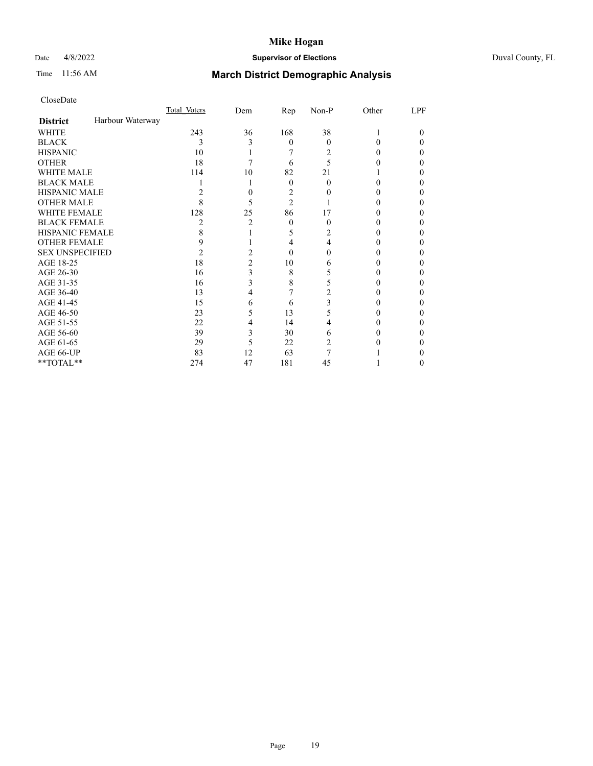CloseDate

| District | Harbour Waterway | Total Voters | Dem | Rep | Non-P | Other | LPF |
|---|---|---|---|---|---|---|---|
| WHITE | | 243 | 36 | 168 | 38 | 1 | 0 |
| BLACK | | 3 | 3 | 0 | 0 | 0 | 0 |
| HISPANIC | | 10 | 1 | 7 | 2 | 0 | 0 |
| OTHER | | 18 | 7 | 6 | 5 | 0 | 0 |
| WHITE MALE | | 114 | 10 | 82 | 21 | 1 | 0 |
| BLACK MALE | | 1 | 1 | 0 | 0 | 0 | 0 |
| HISPANIC MALE | | 2 | 0 | 2 | 0 | 0 | 0 |
| OTHER MALE | | 8 | 5 | 2 | 1 | 0 | 0 |
| WHITE FEMALE | | 128 | 25 | 86 | 17 | 0 | 0 |
| BLACK FEMALE | | 2 | 2 | 0 | 0 | 0 | 0 |
| HISPANIC FEMALE | | 8 | 1 | 5 | 2 | 0 | 0 |
| OTHER FEMALE | | 9 | 1 | 4 | 4 | 0 | 0 |
| SEX UNSPECIFIED | | 2 | 2 | 0 | 0 | 0 | 0 |
| AGE 18-25 | | 18 | 2 | 10 | 6 | 0 | 0 |
| AGE 26-30 | | 16 | 3 | 8 | 5 | 0 | 0 |
| AGE 31-35 | | 16 | 3 | 8 | 5 | 0 | 0 |
| AGE 36-40 | | 13 | 4 | 7 | 2 | 0 | 0 |
| AGE 41-45 | | 15 | 6 | 6 | 3 | 0 | 0 |
| AGE 46-50 | | 23 | 5 | 13 | 5 | 0 | 0 |
| AGE 51-55 | | 22 | 4 | 14 | 4 | 0 | 0 |
| AGE 56-60 | | 39 | 3 | 30 | 6 | 0 | 0 |
| AGE 61-65 | | 29 | 5 | 22 | 2 | 0 | 0 |
| AGE 66-UP | | 83 | 12 | 63 | 7 | 1 | 0 |
| **TOTAL** | | 274 | 47 | 181 | 45 | 1 | 0 |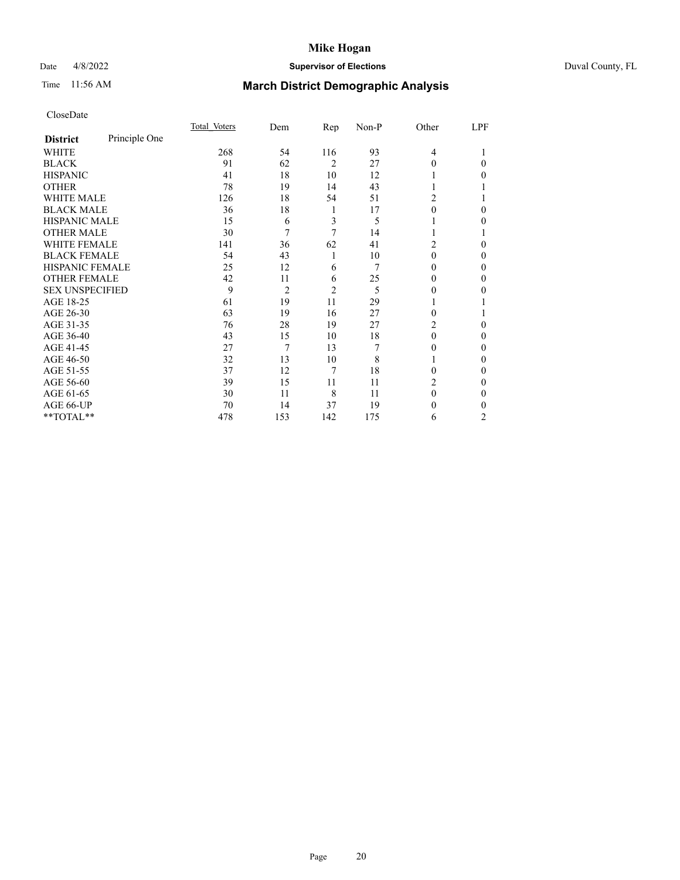# Mike Hogan

Date 4/8/2022 **Supervisor of Elections** Duval County, FL

Time 11:56 AM

## March District Demographic Analysis

CloseDate

| **District** Principle One | Total Voters | Dem | Rep | Non-P | Other | LPF |
|---|---|---|---|---|---|---|
| WHITE | 268 | 54 | 116 | 93 | 4 | 1 |
| BLACK | 91 | 62 | 2 | 27 | 0 | 0 |
| HISPANIC | 41 | 18 | 10 | 12 | 1 | 0 |
| OTHER | 78 | 19 | 14 | 43 | 1 | 1 |
| WHITE MALE | 126 | 18 | 54 | 51 | 2 | 1 |
| BLACK MALE | 36 | 18 | 1 | 17 | 0 | 0 |
| HISPANIC MALE | 15 | 6 | 3 | 5 | 1 | 0 |
| OTHER MALE | 30 | 7 | 7 | 14 | 1 | 1 |
| WHITE FEMALE | 141 | 36 | 62 | 41 | 2 | 0 |
| BLACK FEMALE | 54 | 43 | 1 | 10 | 0 | 0 |
| HISPANIC FEMALE | 25 | 12 | 6 | 7 | 0 | 0 |
| OTHER FEMALE | 42 | 11 | 6 | 25 | 0 | 0 |
| SEX UNSPECIFIED | 9 | 2 | 2 | 5 | 0 | 0 |
| AGE 18-25 | 61 | 19 | 11 | 29 | 1 | 1 |
| AGE 26-30 | 63 | 19 | 16 | 27 | 0 | 1 |
| AGE 31-35 | 76 | 28 | 19 | 27 | 2 | 0 |
| AGE 36-40 | 43 | 15 | 10 | 18 | 0 | 0 |
| AGE 41-45 | 27 | 7 | 13 | 7 | 0 | 0 |
| AGE 46-50 | 32 | 13 | 10 | 8 | 1 | 0 |
| AGE 51-55 | 37 | 12 | 7 | 18 | 0 | 0 |
| AGE 56-60 | 39 | 15 | 11 | 11 | 2 | 0 |
| AGE 61-65 | 30 | 11 | 8 | 11 | 0 | 0 |
| AGE 66-UP | 70 | 14 | 37 | 19 | 0 | 0 |
| **TOTAL** | 478 | 153 | 142 | 175 | 6 | 2 |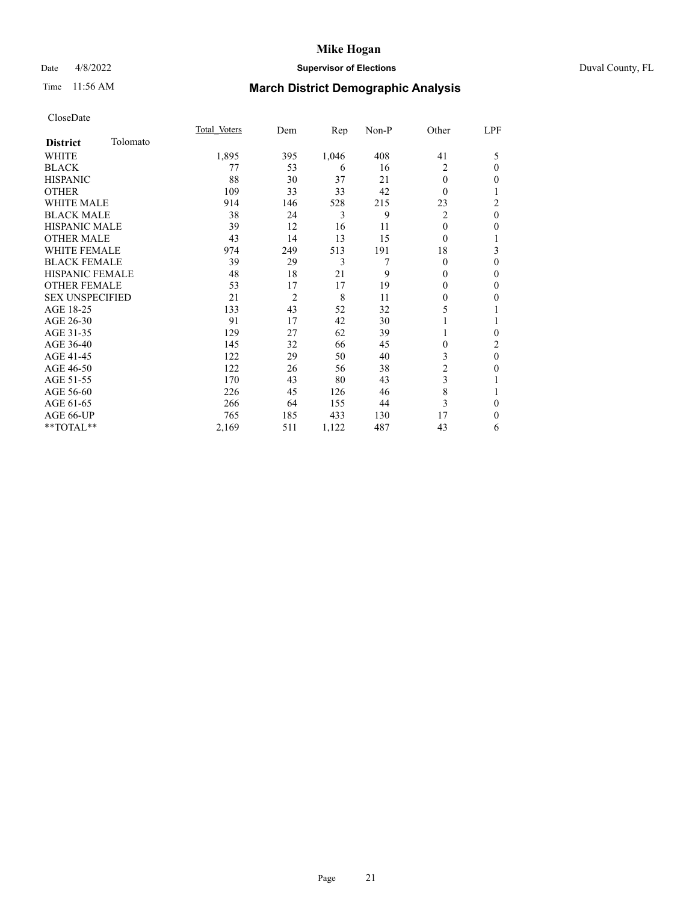CloseDate

| District Tolomato | Total_Voters | Dem | Rep | Non-P | Other | LPF |
|---|---|---|---|---|---|---|
| WHITE | 1,895 | 395 | 1,046 | 408 | 41 | 5 |
| BLACK | 77 | 53 | 6 | 16 | 2 | 0 |
| HISPANIC | 88 | 30 | 37 | 21 | 0 | 0 |
| OTHER | 109 | 33 | 33 | 42 | 0 | 1 |
| WHITE MALE | 914 | 146 | 528 | 215 | 23 | 2 |
| BLACK MALE | 38 | 24 | 3 | 9 | 2 | 0 |
| HISPANIC MALE | 39 | 12 | 16 | 11 | 0 | 0 |
| OTHER MALE | 43 | 14 | 13 | 15 | 0 | 1 |
| WHITE FEMALE | 974 | 249 | 513 | 191 | 18 | 3 |
| BLACK FEMALE | 39 | 29 | 3 | 7 | 0 | 0 |
| HISPANIC FEMALE | 48 | 18 | 21 | 9 | 0 | 0 |
| OTHER FEMALE | 53 | 17 | 17 | 19 | 0 | 0 |
| SEX UNSPECIFIED | 21 | 2 | 8 | 11 | 0 | 0 |
| AGE 18-25 | 133 | 43 | 52 | 32 | 5 | 1 |
| AGE 26-30 | 91 | 17 | 42 | 30 | 1 | 1 |
| AGE 31-35 | 129 | 27 | 62 | 39 | 1 | 0 |
| AGE 36-40 | 145 | 32 | 66 | 45 | 0 | 2 |
| AGE 41-45 | 122 | 29 | 50 | 40 | 3 | 0 |
| AGE 46-50 | 122 | 26 | 56 | 38 | 2 | 0 |
| AGE 51-55 | 170 | 43 | 80 | 43 | 3 | 1 |
| AGE 56-60 | 226 | 45 | 126 | 46 | 8 | 1 |
| AGE 61-65 | 266 | 64 | 155 | 44 | 3 | 0 |
| AGE 66-UP | 765 | 185 | 433 | 130 | 17 | 0 |
| **TOTAL** | 2,169 | 511 | 1,122 | 487 | 43 | 6 |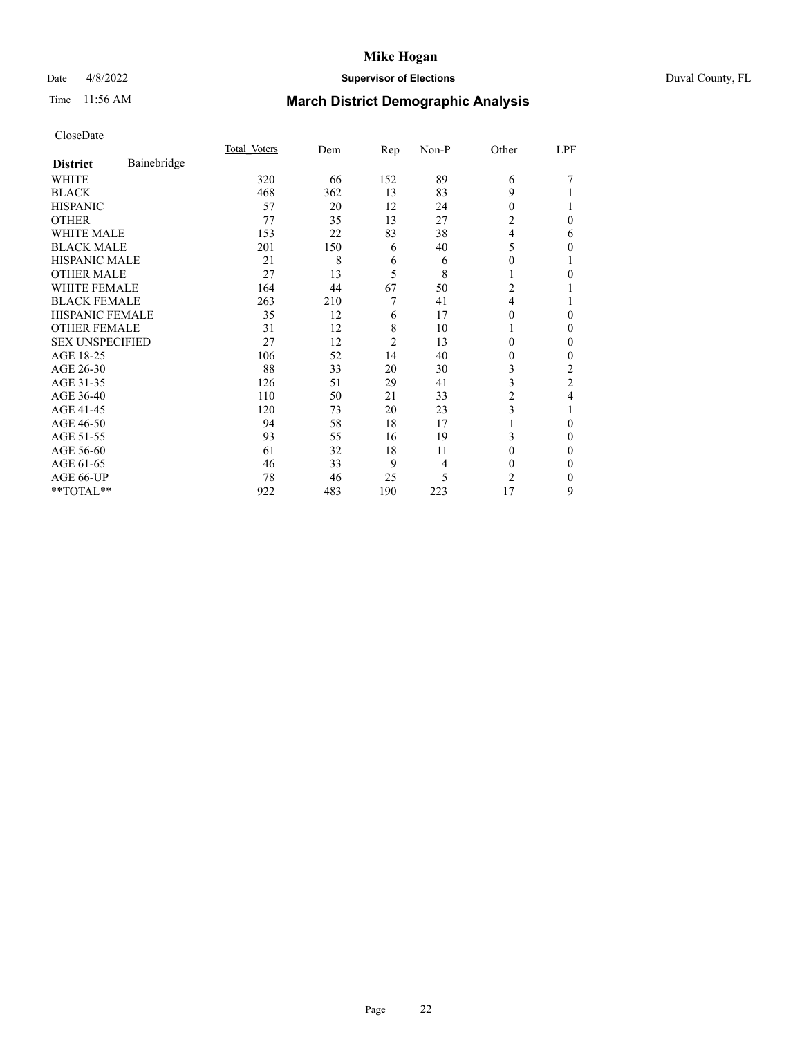# Mike Hogan

Date 4/8/2022 **Supervisor of Elections** Duval County, FL

Time 11:56 AM **March District Demographic Analysis**

CloseDate

| **District** Bainebridge | Total Voters | Dem | Rep | Non-P | Other | LPF |
|---|---|---|---|---|---|---|
| WHITE | 320 | 66 | 152 | 89 | 6 | 7 |
| BLACK | 468 | 362 | 13 | 83 | 9 | 1 |
| HISPANIC | 57 | 20 | 12 | 24 | 0 | 1 |
| OTHER | 77 | 35 | 13 | 27 | 2 | 0 |
| WHITE MALE | 153 | 22 | 83 | 38 | 4 | 6 |
| BLACK MALE | 201 | 150 | 6 | 40 | 5 | 0 |
| HISPANIC MALE | 21 | 8 | 6 | 6 | 0 | 1 |
| OTHER MALE | 27 | 13 | 5 | 8 | 1 | 0 |
| WHITE FEMALE | 164 | 44 | 67 | 50 | 2 | 1 |
| BLACK FEMALE | 263 | 210 | 7 | 41 | 4 | 1 |
| HISPANIC FEMALE | 35 | 12 | 6 | 17 | 0 | 0 |
| OTHER FEMALE | 31 | 12 | 8 | 10 | 1 | 0 |
| SEX UNSPECIFIED | 27 | 12 | 2 | 13 | 0 | 0 |
| AGE 18-25 | 106 | 52 | 14 | 40 | 0 | 0 |
| AGE 26-30 | 88 | 33 | 20 | 30 | 3 | 2 |
| AGE 31-35 | 126 | 51 | 29 | 41 | 3 | 2 |
| AGE 36-40 | 110 | 50 | 21 | 33 | 2 | 4 |
| AGE 41-45 | 120 | 73 | 20 | 23 | 3 | 1 |
| AGE 46-50 | 94 | 58 | 18 | 17 | 1 | 0 |
| AGE 51-55 | 93 | 55 | 16 | 19 | 3 | 0 |
| AGE 56-60 | 61 | 32 | 18 | 11 | 0 | 0 |
| AGE 61-65 | 46 | 33 | 9 | 4 | 0 | 0 |
| AGE 66-UP | 78 | 46 | 25 | 5 | 2 | 0 |
| **TOTAL** | 922 | 483 | 190 | 223 | 17 | 9 |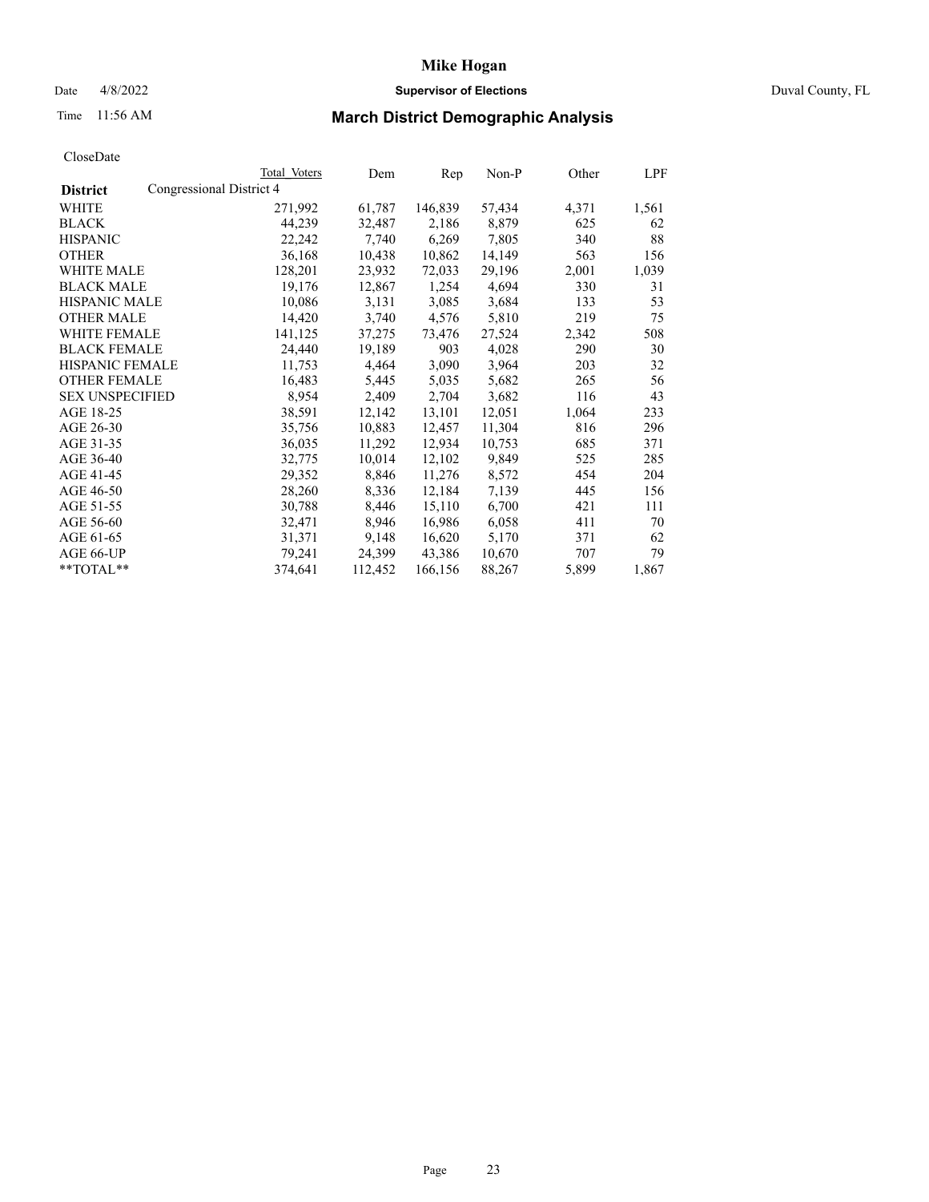# Mike Hogan

Date 4/8/2022 **Supervisor of Elections** Duval County, FL

Time 11:56 AM **March District Demographic Analysis**

CloseDate

| District | Total Voters | Dem | Rep | Non-P | Other | LPF |
|---|---|---|---|---|---|---|
| Congressional District 4 | | | | | | |
| WHITE | 271,992 | 61,787 | 146,839 | 57,434 | 4,371 | 1,561 |
| BLACK | 44,239 | 32,487 | 2,186 | 8,879 | 625 | 62 |
| HISPANIC | 22,242 | 7,740 | 6,269 | 7,805 | 340 | 88 |
| OTHER | 36,168 | 10,438 | 10,862 | 14,149 | 563 | 156 |
| WHITE MALE | 128,201 | 23,932 | 72,033 | 29,196 | 2,001 | 1,039 |
| BLACK MALE | 19,176 | 12,867 | 1,254 | 4,694 | 330 | 31 |
| HISPANIC MALE | 10,086 | 3,131 | 3,085 | 3,684 | 133 | 53 |
| OTHER MALE | 14,420 | 3,740 | 4,576 | 5,810 | 219 | 75 |
| WHITE FEMALE | 141,125 | 37,275 | 73,476 | 27,524 | 2,342 | 508 |
| BLACK FEMALE | 24,440 | 19,189 | 903 | 4,028 | 290 | 30 |
| HISPANIC FEMALE | 11,753 | 4,464 | 3,090 | 3,964 | 203 | 32 |
| OTHER FEMALE | 16,483 | 5,445 | 5,035 | 5,682 | 265 | 56 |
| SEX UNSPECIFIED | 8,954 | 2,409 | 2,704 | 3,682 | 116 | 43 |
| AGE 18-25 | 38,591 | 12,142 | 13,101 | 12,051 | 1,064 | 233 |
| AGE 26-30 | 35,756 | 10,883 | 12,457 | 11,304 | 816 | 296 |
| AGE 31-35 | 36,035 | 11,292 | 12,934 | 10,753 | 685 | 371 |
| AGE 36-40 | 32,775 | 10,014 | 12,102 | 9,849 | 525 | 285 |
| AGE 41-45 | 29,352 | 8,846 | 11,276 | 8,572 | 454 | 204 |
| AGE 46-50 | 28,260 | 8,336 | 12,184 | 7,139 | 445 | 156 |
| AGE 51-55 | 30,788 | 8,446 | 15,110 | 6,700 | 421 | 111 |
| AGE 56-60 | 32,471 | 8,946 | 16,986 | 6,058 | 411 | 70 |
| AGE 61-65 | 31,371 | 9,148 | 16,620 | 5,170 | 371 | 62 |
| AGE 66-UP | 79,241 | 24,399 | 43,386 | 10,670 | 707 | 79 |
| **TOTAL** | 374,641 | 112,452 | 166,156 | 88,267 | 5,899 | 1,867 |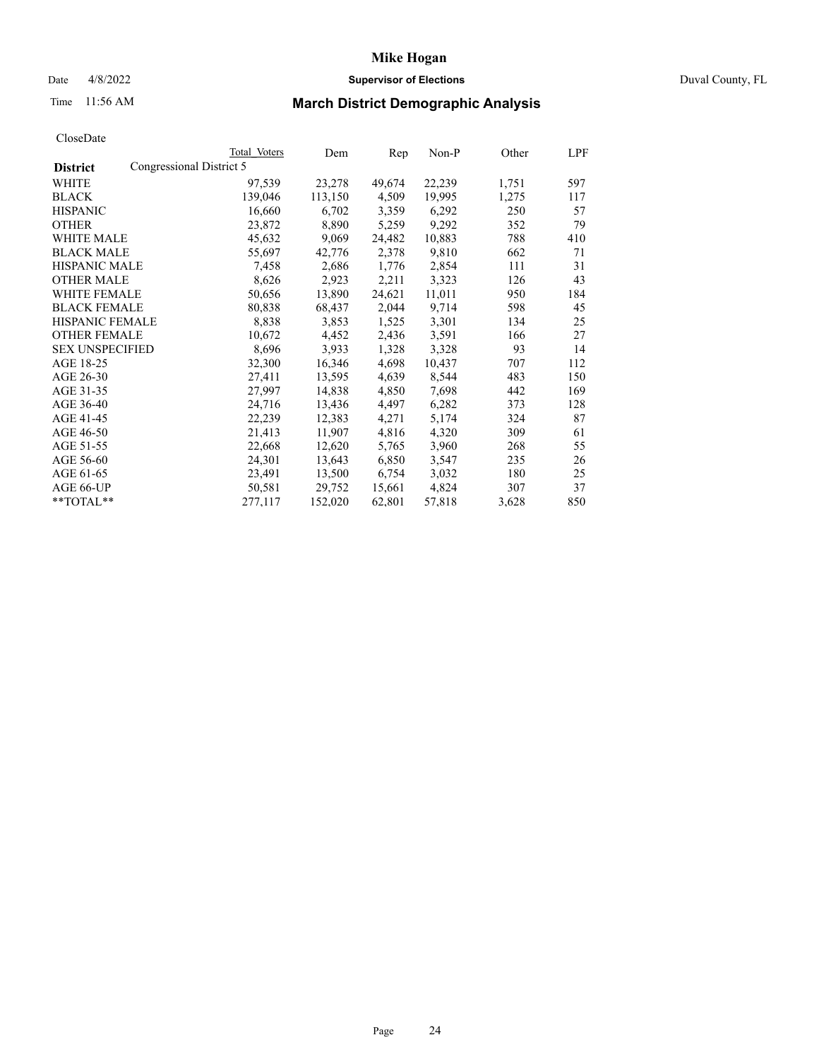# Mike Hogan

Date 4/8/2022 **Supervisor of Elections** Duval County, FL

Time 11:56 AM

## March District Demographic Analysis

CloseDate

| District | Total Voters | Dem | Rep | Non-P | Other | LPF |
|---|---|---|---|---|---|---|
| Congressional District 5 | | | | | | |
| WHITE | 97,539 | 23,278 | 49,674 | 22,239 | 1,751 | 597 |
| BLACK | 139,046 | 113,150 | 4,509 | 19,995 | 1,275 | 117 |
| HISPANIC | 16,660 | 6,702 | 3,359 | 6,292 | 250 | 57 |
| OTHER | 23,872 | 8,890 | 5,259 | 9,292 | 352 | 79 |
| WHITE MALE | 45,632 | 9,069 | 24,482 | 10,883 | 788 | 410 |
| BLACK MALE | 55,697 | 42,776 | 2,378 | 9,810 | 662 | 71 |
| HISPANIC MALE | 7,458 | 2,686 | 1,776 | 2,854 | 111 | 31 |
| OTHER MALE | 8,626 | 2,923 | 2,211 | 3,323 | 126 | 43 |
| WHITE FEMALE | 50,656 | 13,890 | 24,621 | 11,011 | 950 | 184 |
| BLACK FEMALE | 80,838 | 68,437 | 2,044 | 9,714 | 598 | 45 |
| HISPANIC FEMALE | 8,838 | 3,853 | 1,525 | 3,301 | 134 | 25 |
| OTHER FEMALE | 10,672 | 4,452 | 2,436 | 3,591 | 166 | 27 |
| SEX UNSPECIFIED | 8,696 | 3,933 | 1,328 | 3,328 | 93 | 14 |
| AGE 18-25 | 32,300 | 16,346 | 4,698 | 10,437 | 707 | 112 |
| AGE 26-30 | 27,411 | 13,595 | 4,639 | 8,544 | 483 | 150 |
| AGE 31-35 | 27,997 | 14,838 | 4,850 | 7,698 | 442 | 169 |
| AGE 36-40 | 24,716 | 13,436 | 4,497 | 6,282 | 373 | 128 |
| AGE 41-45 | 22,239 | 12,383 | 4,271 | 5,174 | 324 | 87 |
| AGE 46-50 | 21,413 | 11,907 | 4,816 | 4,320 | 309 | 61 |
| AGE 51-55 | 22,668 | 12,620 | 5,765 | 3,960 | 268 | 55 |
| AGE 56-60 | 24,301 | 13,643 | 6,850 | 3,547 | 235 | 26 |
| AGE 61-65 | 23,491 | 13,500 | 6,754 | 3,032 | 180 | 25 |
| AGE 66-UP | 50,581 | 29,752 | 15,661 | 4,824 | 307 | 37 |
| **TOTAL** | 277,117 | 152,020 | 62,801 | 57,818 | 3,628 | 850 |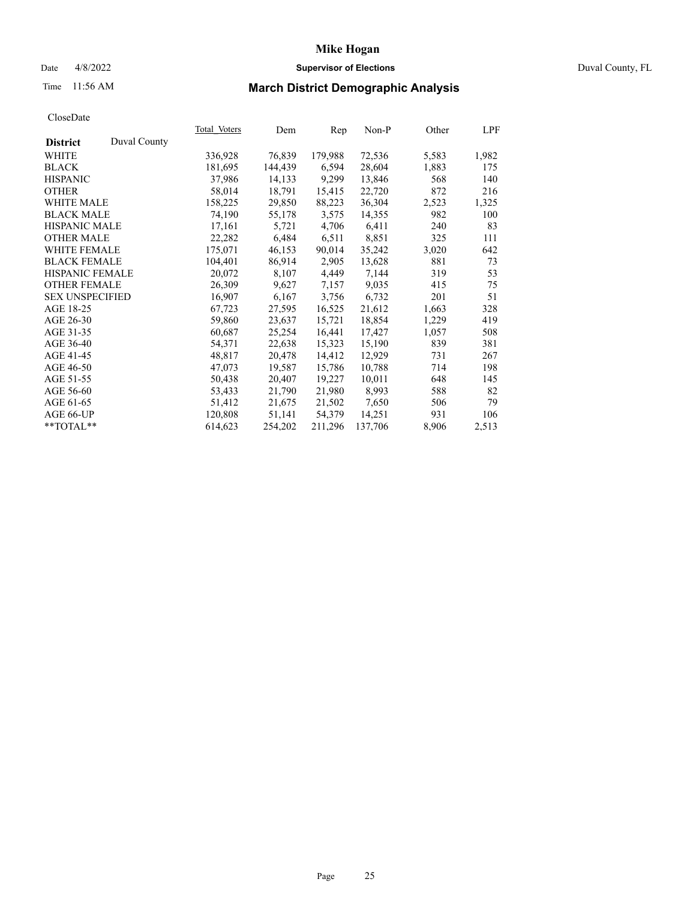# Mike Hogan

Date 4/8/2022 **Supervisor of Elections** Duval County, FL

Time 11:56 AM

## March District Demographic Analysis

CloseDate

| **District** Duval County | Total Voters | Dem | Rep | Non-P | Other | LPF |
|---|---|---|---|---|---|---|
| WHITE | 336,928 | 76,839 | 179,988 | 72,536 | 5,583 | 1,982 |
| BLACK | 181,695 | 144,439 | 6,594 | 28,604 | 1,883 | 175 |
| HISPANIC | 37,986 | 14,133 | 9,299 | 13,846 | 568 | 140 |
| OTHER | 58,014 | 18,791 | 15,415 | 22,720 | 872 | 216 |
| WHITE MALE | 158,225 | 29,850 | 88,223 | 36,304 | 2,523 | 1,325 |
| BLACK MALE | 74,190 | 55,178 | 3,575 | 14,355 | 982 | 100 |
| HISPANIC MALE | 17,161 | 5,721 | 4,706 | 6,411 | 240 | 83 |
| OTHER MALE | 22,282 | 6,484 | 6,511 | 8,851 | 325 | 111 |
| WHITE FEMALE | 175,071 | 46,153 | 90,014 | 35,242 | 3,020 | 642 |
| BLACK FEMALE | 104,401 | 86,914 | 2,905 | 13,628 | 881 | 73 |
| HISPANIC FEMALE | 20,072 | 8,107 | 4,449 | 7,144 | 319 | 53 |
| OTHER FEMALE | 26,309 | 9,627 | 7,157 | 9,035 | 415 | 75 |
| SEX UNSPECIFIED | 16,907 | 6,167 | 3,756 | 6,732 | 201 | 51 |
| AGE 18-25 | 67,723 | 27,595 | 16,525 | 21,612 | 1,663 | 328 |
| AGE 26-30 | 59,860 | 23,637 | 15,721 | 18,854 | 1,229 | 419 |
| AGE 31-35 | 60,687 | 25,254 | 16,441 | 17,427 | 1,057 | 508 |
| AGE 36-40 | 54,371 | 22,638 | 15,323 | 15,190 | 839 | 381 |
| AGE 41-45 | 48,817 | 20,478 | 14,412 | 12,929 | 731 | 267 |
| AGE 46-50 | 47,073 | 19,587 | 15,786 | 10,788 | 714 | 198 |
| AGE 51-55 | 50,438 | 20,407 | 19,227 | 10,011 | 648 | 145 |
| AGE 56-60 | 53,433 | 21,790 | 21,980 | 8,993 | 588 | 82 |
| AGE 61-65 | 51,412 | 21,675 | 21,502 | 7,650 | 506 | 79 |
| AGE 66-UP | 120,808 | 51,141 | 54,379 | 14,251 | 931 | 106 |
| **TOTAL** | 614,623 | 254,202 | 211,296 | 137,706 | 8,906 | 2,513 |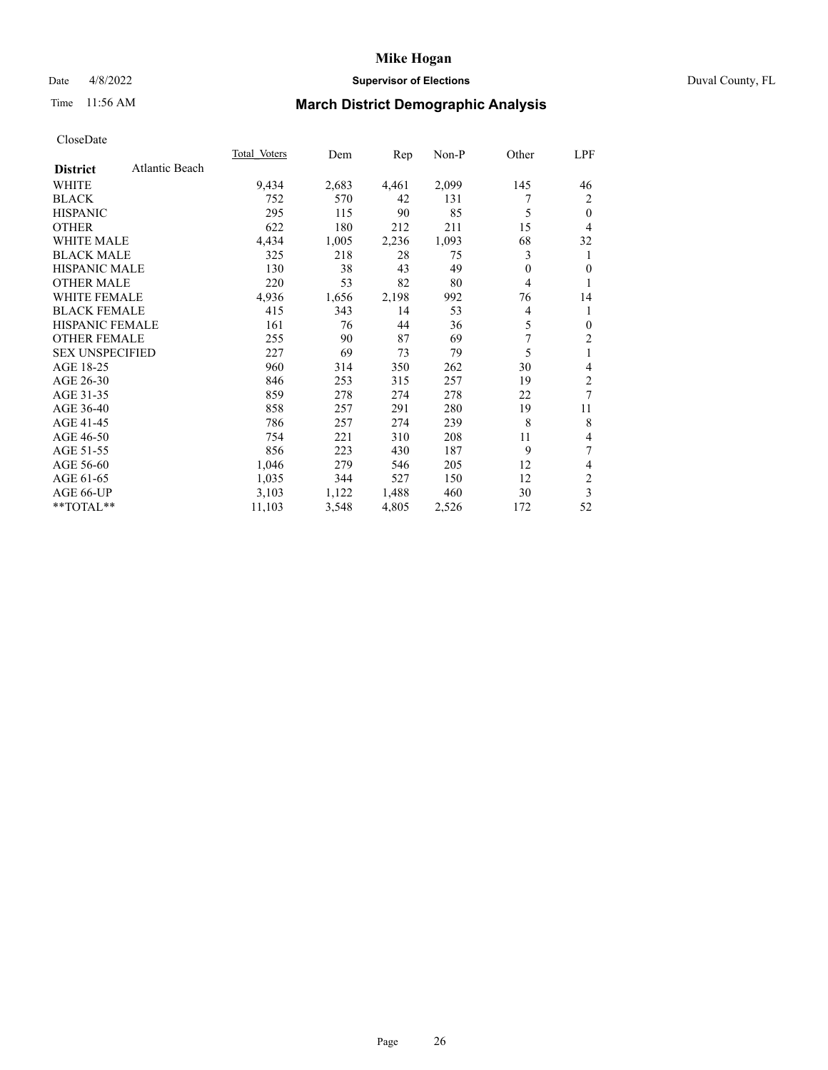CloseDate

| District | Atlantic Beach | Total_Voters | Dem | Rep | Non-P | Other | LPF |
|---|---|---|---|---|---|---|---|
| WHITE | | 9,434 | 2,683 | 4,461 | 2,099 | 145 | 46 |
| BLACK | | 752 | 570 | 42 | 131 | 7 | 2 |
| HISPANIC | | 295 | 115 | 90 | 85 | 5 | 0 |
| OTHER | | 622 | 180 | 212 | 211 | 15 | 4 |
| WHITE MALE | | 4,434 | 1,005 | 2,236 | 1,093 | 68 | 32 |
| BLACK MALE | | 325 | 218 | 28 | 75 | 3 | 1 |
| HISPANIC MALE | | 130 | 38 | 43 | 49 | 0 | 0 |
| OTHER MALE | | 220 | 53 | 82 | 80 | 4 | 1 |
| WHITE FEMALE | | 4,936 | 1,656 | 2,198 | 992 | 76 | 14 |
| BLACK FEMALE | | 415 | 343 | 14 | 53 | 4 | 1 |
| HISPANIC FEMALE | | 161 | 76 | 44 | 36 | 5 | 0 |
| OTHER FEMALE | | 255 | 90 | 87 | 69 | 7 | 2 |
| SEX UNSPECIFIED | | 227 | 69 | 73 | 79 | 5 | 1 |
| AGE 18-25 | | 960 | 314 | 350 | 262 | 30 | 4 |
| AGE 26-30 | | 846 | 253 | 315 | 257 | 19 | 2 |
| AGE 31-35 | | 859 | 278 | 274 | 278 | 22 | 7 |
| AGE 36-40 | | 858 | 257 | 291 | 280 | 19 | 11 |
| AGE 41-45 | | 786 | 257 | 274 | 239 | 8 | 8 |
| AGE 46-50 | | 754 | 221 | 310 | 208 | 11 | 4 |
| AGE 51-55 | | 856 | 223 | 430 | 187 | 9 | 7 |
| AGE 56-60 | | 1,046 | 279 | 546 | 205 | 12 | 4 |
| AGE 61-65 | | 1,035 | 344 | 527 | 150 | 12 | 2 |
| AGE 66-UP | | 3,103 | 1,122 | 1,488 | 460 | 30 | 3 |
| **TOTAL** | | 11,103 | 3,548 | 4,805 | 2,526 | 172 | 52 |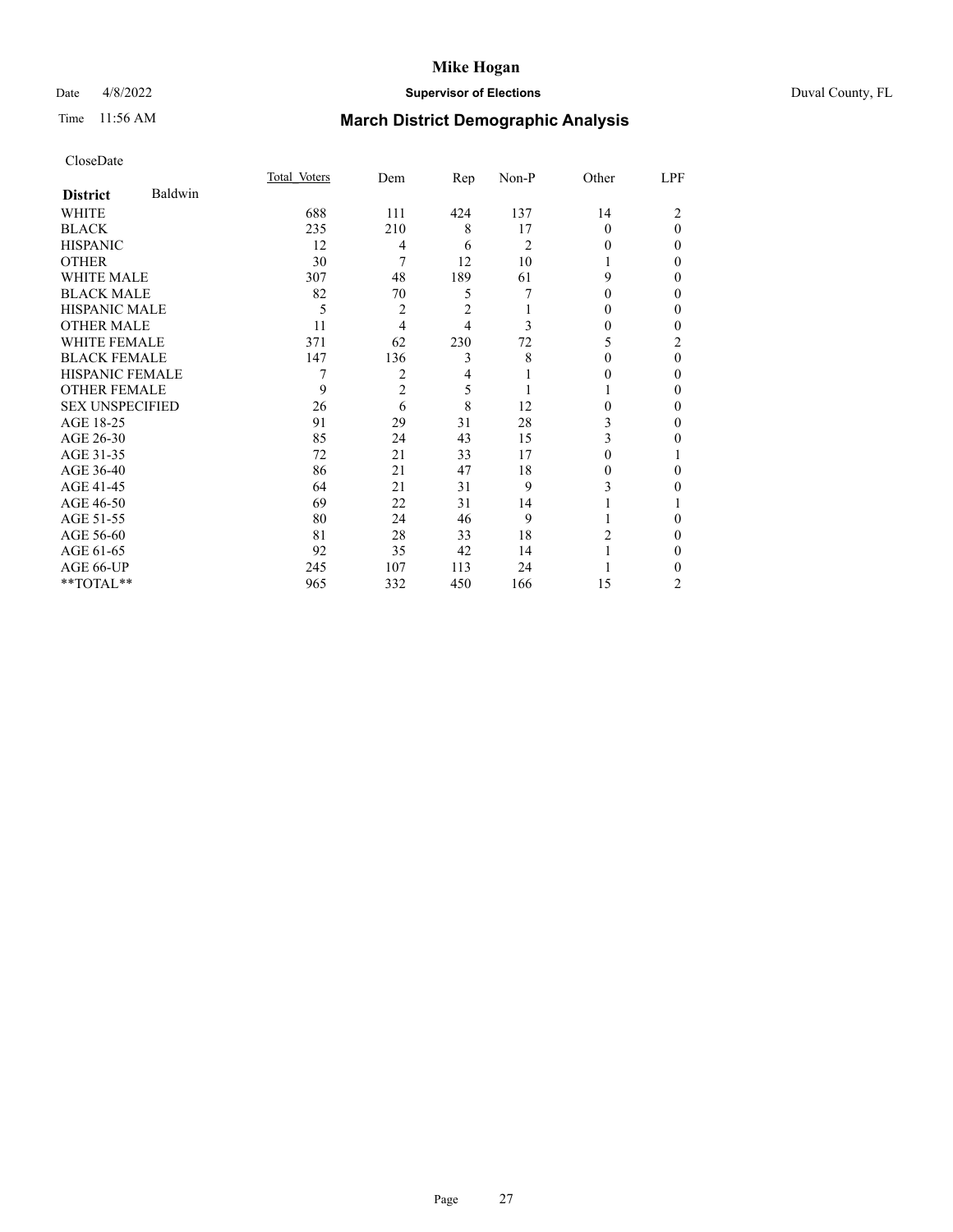# Mike Hogan

Date 4/8/2022 **Supervisor of Elections** Duval County, FL

Time 11:56 AM **March District Demographic Analysis**

CloseDate

| **District** Baldwin | Total Voters | Dem | Rep | Non-P | Other | LPF |
|---|---|---|---|---|---|---|
| WHITE | 688 | 111 | 424 | 137 | 14 | 2 |
| BLACK | 235 | 210 | 8 | 17 | 0 | 0 |
| HISPANIC | 12 | 4 | 6 | 2 | 0 | 0 |
| OTHER | 30 | 7 | 12 | 10 | 1 | 0 |
| WHITE MALE | 307 | 48 | 189 | 61 | 9 | 0 |
| BLACK MALE | 82 | 70 | 5 | 7 | 0 | 0 |
| HISPANIC MALE | 5 | 2 | 2 | 1 | 0 | 0 |
| OTHER MALE | 11 | 4 | 4 | 3 | 0 | 0 |
| WHITE FEMALE | 371 | 62 | 230 | 72 | 5 | 2 |
| BLACK FEMALE | 147 | 136 | 3 | 8 | 0 | 0 |
| HISPANIC FEMALE | 7 | 2 | 4 | 1 | 0 | 0 |
| OTHER FEMALE | 9 | 2 | 5 | 1 | 1 | 0 |
| SEX UNSPECIFIED | 26 | 6 | 8 | 12 | 0 | 0 |
| AGE 18-25 | 91 | 29 | 31 | 28 | 3 | 0 |
| AGE 26-30 | 85 | 24 | 43 | 15 | 3 | 0 |
| AGE 31-35 | 72 | 21 | 33 | 17 | 0 | 1 |
| AGE 36-40 | 86 | 21 | 47 | 18 | 0 | 0 |
| AGE 41-45 | 64 | 21 | 31 | 9 | 3 | 0 |
| AGE 46-50 | 69 | 22 | 31 | 14 | 1 | 1 |
| AGE 51-55 | 80 | 24 | 46 | 9 | 1 | 0 |
| AGE 56-60 | 81 | 28 | 33 | 18 | 2 | 0 |
| AGE 61-65 | 92 | 35 | 42 | 14 | 1 | 0 |
| AGE 66-UP | 245 | 107 | 113 | 24 | 1 | 0 |
| **TOTAL** | 965 | 332 | 450 | 166 | 15 | 2 |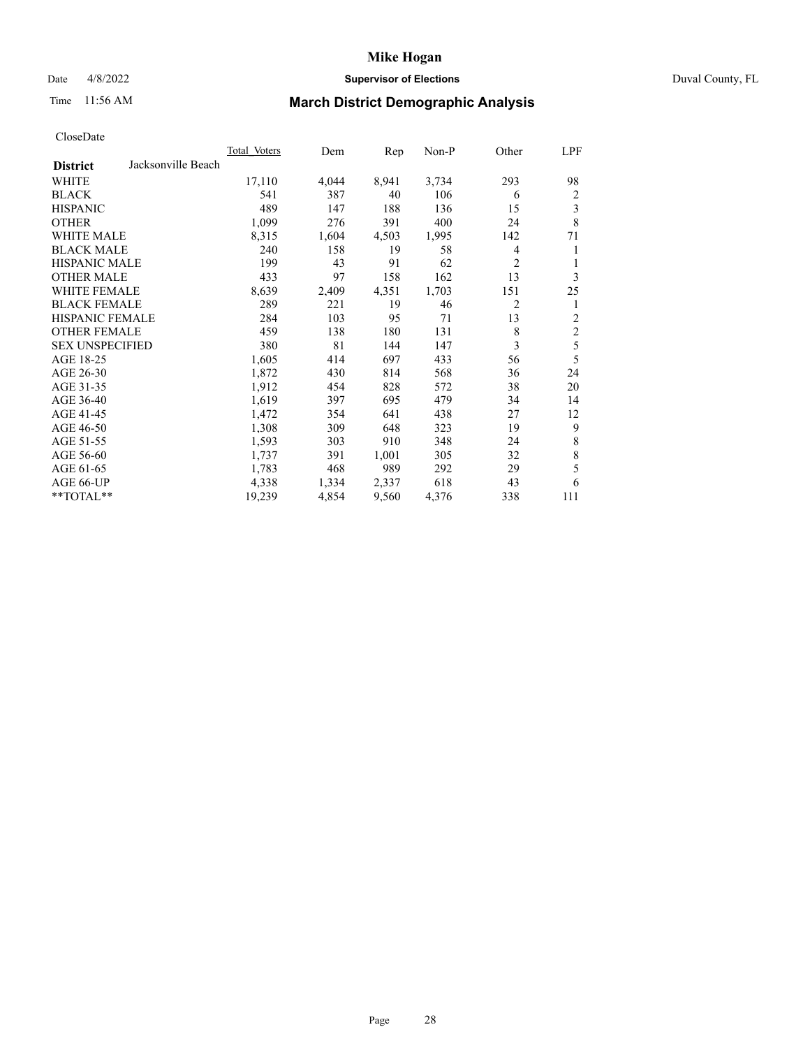CloseDate

| District: Jacksonville Beach | Total Voters | Dem | Rep | Non-P | Other | LPF |
|---|---|---|---|---|---|---|
| WHITE | 17,110 | 4,044 | 8,941 | 3,734 | 293 | 98 |
| BLACK | 541 | 387 | 40 | 106 | 6 | 2 |
| HISPANIC | 489 | 147 | 188 | 136 | 15 | 3 |
| OTHER | 1,099 | 276 | 391 | 400 | 24 | 8 |
| WHITE MALE | 8,315 | 1,604 | 4,503 | 1,995 | 142 | 71 |
| BLACK MALE | 240 | 158 | 19 | 58 | 4 | 1 |
| HISPANIC MALE | 199 | 43 | 91 | 62 | 2 | 1 |
| OTHER MALE | 433 | 97 | 158 | 162 | 13 | 3 |
| WHITE FEMALE | 8,639 | 2,409 | 4,351 | 1,703 | 151 | 25 |
| BLACK FEMALE | 289 | 221 | 19 | 46 | 2 | 1 |
| HISPANIC FEMALE | 284 | 103 | 95 | 71 | 13 | 2 |
| OTHER FEMALE | 459 | 138 | 180 | 131 | 8 | 2 |
| SEX UNSPECIFIED | 380 | 81 | 144 | 147 | 3 | 5 |
| AGE 18-25 | 1,605 | 414 | 697 | 433 | 56 | 5 |
| AGE 26-30 | 1,872 | 430 | 814 | 568 | 36 | 24 |
| AGE 31-35 | 1,912 | 454 | 828 | 572 | 38 | 20 |
| AGE 36-40 | 1,619 | 397 | 695 | 479 | 34 | 14 |
| AGE 41-45 | 1,472 | 354 | 641 | 438 | 27 | 12 |
| AGE 46-50 | 1,308 | 309 | 648 | 323 | 19 | 9 |
| AGE 51-55 | 1,593 | 303 | 910 | 348 | 24 | 8 |
| AGE 56-60 | 1,737 | 391 | 1,001 | 305 | 32 | 8 |
| AGE 61-65 | 1,783 | 468 | 989 | 292 | 29 | 5 |
| AGE 66-UP | 4,338 | 1,334 | 2,337 | 618 | 43 | 6 |
| **TOTAL** | 19,239 | 4,854 | 9,560 | 4,376 | 338 | 111 |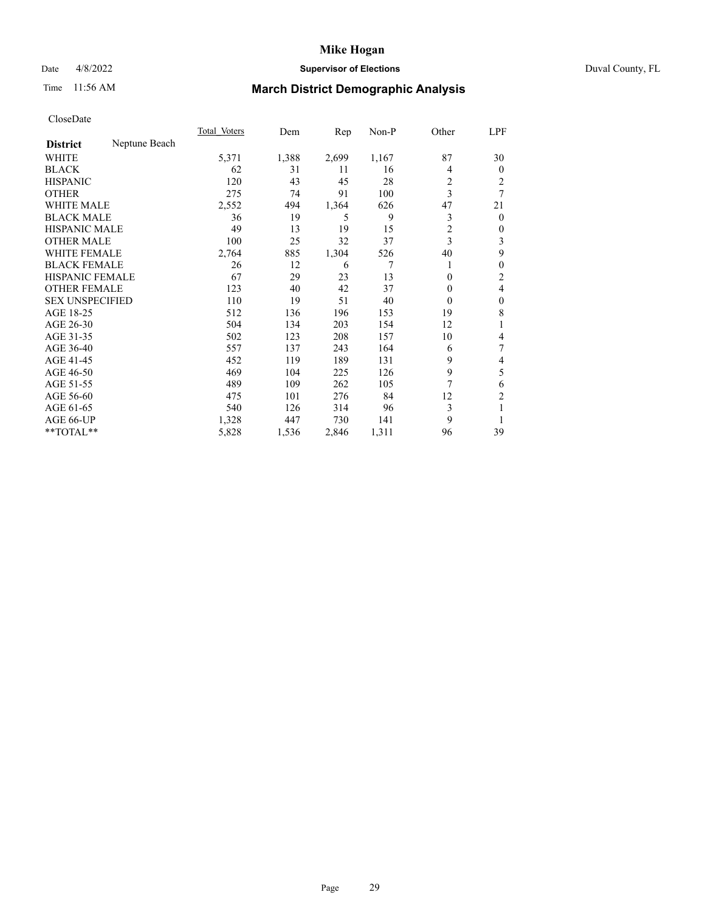# Mike Hogan

Date 4/8/2022 **Supervisor of Elections** Duval County, FL

Time 11:56 AM **March District Demographic Analysis**

CloseDate

| **District** Neptune Beach | Total Voters | Dem | Rep | Non-P | Other | LPF |
|---|---|---|---|---|---|---|
| WHITE | 5,371 | 1,388 | 2,699 | 1,167 | 87 | 30 |
| BLACK | 62 | 31 | 11 | 16 | 4 | 0 |
| HISPANIC | 120 | 43 | 45 | 28 | 2 | 2 |
| OTHER | 275 | 74 | 91 | 100 | 3 | 7 |
| WHITE MALE | 2,552 | 494 | 1,364 | 626 | 47 | 21 |
| BLACK MALE | 36 | 19 | 5 | 9 | 3 | 0 |
| HISPANIC MALE | 49 | 13 | 19 | 15 | 2 | 0 |
| OTHER MALE | 100 | 25 | 32 | 37 | 3 | 3 |
| WHITE FEMALE | 2,764 | 885 | 1,304 | 526 | 40 | 9 |
| BLACK FEMALE | 26 | 12 | 6 | 7 | 1 | 0 |
| HISPANIC FEMALE | 67 | 29 | 23 | 13 | 0 | 2 |
| OTHER FEMALE | 123 | 40 | 42 | 37 | 0 | 4 |
| SEX UNSPECIFIED | 110 | 19 | 51 | 40 | 0 | 0 |
| AGE 18-25 | 512 | 136 | 196 | 153 | 19 | 8 |
| AGE 26-30 | 504 | 134 | 203 | 154 | 12 | 1 |
| AGE 31-35 | 502 | 123 | 208 | 157 | 10 | 4 |
| AGE 36-40 | 557 | 137 | 243 | 164 | 6 | 7 |
| AGE 41-45 | 452 | 119 | 189 | 131 | 9 | 4 |
| AGE 46-50 | 469 | 104 | 225 | 126 | 9 | 5 |
| AGE 51-55 | 489 | 109 | 262 | 105 | 7 | 6 |
| AGE 56-60 | 475 | 101 | 276 | 84 | 12 | 2 |
| AGE 61-65 | 540 | 126 | 314 | 96 | 3 | 1 |
| AGE 66-UP | 1,328 | 447 | 730 | 141 | 9 | 1 |
| **TOTAL** | 5,828 | 1,536 | 2,846 | 1,311 | 96 | 39 |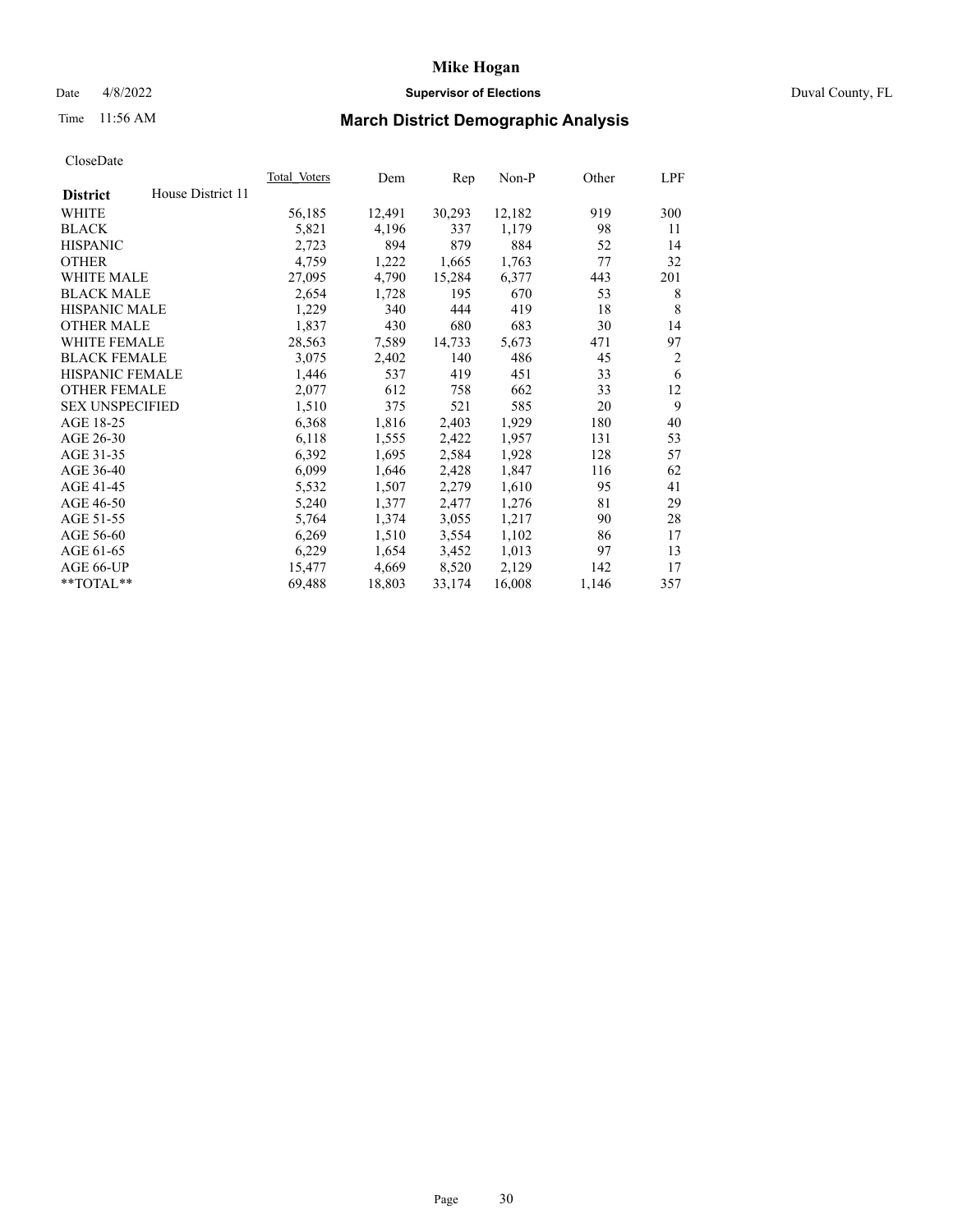# Mike Hogan

Date 4/8/2022 **Supervisor of Elections** Duval County, FL

Time 11:56 AM

## March District Demographic Analysis

CloseDate

| **District** House District 11 | Total Voters | Dem | Rep | Non-P | Other | LPF |
|---|---|---|---|---|---|---|
| WHITE | 56,185 | 12,491 | 30,293 | 12,182 | 919 | 300 |
| BLACK | 5,821 | 4,196 | 337 | 1,179 | 98 | 11 |
| HISPANIC | 2,723 | 894 | 879 | 884 | 52 | 14 |
| OTHER | 4,759 | 1,222 | 1,665 | 1,763 | 77 | 32 |
| WHITE MALE | 27,095 | 4,790 | 15,284 | 6,377 | 443 | 201 |
| BLACK MALE | 2,654 | 1,728 | 195 | 670 | 53 | 8 |
| HISPANIC MALE | 1,229 | 340 | 444 | 419 | 18 | 8 |
| OTHER MALE | 1,837 | 430 | 680 | 683 | 30 | 14 |
| WHITE FEMALE | 28,563 | 7,589 | 14,733 | 5,673 | 471 | 97 |
| BLACK FEMALE | 3,075 | 2,402 | 140 | 486 | 45 | 2 |
| HISPANIC FEMALE | 1,446 | 537 | 419 | 451 | 33 | 6 |
| OTHER FEMALE | 2,077 | 612 | 758 | 662 | 33 | 12 |
| SEX UNSPECIFIED | 1,510 | 375 | 521 | 585 | 20 | 9 |
| AGE 18-25 | 6,368 | 1,816 | 2,403 | 1,929 | 180 | 40 |
| AGE 26-30 | 6,118 | 1,555 | 2,422 | 1,957 | 131 | 53 |
| AGE 31-35 | 6,392 | 1,695 | 2,584 | 1,928 | 128 | 57 |
| AGE 36-40 | 6,099 | 1,646 | 2,428 | 1,847 | 116 | 62 |
| AGE 41-45 | 5,532 | 1,507 | 2,279 | 1,610 | 95 | 41 |
| AGE 46-50 | 5,240 | 1,377 | 2,477 | 1,276 | 81 | 29 |
| AGE 51-55 | 5,764 | 1,374 | 3,055 | 1,217 | 90 | 28 |
| AGE 56-60 | 6,269 | 1,510 | 3,554 | 1,102 | 86 | 17 |
| AGE 61-65 | 6,229 | 1,654 | 3,452 | 1,013 | 97 | 13 |
| AGE 66-UP | 15,477 | 4,669 | 8,520 | 2,129 | 142 | 17 |
| **TOTAL** | 69,488 | 18,803 | 33,174 | 16,008 | 1,146 | 357 |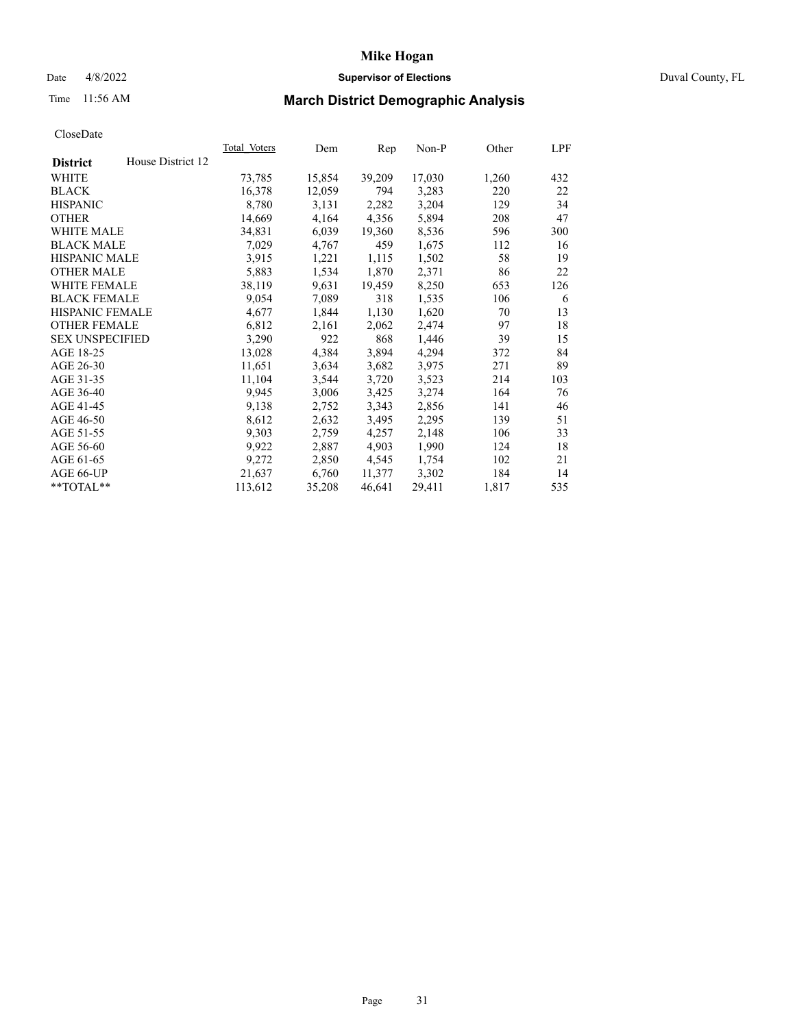# Mike Hogan

Date 4/8/2022 **Supervisor of Elections** Duval County, FL

Time 11:56 AM

## March District Demographic Analysis

CloseDate

| **District** House District 12 | Total Voters | Dem | Rep | Non-P | Other | LPF |
|---|---|---|---|---|---|---|
| WHITE | 73,785 | 15,854 | 39,209 | 17,030 | 1,260 | 432 |
| BLACK | 16,378 | 12,059 | 794 | 3,283 | 220 | 22 |
| HISPANIC | 8,780 | 3,131 | 2,282 | 3,204 | 129 | 34 |
| OTHER | 14,669 | 4,164 | 4,356 | 5,894 | 208 | 47 |
| WHITE MALE | 34,831 | 6,039 | 19,360 | 8,536 | 596 | 300 |
| BLACK MALE | 7,029 | 4,767 | 459 | 1,675 | 112 | 16 |
| HISPANIC MALE | 3,915 | 1,221 | 1,115 | 1,502 | 58 | 19 |
| OTHER MALE | 5,883 | 1,534 | 1,870 | 2,371 | 86 | 22 |
| WHITE FEMALE | 38,119 | 9,631 | 19,459 | 8,250 | 653 | 126 |
| BLACK FEMALE | 9,054 | 7,089 | 318 | 1,535 | 106 | 6 |
| HISPANIC FEMALE | 4,677 | 1,844 | 1,130 | 1,620 | 70 | 13 |
| OTHER FEMALE | 6,812 | 2,161 | 2,062 | 2,474 | 97 | 18 |
| SEX UNSPECIFIED | 3,290 | 922 | 868 | 1,446 | 39 | 15 |
| AGE 18-25 | 13,028 | 4,384 | 3,894 | 4,294 | 372 | 84 |
| AGE 26-30 | 11,651 | 3,634 | 3,682 | 3,975 | 271 | 89 |
| AGE 31-35 | 11,104 | 3,544 | 3,720 | 3,523 | 214 | 103 |
| AGE 36-40 | 9,945 | 3,006 | 3,425 | 3,274 | 164 | 76 |
| AGE 41-45 | 9,138 | 2,752 | 3,343 | 2,856 | 141 | 46 |
| AGE 46-50 | 8,612 | 2,632 | 3,495 | 2,295 | 139 | 51 |
| AGE 51-55 | 9,303 | 2,759 | 4,257 | 2,148 | 106 | 33 |
| AGE 56-60 | 9,922 | 2,887 | 4,903 | 1,990 | 124 | 18 |
| AGE 61-65 | 9,272 | 2,850 | 4,545 | 1,754 | 102 | 21 |
| AGE 66-UP | 21,637 | 6,760 | 11,377 | 3,302 | 184 | 14 |
| **TOTAL** | 113,612 | 35,208 | 46,641 | 29,411 | 1,817 | 535 |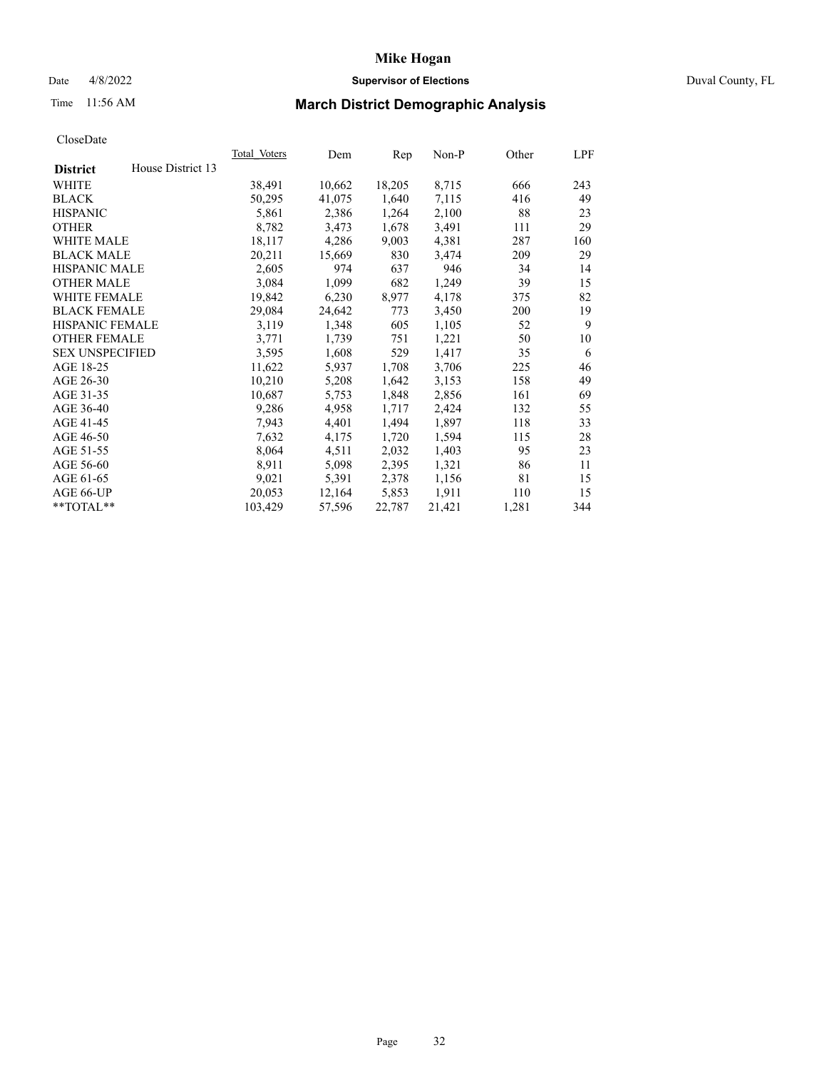# Mike Hogan

Date 4/8/2022 **Supervisor of Elections** Duval County, FL

Time 11:56 AM

## March District Demographic Analysis

CloseDate

| **District** House District 13 | Total_Voters | Dem | Rep | Non-P | Other | LPF |
|---|---|---|---|---|---|---|
| WHITE | 38,491 | 10,662 | 18,205 | 8,715 | 666 | 243 |
| BLACK | 50,295 | 41,075 | 1,640 | 7,115 | 416 | 49 |
| HISPANIC | 5,861 | 2,386 | 1,264 | 2,100 | 88 | 23 |
| OTHER | 8,782 | 3,473 | 1,678 | 3,491 | 111 | 29 |
| WHITE MALE | 18,117 | 4,286 | 9,003 | 4,381 | 287 | 160 |
| BLACK MALE | 20,211 | 15,669 | 830 | 3,474 | 209 | 29 |
| HISPANIC MALE | 2,605 | 974 | 637 | 946 | 34 | 14 |
| OTHER MALE | 3,084 | 1,099 | 682 | 1,249 | 39 | 15 |
| WHITE FEMALE | 19,842 | 6,230 | 8,977 | 4,178 | 375 | 82 |
| BLACK FEMALE | 29,084 | 24,642 | 773 | 3,450 | 200 | 19 |
| HISPANIC FEMALE | 3,119 | 1,348 | 605 | 1,105 | 52 | 9 |
| OTHER FEMALE | 3,771 | 1,739 | 751 | 1,221 | 50 | 10 |
| SEX UNSPECIFIED | 3,595 | 1,608 | 529 | 1,417 | 35 | 6 |
| AGE 18-25 | 11,622 | 5,937 | 1,708 | 3,706 | 225 | 46 |
| AGE 26-30 | 10,210 | 5,208 | 1,642 | 3,153 | 158 | 49 |
| AGE 31-35 | 10,687 | 5,753 | 1,848 | 2,856 | 161 | 69 |
| AGE 36-40 | 9,286 | 4,958 | 1,717 | 2,424 | 132 | 55 |
| AGE 41-45 | 7,943 | 4,401 | 1,494 | 1,897 | 118 | 33 |
| AGE 46-50 | 7,632 | 4,175 | 1,720 | 1,594 | 115 | 28 |
| AGE 51-55 | 8,064 | 4,511 | 2,032 | 1,403 | 95 | 23 |
| AGE 56-60 | 8,911 | 5,098 | 2,395 | 1,321 | 86 | 11 |
| AGE 61-65 | 9,021 | 5,391 | 2,378 | 1,156 | 81 | 15 |
| AGE 66-UP | 20,053 | 12,164 | 5,853 | 1,911 | 110 | 15 |
| **TOTAL** | 103,429 | 57,596 | 22,787 | 21,421 | 1,281 | 344 |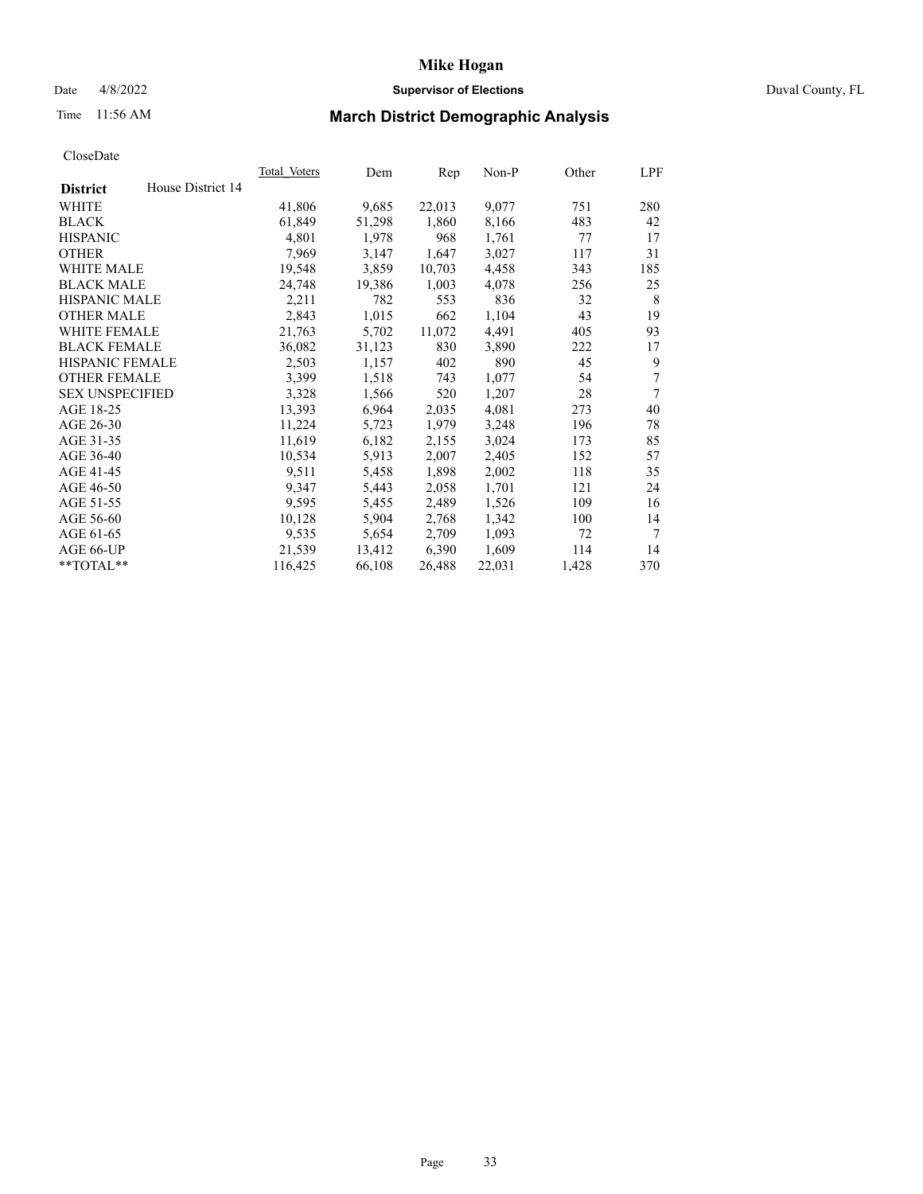# Mike Hogan

Date 4/8/2022 **Supervisor of Elections** Duval County, FL

Time 11:56 AM **March District Demographic Analysis**

CloseDate

| **District** House District 14 | Total Voters | Dem | Rep | Non-P | Other | LPF |
|---|---|---|---|---|---|---|
| WHITE | 41,806 | 9,685 | 22,013 | 9,077 | 751 | 280 |
| BLACK | 61,849 | 51,298 | 1,860 | 8,166 | 483 | 42 |
| HISPANIC | 4,801 | 1,978 | 968 | 1,761 | 77 | 17 |
| OTHER | 7,969 | 3,147 | 1,647 | 3,027 | 117 | 31 |
| WHITE MALE | 19,548 | 3,859 | 10,703 | 4,458 | 343 | 185 |
| BLACK MALE | 24,748 | 19,386 | 1,003 | 4,078 | 256 | 25 |
| HISPANIC MALE | 2,211 | 782 | 553 | 836 | 32 | 8 |
| OTHER MALE | 2,843 | 1,015 | 662 | 1,104 | 43 | 19 |
| WHITE FEMALE | 21,763 | 5,702 | 11,072 | 4,491 | 405 | 93 |
| BLACK FEMALE | 36,082 | 31,123 | 830 | 3,890 | 222 | 17 |
| HISPANIC FEMALE | 2,503 | 1,157 | 402 | 890 | 45 | 9 |
| OTHER FEMALE | 3,399 | 1,518 | 743 | 1,077 | 54 | 7 |
| SEX UNSPECIFIED | 3,328 | 1,566 | 520 | 1,207 | 28 | 7 |
| AGE 18-25 | 13,393 | 6,964 | 2,035 | 4,081 | 273 | 40 |
| AGE 26-30 | 11,224 | 5,723 | 1,979 | 3,248 | 196 | 78 |
| AGE 31-35 | 11,619 | 6,182 | 2,155 | 3,024 | 173 | 85 |
| AGE 36-40 | 10,534 | 5,913 | 2,007 | 2,405 | 152 | 57 |
| AGE 41-45 | 9,511 | 5,458 | 1,898 | 2,002 | 118 | 35 |
| AGE 46-50 | 9,347 | 5,443 | 2,058 | 1,701 | 121 | 24 |
| AGE 51-55 | 9,595 | 5,455 | 2,489 | 1,526 | 109 | 16 |
| AGE 56-60 | 10,128 | 5,904 | 2,768 | 1,342 | 100 | 14 |
| AGE 61-65 | 9,535 | 5,654 | 2,709 | 1,093 | 72 | 7 |
| AGE 66-UP | 21,539 | 13,412 | 6,390 | 1,609 | 114 | 14 |
| **TOTAL** | 116,425 | 66,108 | 26,488 | 22,031 | 1,428 | 370 |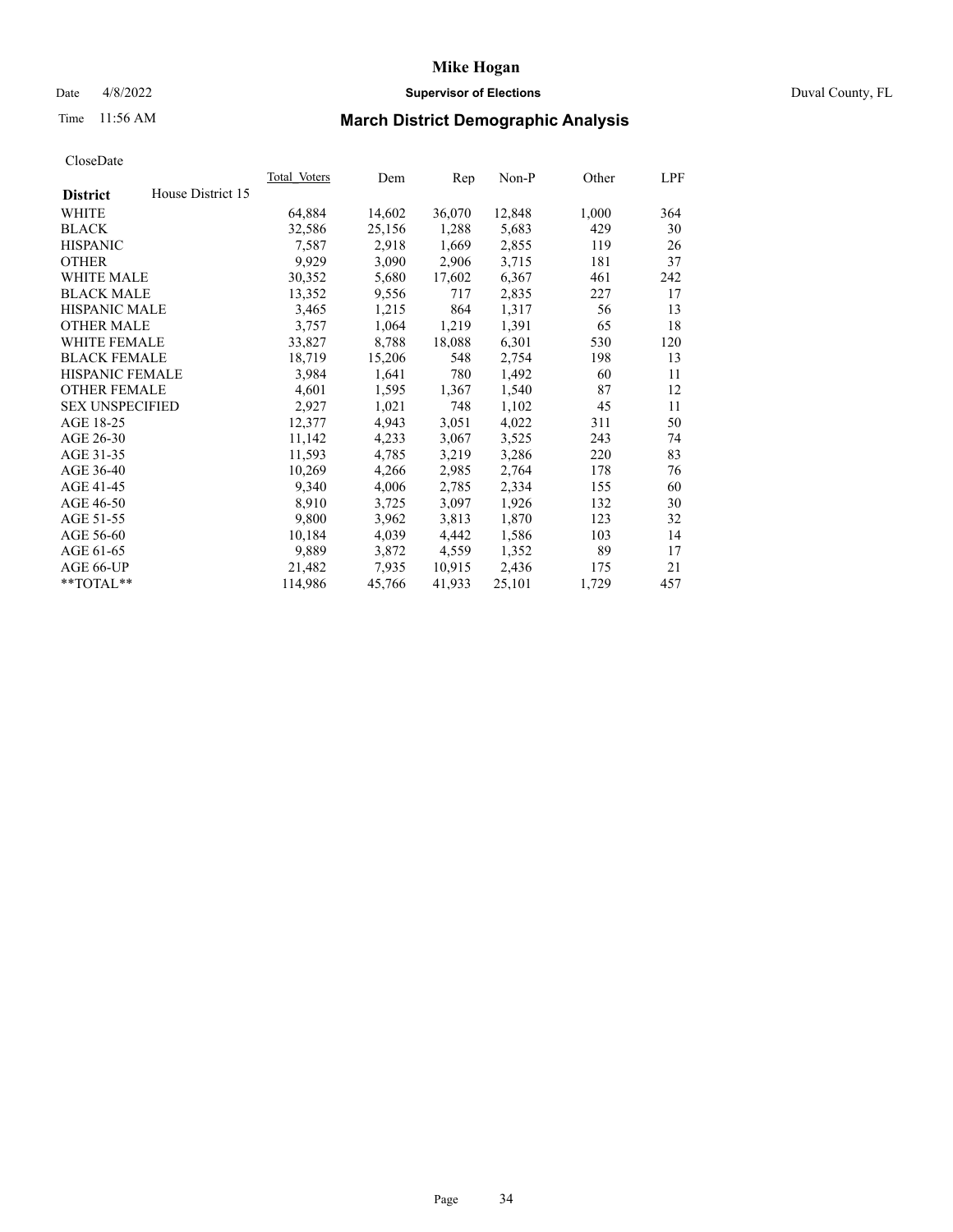CloseDate

| District | House District 15 | Total_Voters | Dem | Rep | Non-P | Other | LPF |
|---|---|---|---|---|---|---|---|
| WHITE | | 64,884 | 14,602 | 36,070 | 12,848 | 1,000 | 364 |
| BLACK | | 32,586 | 25,156 | 1,288 | 5,683 | 429 | 30 |
| HISPANIC | | 7,587 | 2,918 | 1,669 | 2,855 | 119 | 26 |
| OTHER | | 9,929 | 3,090 | 2,906 | 3,715 | 181 | 37 |
| WHITE MALE | | 30,352 | 5,680 | 17,602 | 6,367 | 461 | 242 |
| BLACK MALE | | 13,352 | 9,556 | 717 | 2,835 | 227 | 17 |
| HISPANIC MALE | | 3,465 | 1,215 | 864 | 1,317 | 56 | 13 |
| OTHER MALE | | 3,757 | 1,064 | 1,219 | 1,391 | 65 | 18 |
| WHITE FEMALE | | 33,827 | 8,788 | 18,088 | 6,301 | 530 | 120 |
| BLACK FEMALE | | 18,719 | 15,206 | 548 | 2,754 | 198 | 13 |
| HISPANIC FEMALE | | 3,984 | 1,641 | 780 | 1,492 | 60 | 11 |
| OTHER FEMALE | | 4,601 | 1,595 | 1,367 | 1,540 | 87 | 12 |
| SEX UNSPECIFIED | | 2,927 | 1,021 | 748 | 1,102 | 45 | 11 |
| AGE 18-25 | | 12,377 | 4,943 | 3,051 | 4,022 | 311 | 50 |
| AGE 26-30 | | 11,142 | 4,233 | 3,067 | 3,525 | 243 | 74 |
| AGE 31-35 | | 11,593 | 4,785 | 3,219 | 3,286 | 220 | 83 |
| AGE 36-40 | | 10,269 | 4,266 | 2,985 | 2,764 | 178 | 76 |
| AGE 41-45 | | 9,340 | 4,006 | 2,785 | 2,334 | 155 | 60 |
| AGE 46-50 | | 8,910 | 3,725 | 3,097 | 1,926 | 132 | 30 |
| AGE 51-55 | | 9,800 | 3,962 | 3,813 | 1,870 | 123 | 32 |
| AGE 56-60 | | 10,184 | 4,039 | 4,442 | 1,586 | 103 | 14 |
| AGE 61-65 | | 9,889 | 3,872 | 4,559 | 1,352 | 89 | 17 |
| AGE 66-UP | | 21,482 | 7,935 | 10,915 | 2,436 | 175 | 21 |
| **TOTAL** | | 114,986 | 45,766 | 41,933 | 25,101 | 1,729 | 457 |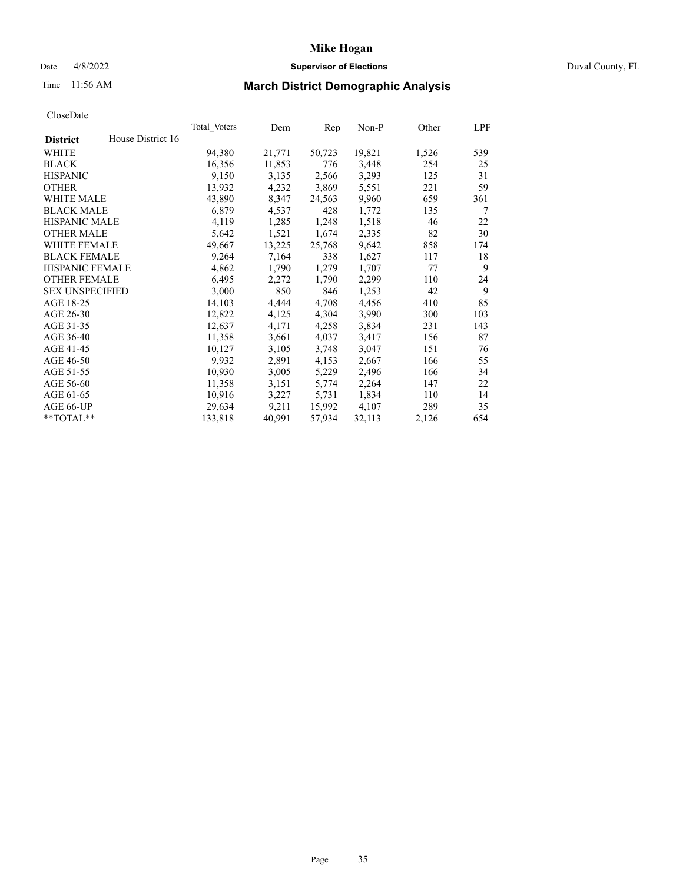# Mike Hogan

Date 4/8/2022 **Supervisor of Elections** Duval County, FL

Time 11:56 AM

## March District Demographic Analysis

CloseDate

| **District** House District 16 | Total Voters | Dem | Rep | Non-P | Other | LPF |
|---|---|---|---|---|---|---|
| WHITE | 94,380 | 21,771 | 50,723 | 19,821 | 1,526 | 539 |
| BLACK | 16,356 | 11,853 | 776 | 3,448 | 254 | 25 |
| HISPANIC | 9,150 | 3,135 | 2,566 | 3,293 | 125 | 31 |
| OTHER | 13,932 | 4,232 | 3,869 | 5,551 | 221 | 59 |
| WHITE MALE | 43,890 | 8,347 | 24,563 | 9,960 | 659 | 361 |
| BLACK MALE | 6,879 | 4,537 | 428 | 1,772 | 135 | 7 |
| HISPANIC MALE | 4,119 | 1,285 | 1,248 | 1,518 | 46 | 22 |
| OTHER MALE | 5,642 | 1,521 | 1,674 | 2,335 | 82 | 30 |
| WHITE FEMALE | 49,667 | 13,225 | 25,768 | 9,642 | 858 | 174 |
| BLACK FEMALE | 9,264 | 7,164 | 338 | 1,627 | 117 | 18 |
| HISPANIC FEMALE | 4,862 | 1,790 | 1,279 | 1,707 | 77 | 9 |
| OTHER FEMALE | 6,495 | 2,272 | 1,790 | 2,299 | 110 | 24 |
| SEX UNSPECIFIED | 3,000 | 850 | 846 | 1,253 | 42 | 9 |
| AGE 18-25 | 14,103 | 4,444 | 4,708 | 4,456 | 410 | 85 |
| AGE 26-30 | 12,822 | 4,125 | 4,304 | 3,990 | 300 | 103 |
| AGE 31-35 | 12,637 | 4,171 | 4,258 | 3,834 | 231 | 143 |
| AGE 36-40 | 11,358 | 3,661 | 4,037 | 3,417 | 156 | 87 |
| AGE 41-45 | 10,127 | 3,105 | 3,748 | 3,047 | 151 | 76 |
| AGE 46-50 | 9,932 | 2,891 | 4,153 | 2,667 | 166 | 55 |
| AGE 51-55 | 10,930 | 3,005 | 5,229 | 2,496 | 166 | 34 |
| AGE 56-60 | 11,358 | 3,151 | 5,774 | 2,264 | 147 | 22 |
| AGE 61-65 | 10,916 | 3,227 | 5,731 | 1,834 | 110 | 14 |
| AGE 66-UP | 29,634 | 9,211 | 15,992 | 4,107 | 289 | 35 |
| **TOTAL** | 133,818 | 40,991 | 57,934 | 32,113 | 2,126 | 654 |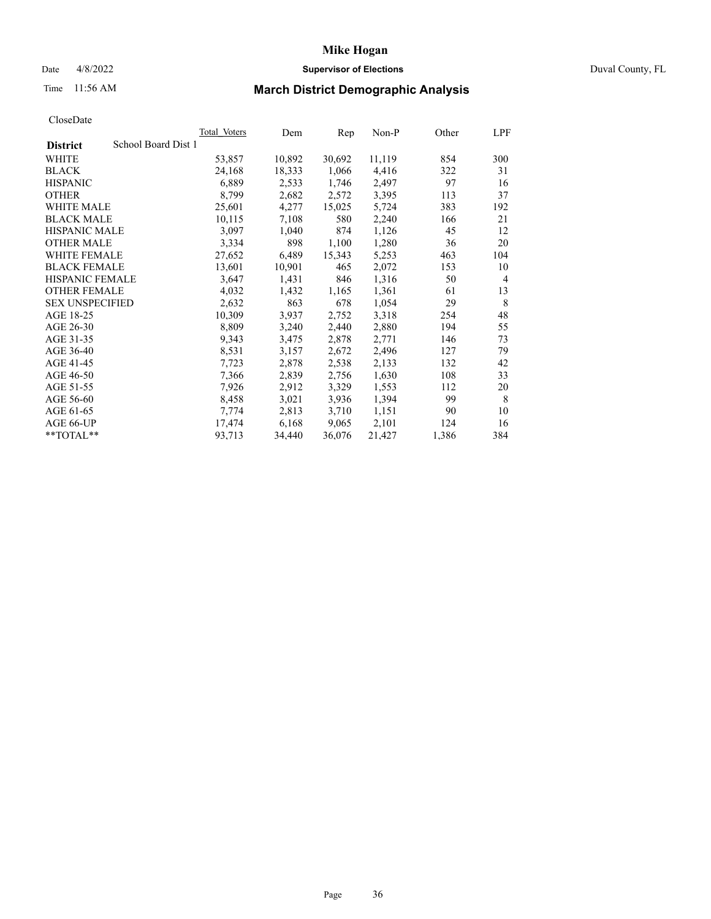# Mike Hogan

Date 4/8/2022 **Supervisor of Elections** Duval County, FL

Time 11:56 AM

## March District Demographic Analysis

CloseDate

| **District** School Board Dist 1 | Total Voters | Dem | Rep | Non-P | Other | LPF |
|---|---|---|---|---|---|---|
| WHITE | 53,857 | 10,892 | 30,692 | 11,119 | 854 | 300 |
| BLACK | 24,168 | 18,333 | 1,066 | 4,416 | 322 | 31 |
| HISPANIC | 6,889 | 2,533 | 1,746 | 2,497 | 97 | 16 |
| OTHER | 8,799 | 2,682 | 2,572 | 3,395 | 113 | 37 |
| WHITE MALE | 25,601 | 4,277 | 15,025 | 5,724 | 383 | 192 |
| BLACK MALE | 10,115 | 7,108 | 580 | 2,240 | 166 | 21 |
| HISPANIC MALE | 3,097 | 1,040 | 874 | 1,126 | 45 | 12 |
| OTHER MALE | 3,334 | 898 | 1,100 | 1,280 | 36 | 20 |
| WHITE FEMALE | 27,652 | 6,489 | 15,343 | 5,253 | 463 | 104 |
| BLACK FEMALE | 13,601 | 10,901 | 465 | 2,072 | 153 | 10 |
| HISPANIC FEMALE | 3,647 | 1,431 | 846 | 1,316 | 50 | 4 |
| OTHER FEMALE | 4,032 | 1,432 | 1,165 | 1,361 | 61 | 13 |
| SEX UNSPECIFIED | 2,632 | 863 | 678 | 1,054 | 29 | 8 |
| AGE 18-25 | 10,309 | 3,937 | 2,752 | 3,318 | 254 | 48 |
| AGE 26-30 | 8,809 | 3,240 | 2,440 | 2,880 | 194 | 55 |
| AGE 31-35 | 9,343 | 3,475 | 2,878 | 2,771 | 146 | 73 |
| AGE 36-40 | 8,531 | 3,157 | 2,672 | 2,496 | 127 | 79 |
| AGE 41-45 | 7,723 | 2,878 | 2,538 | 2,133 | 132 | 42 |
| AGE 46-50 | 7,366 | 2,839 | 2,756 | 1,630 | 108 | 33 |
| AGE 51-55 | 7,926 | 2,912 | 3,329 | 1,553 | 112 | 20 |
| AGE 56-60 | 8,458 | 3,021 | 3,936 | 1,394 | 99 | 8 |
| AGE 61-65 | 7,774 | 2,813 | 3,710 | 1,151 | 90 | 10 |
| AGE 66-UP | 17,474 | 6,168 | 9,065 | 2,101 | 124 | 16 |
| **TOTAL** | 93,713 | 34,440 | 36,076 | 21,427 | 1,386 | 384 |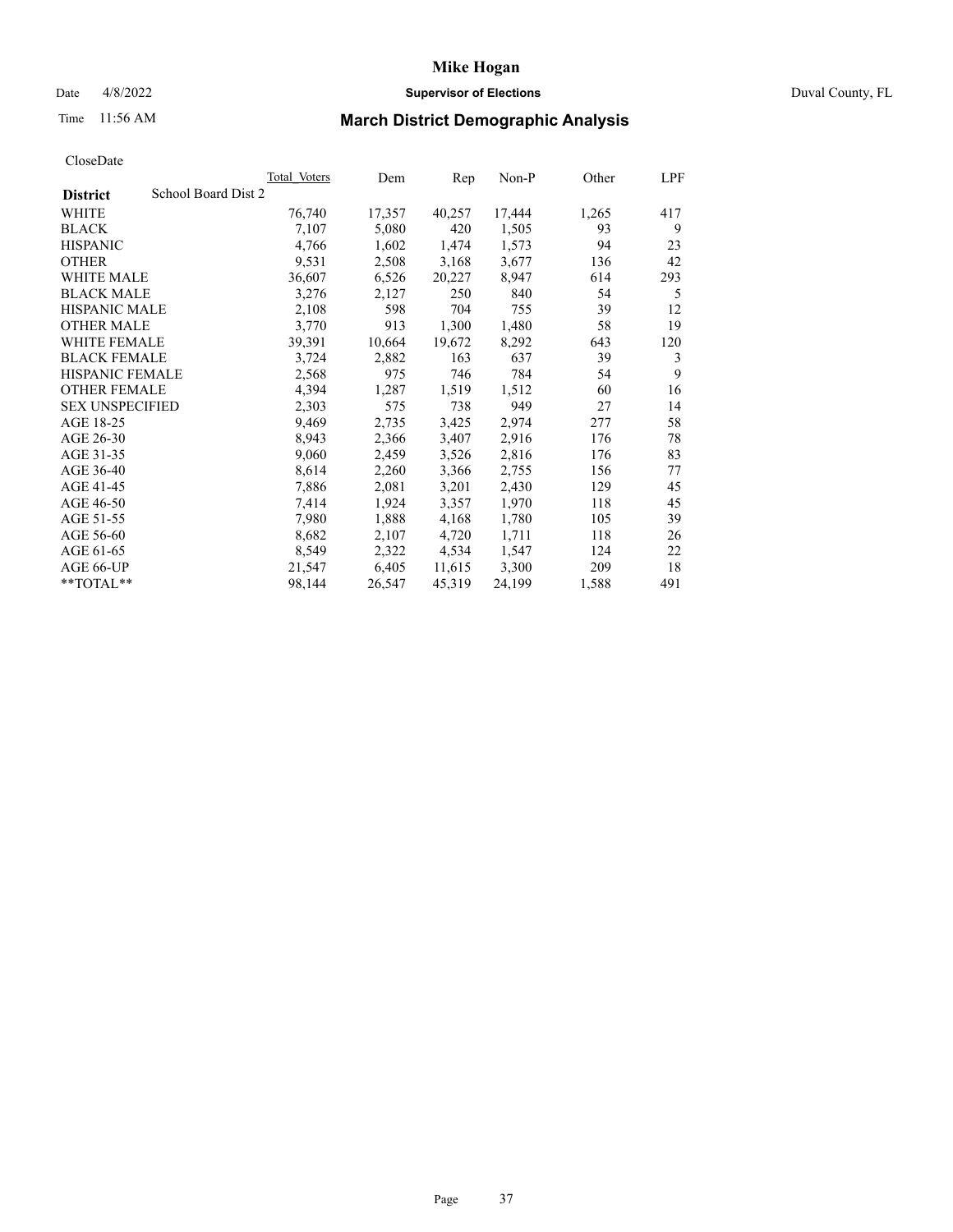# Mike Hogan

Date 4/8/2022 **Supervisor of Elections** Duval County, FL

Time 11:56 AM

## March District Demographic Analysis

CloseDate

| **District** School Board Dist 2 | Total Voters | Dem | Rep | Non-P | Other | LPF |
|---|---|---|---|---|---|---|
| WHITE | 76,740 | 17,357 | 40,257 | 17,444 | 1,265 | 417 |
| BLACK | 7,107 | 5,080 | 420 | 1,505 | 93 | 9 |
| HISPANIC | 4,766 | 1,602 | 1,474 | 1,573 | 94 | 23 |
| OTHER | 9,531 | 2,508 | 3,168 | 3,677 | 136 | 42 |
| WHITE MALE | 36,607 | 6,526 | 20,227 | 8,947 | 614 | 293 |
| BLACK MALE | 3,276 | 2,127 | 250 | 840 | 54 | 5 |
| HISPANIC MALE | 2,108 | 598 | 704 | 755 | 39 | 12 |
| OTHER MALE | 3,770 | 913 | 1,300 | 1,480 | 58 | 19 |
| WHITE FEMALE | 39,391 | 10,664 | 19,672 | 8,292 | 643 | 120 |
| BLACK FEMALE | 3,724 | 2,882 | 163 | 637 | 39 | 3 |
| HISPANIC FEMALE | 2,568 | 975 | 746 | 784 | 54 | 9 |
| OTHER FEMALE | 4,394 | 1,287 | 1,519 | 1,512 | 60 | 16 |
| SEX UNSPECIFIED | 2,303 | 575 | 738 | 949 | 27 | 14 |
| AGE 18-25 | 9,469 | 2,735 | 3,425 | 2,974 | 277 | 58 |
| AGE 26-30 | 8,943 | 2,366 | 3,407 | 2,916 | 176 | 78 |
| AGE 31-35 | 9,060 | 2,459 | 3,526 | 2,816 | 176 | 83 |
| AGE 36-40 | 8,614 | 2,260 | 3,366 | 2,755 | 156 | 77 |
| AGE 41-45 | 7,886 | 2,081 | 3,201 | 2,430 | 129 | 45 |
| AGE 46-50 | 7,414 | 1,924 | 3,357 | 1,970 | 118 | 45 |
| AGE 51-55 | 7,980 | 1,888 | 4,168 | 1,780 | 105 | 39 |
| AGE 56-60 | 8,682 | 2,107 | 4,720 | 1,711 | 118 | 26 |
| AGE 61-65 | 8,549 | 2,322 | 4,534 | 1,547 | 124 | 22 |
| AGE 66-UP | 21,547 | 6,405 | 11,615 | 3,300 | 209 | 18 |
| **TOTAL** | 98,144 | 26,547 | 45,319 | 24,199 | 1,588 | 491 |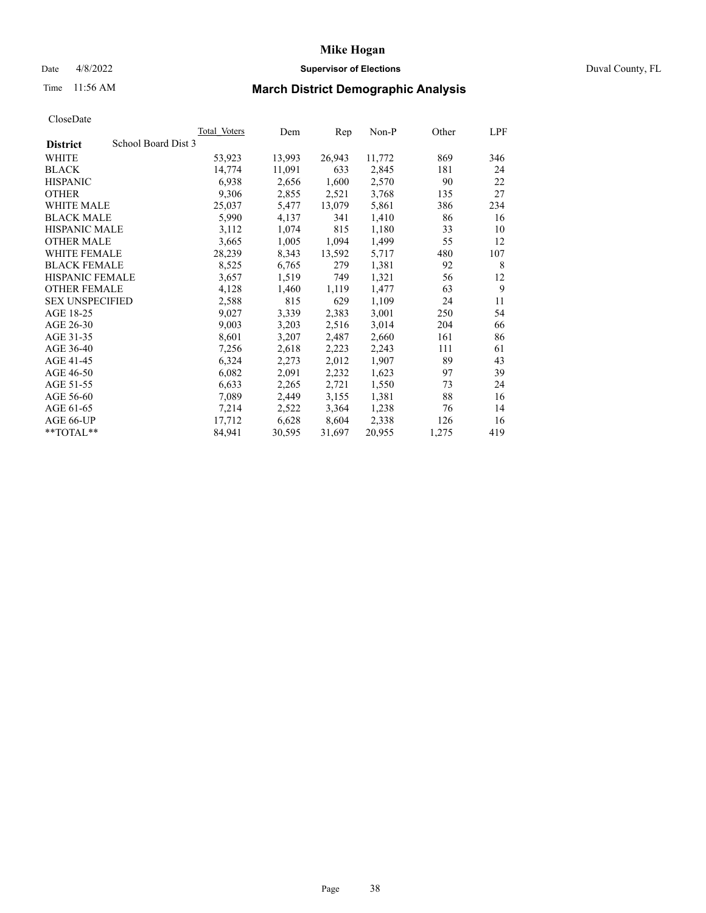# Mike Hogan

Date 4/8/2022 **Supervisor of Elections** Duval County, FL

Time 11:56 AM **March District Demographic Analysis**

CloseDate

| District | School Board Dist 3 Total_Voters | Dem | Rep | Non-P | Other | LPF |
|---|---|---|---|---|---|---|
| WHITE | 53,923 | 13,993 | 26,943 | 11,772 | 869 | 346 |
| BLACK | 14,774 | 11,091 | 633 | 2,845 | 181 | 24 |
| HISPANIC | 6,938 | 2,656 | 1,600 | 2,570 | 90 | 22 |
| OTHER | 9,306 | 2,855 | 2,521 | 3,768 | 135 | 27 |
| WHITE MALE | 25,037 | 5,477 | 13,079 | 5,861 | 386 | 234 |
| BLACK MALE | 5,990 | 4,137 | 341 | 1,410 | 86 | 16 |
| HISPANIC MALE | 3,112 | 1,074 | 815 | 1,180 | 33 | 10 |
| OTHER MALE | 3,665 | 1,005 | 1,094 | 1,499 | 55 | 12 |
| WHITE FEMALE | 28,239 | 8,343 | 13,592 | 5,717 | 480 | 107 |
| BLACK FEMALE | 8,525 | 6,765 | 279 | 1,381 | 92 | 8 |
| HISPANIC FEMALE | 3,657 | 1,519 | 749 | 1,321 | 56 | 12 |
| OTHER FEMALE | 4,128 | 1,460 | 1,119 | 1,477 | 63 | 9 |
| SEX UNSPECIFIED | 2,588 | 815 | 629 | 1,109 | 24 | 11 |
| AGE 18-25 | 9,027 | 3,339 | 2,383 | 3,001 | 250 | 54 |
| AGE 26-30 | 9,003 | 3,203 | 2,516 | 3,014 | 204 | 66 |
| AGE 31-35 | 8,601 | 3,207 | 2,487 | 2,660 | 161 | 86 |
| AGE 36-40 | 7,256 | 2,618 | 2,223 | 2,243 | 111 | 61 |
| AGE 41-45 | 6,324 | 2,273 | 2,012 | 1,907 | 89 | 43 |
| AGE 46-50 | 6,082 | 2,091 | 2,232 | 1,623 | 97 | 39 |
| AGE 51-55 | 6,633 | 2,265 | 2,721 | 1,550 | 73 | 24 |
| AGE 56-60 | 7,089 | 2,449 | 3,155 | 1,381 | 88 | 16 |
| AGE 61-65 | 7,214 | 2,522 | 3,364 | 1,238 | 76 | 14 |
| AGE 66-UP | 17,712 | 6,628 | 8,604 | 2,338 | 126 | 16 |
| **TOTAL** | 84,941 | 30,595 | 31,697 | 20,955 | 1,275 | 419 |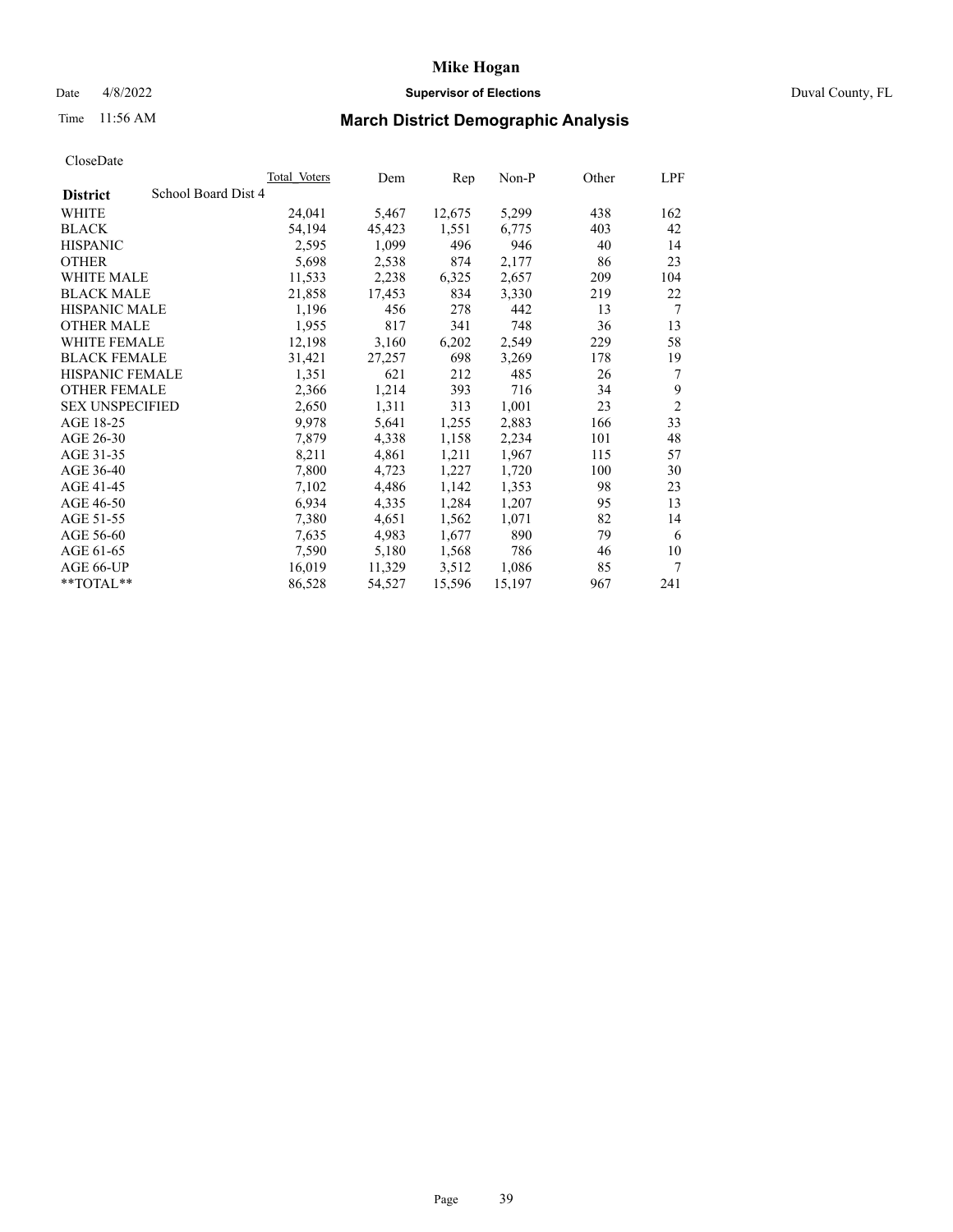CloseDate

| District | School Board Dist 4 | Total_Voters | Dem | Rep | Non-P | Other | LPF |
|---|---|---|---|---|---|---|---|
| WHITE | | 24,041 | 5,467 | 12,675 | 5,299 | 438 | 162 |
| BLACK | | 54,194 | 45,423 | 1,551 | 6,775 | 403 | 42 |
| HISPANIC | | 2,595 | 1,099 | 496 | 946 | 40 | 14 |
| OTHER | | 5,698 | 2,538 | 874 | 2,177 | 86 | 23 |
| WHITE MALE | | 11,533 | 2,238 | 6,325 | 2,657 | 209 | 104 |
| BLACK MALE | | 21,858 | 17,453 | 834 | 3,330 | 219 | 22 |
| HISPANIC MALE | | 1,196 | 456 | 278 | 442 | 13 | 7 |
| OTHER MALE | | 1,955 | 817 | 341 | 748 | 36 | 13 |
| WHITE FEMALE | | 12,198 | 3,160 | 6,202 | 2,549 | 229 | 58 |
| BLACK FEMALE | | 31,421 | 27,257 | 698 | 3,269 | 178 | 19 |
| HISPANIC FEMALE | | 1,351 | 621 | 212 | 485 | 26 | 7 |
| OTHER FEMALE | | 2,366 | 1,214 | 393 | 716 | 34 | 9 |
| SEX UNSPECIFIED | | 2,650 | 1,311 | 313 | 1,001 | 23 | 2 |
| AGE 18-25 | | 9,978 | 5,641 | 1,255 | 2,883 | 166 | 33 |
| AGE 26-30 | | 7,879 | 4,338 | 1,158 | 2,234 | 101 | 48 |
| AGE 31-35 | | 8,211 | 4,861 | 1,211 | 1,967 | 115 | 57 |
| AGE 36-40 | | 7,800 | 4,723 | 1,227 | 1,720 | 100 | 30 |
| AGE 41-45 | | 7,102 | 4,486 | 1,142 | 1,353 | 98 | 23 |
| AGE 46-50 | | 6,934 | 4,335 | 1,284 | 1,207 | 95 | 13 |
| AGE 51-55 | | 7,380 | 4,651 | 1,562 | 1,071 | 82 | 14 |
| AGE 56-60 | | 7,635 | 4,983 | 1,677 | 890 | 79 | 6 |
| AGE 61-65 | | 7,590 | 5,180 | 1,568 | 786 | 46 | 10 |
| AGE 66-UP | | 16,019 | 11,329 | 3,512 | 1,086 | 85 | 7 |
| **TOTAL** | | 86,528 | 54,527 | 15,596 | 15,197 | 967 | 241 |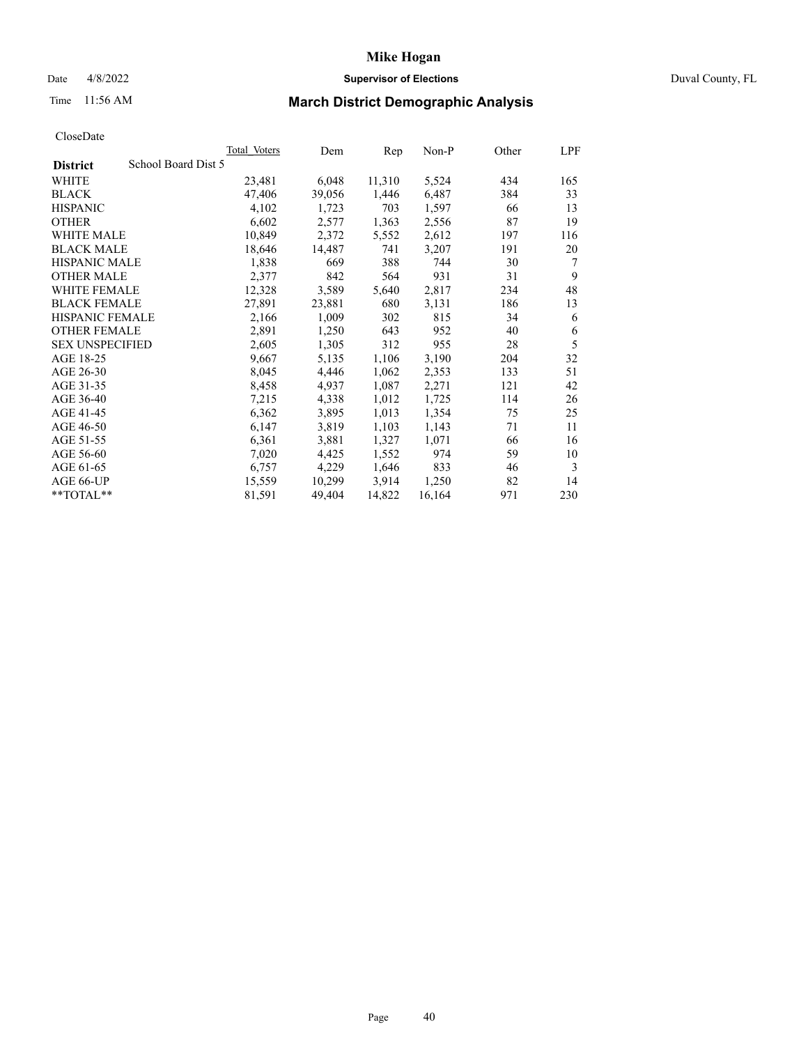CloseDate

| District | School Board Dist 5 | Total_Voters | Dem | Rep | Non-P | Other | LPF |
|---|---|---|---|---|---|---|---|
| WHITE | | 23,481 | 6,048 | 11,310 | 5,524 | 434 | 165 |
| BLACK | | 47,406 | 39,056 | 1,446 | 6,487 | 384 | 33 |
| HISPANIC | | 4,102 | 1,723 | 703 | 1,597 | 66 | 13 |
| OTHER | | 6,602 | 2,577 | 1,363 | 2,556 | 87 | 19 |
| WHITE MALE | | 10,849 | 2,372 | 5,552 | 2,612 | 197 | 116 |
| BLACK MALE | | 18,646 | 14,487 | 741 | 3,207 | 191 | 20 |
| HISPANIC MALE | | 1,838 | 669 | 388 | 744 | 30 | 7 |
| OTHER MALE | | 2,377 | 842 | 564 | 931 | 31 | 9 |
| WHITE FEMALE | | 12,328 | 3,589 | 5,640 | 2,817 | 234 | 48 |
| BLACK FEMALE | | 27,891 | 23,881 | 680 | 3,131 | 186 | 13 |
| HISPANIC FEMALE | | 2,166 | 1,009 | 302 | 815 | 34 | 6 |
| OTHER FEMALE | | 2,891 | 1,250 | 643 | 952 | 40 | 6 |
| SEX UNSPECIFIED | | 2,605 | 1,305 | 312 | 955 | 28 | 5 |
| AGE 18-25 | | 9,667 | 5,135 | 1,106 | 3,190 | 204 | 32 |
| AGE 26-30 | | 8,045 | 4,446 | 1,062 | 2,353 | 133 | 51 |
| AGE 31-35 | | 8,458 | 4,937 | 1,087 | 2,271 | 121 | 42 |
| AGE 36-40 | | 7,215 | 4,338 | 1,012 | 1,725 | 114 | 26 |
| AGE 41-45 | | 6,362 | 3,895 | 1,013 | 1,354 | 75 | 25 |
| AGE 46-50 | | 6,147 | 3,819 | 1,103 | 1,143 | 71 | 11 |
| AGE 51-55 | | 6,361 | 3,881 | 1,327 | 1,071 | 66 | 16 |
| AGE 56-60 | | 7,020 | 4,425 | 1,552 | 974 | 59 | 10 |
| AGE 61-65 | | 6,757 | 4,229 | 1,646 | 833 | 46 | 3 |
| AGE 66-UP | | 15,559 | 10,299 | 3,914 | 1,250 | 82 | 14 |
| **TOTAL** | | 81,591 | 49,404 | 14,822 | 16,164 | 971 | 230 |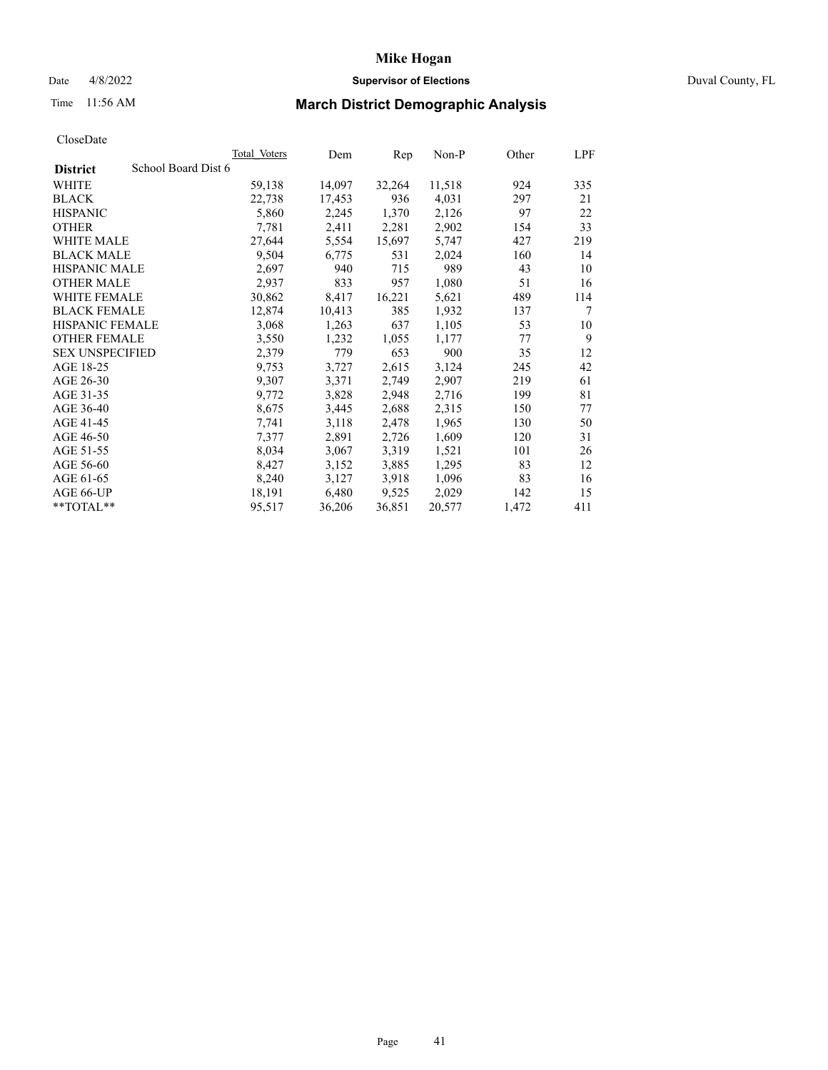# Mike Hogan

Date 4/8/2022 **Supervisor of Elections** Duval County, FL

Time 11:56 AM

## March District Demographic Analysis

CloseDate

| **District** School Board Dist 6 | Total Voters | Dem | Rep | Non-P | Other | LPF |
|---|---|---|---|---|---|---|
| WHITE | 59,138 | 14,097 | 32,264 | 11,518 | 924 | 335 |
| BLACK | 22,738 | 17,453 | 936 | 4,031 | 297 | 21 |
| HISPANIC | 5,860 | 2,245 | 1,370 | 2,126 | 97 | 22 |
| OTHER | 7,781 | 2,411 | 2,281 | 2,902 | 154 | 33 |
| WHITE MALE | 27,644 | 5,554 | 15,697 | 5,747 | 427 | 219 |
| BLACK MALE | 9,504 | 6,775 | 531 | 2,024 | 160 | 14 |
| HISPANIC MALE | 2,697 | 940 | 715 | 989 | 43 | 10 |
| OTHER MALE | 2,937 | 833 | 957 | 1,080 | 51 | 16 |
| WHITE FEMALE | 30,862 | 8,417 | 16,221 | 5,621 | 489 | 114 |
| BLACK FEMALE | 12,874 | 10,413 | 385 | 1,932 | 137 | 7 |
| HISPANIC FEMALE | 3,068 | 1,263 | 637 | 1,105 | 53 | 10 |
| OTHER FEMALE | 3,550 | 1,232 | 1,055 | 1,177 | 77 | 9 |
| SEX UNSPECIFIED | 2,379 | 779 | 653 | 900 | 35 | 12 |
| AGE 18-25 | 9,753 | 3,727 | 2,615 | 3,124 | 245 | 42 |
| AGE 26-30 | 9,307 | 3,371 | 2,749 | 2,907 | 219 | 61 |
| AGE 31-35 | 9,772 | 3,828 | 2,948 | 2,716 | 199 | 81 |
| AGE 36-40 | 8,675 | 3,445 | 2,688 | 2,315 | 150 | 77 |
| AGE 41-45 | 7,741 | 3,118 | 2,478 | 1,965 | 130 | 50 |
| AGE 46-50 | 7,377 | 2,891 | 2,726 | 1,609 | 120 | 31 |
| AGE 51-55 | 8,034 | 3,067 | 3,319 | 1,521 | 101 | 26 |
| AGE 56-60 | 8,427 | 3,152 | 3,885 | 1,295 | 83 | 12 |
| AGE 61-65 | 8,240 | 3,127 | 3,918 | 1,096 | 83 | 16 |
| AGE 66-UP | 18,191 | 6,480 | 9,525 | 2,029 | 142 | 15 |
| **TOTAL** | 95,517 | 36,206 | 36,851 | 20,577 | 1,472 | 411 |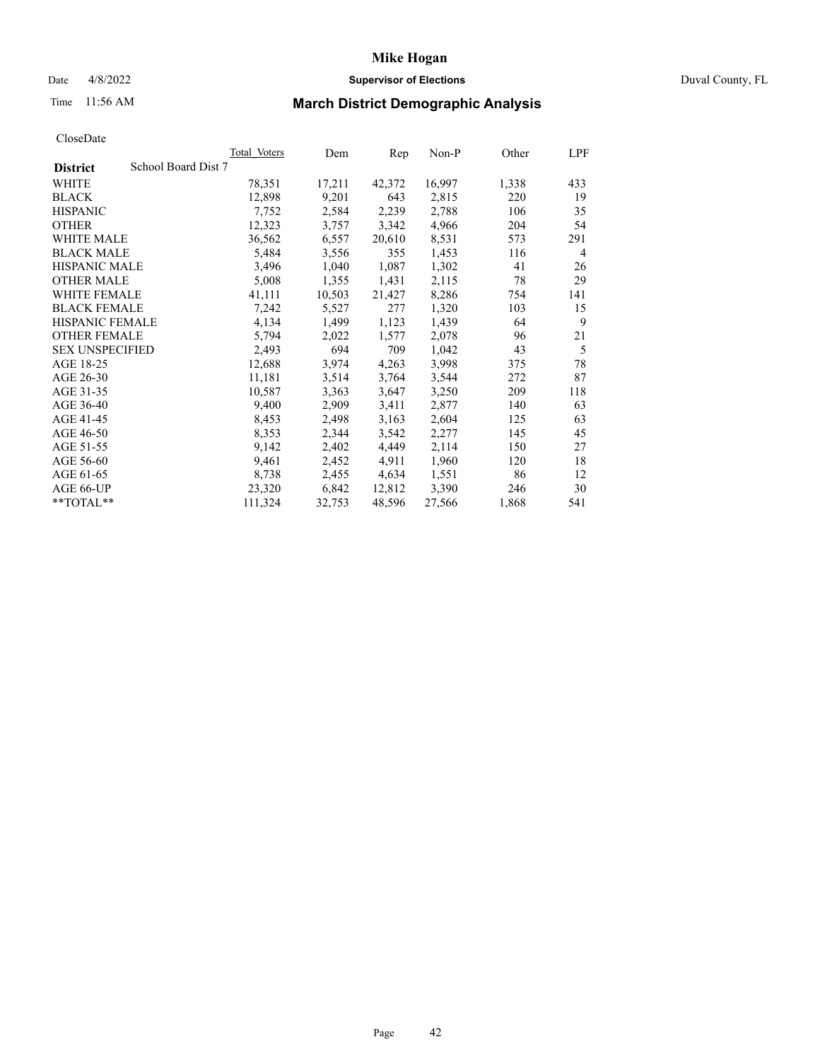# Mike Hogan

Date 4/8/2022 **Supervisor of Elections** Duval County, FL

Time 11:56 AM

## March District Demographic Analysis

CloseDate

| District | Total Voters | Dem | Rep | Non-P | Other | LPF |
|---|---|---|---|---|---|---|
| School Board Dist 7 | | | | | | |
| WHITE | 78,351 | 17,211 | 42,372 | 16,997 | 1,338 | 433 |
| BLACK | 12,898 | 9,201 | 643 | 2,815 | 220 | 19 |
| HISPANIC | 7,752 | 2,584 | 2,239 | 2,788 | 106 | 35 |
| OTHER | 12,323 | 3,757 | 3,342 | 4,966 | 204 | 54 |
| WHITE MALE | 36,562 | 6,557 | 20,610 | 8,531 | 573 | 291 |
| BLACK MALE | 5,484 | 3,556 | 355 | 1,453 | 116 | 4 |
| HISPANIC MALE | 3,496 | 1,040 | 1,087 | 1,302 | 41 | 26 |
| OTHER MALE | 5,008 | 1,355 | 1,431 | 2,115 | 78 | 29 |
| WHITE FEMALE | 41,111 | 10,503 | 21,427 | 8,286 | 754 | 141 |
| BLACK FEMALE | 7,242 | 5,527 | 277 | 1,320 | 103 | 15 |
| HISPANIC FEMALE | 4,134 | 1,499 | 1,123 | 1,439 | 64 | 9 |
| OTHER FEMALE | 5,794 | 2,022 | 1,577 | 2,078 | 96 | 21 |
| SEX UNSPECIFIED | 2,493 | 694 | 709 | 1,042 | 43 | 5 |
| AGE 18-25 | 12,688 | 3,974 | 4,263 | 3,998 | 375 | 78 |
| AGE 26-30 | 11,181 | 3,514 | 3,764 | 3,544 | 272 | 87 |
| AGE 31-35 | 10,587 | 3,363 | 3,647 | 3,250 | 209 | 118 |
| AGE 36-40 | 9,400 | 2,909 | 3,411 | 2,877 | 140 | 63 |
| AGE 41-45 | 8,453 | 2,498 | 3,163 | 2,604 | 125 | 63 |
| AGE 46-50 | 8,353 | 2,344 | 3,542 | 2,277 | 145 | 45 |
| AGE 51-55 | 9,142 | 2,402 | 4,449 | 2,114 | 150 | 27 |
| AGE 56-60 | 9,461 | 2,452 | 4,911 | 1,960 | 120 | 18 |
| AGE 61-65 | 8,738 | 2,455 | 4,634 | 1,551 | 86 | 12 |
| AGE 66-UP | 23,320 | 6,842 | 12,812 | 3,390 | 246 | 30 |
| **TOTAL** | 111,324 | 32,753 | 48,596 | 27,566 | 1,868 | 541 |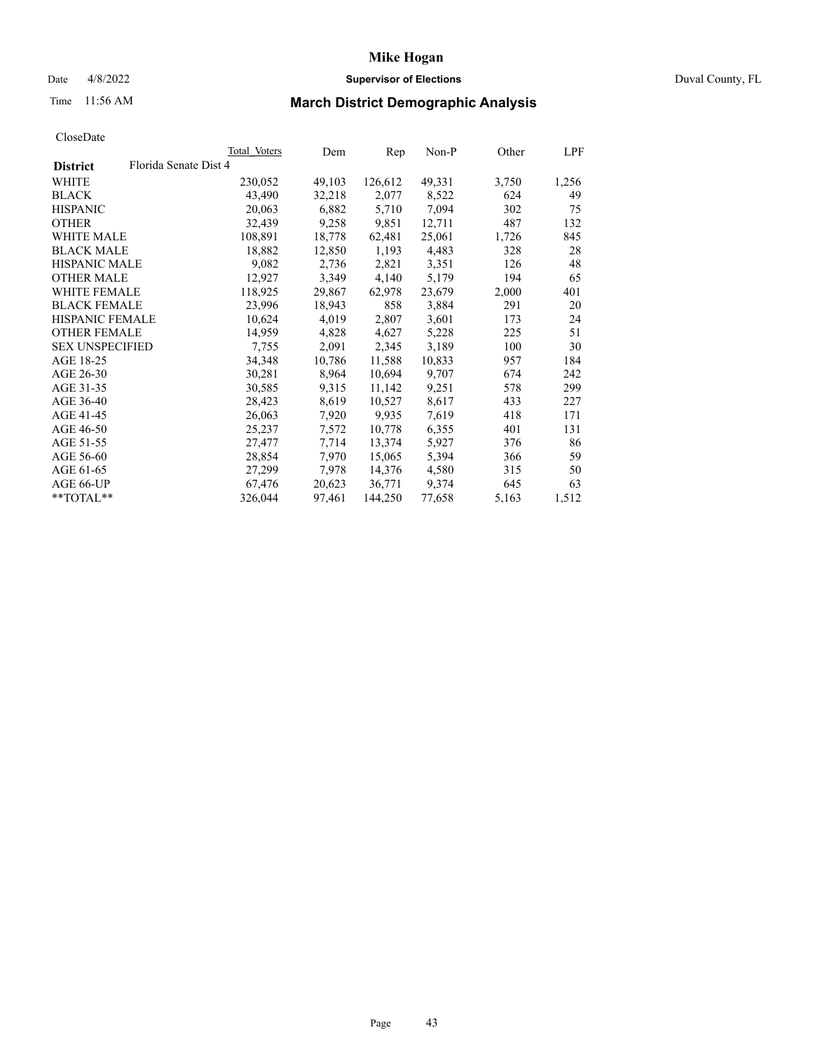# Mike Hogan

Date 4/8/2022 **Supervisor of Elections** Duval County, FL

Time 11:56 AM **March District Demographic Analysis**

CloseDate

| District | Florida Senate Dist 4 | Total Voters | Dem | Rep | Non-P | Other | LPF |
|---|---|---|---|---|---|---|---|
| WHITE | | 230,052 | 49,103 | 126,612 | 49,331 | 3,750 | 1,256 |
| BLACK | | 43,490 | 32,218 | 2,077 | 8,522 | 624 | 49 |
| HISPANIC | | 20,063 | 6,882 | 5,710 | 7,094 | 302 | 75 |
| OTHER | | 32,439 | 9,258 | 9,851 | 12,711 | 487 | 132 |
| WHITE MALE | | 108,891 | 18,778 | 62,481 | 25,061 | 1,726 | 845 |
| BLACK MALE | | 18,882 | 12,850 | 1,193 | 4,483 | 328 | 28 |
| HISPANIC MALE | | 9,082 | 2,736 | 2,821 | 3,351 | 126 | 48 |
| OTHER MALE | | 12,927 | 3,349 | 4,140 | 5,179 | 194 | 65 |
| WHITE FEMALE | | 118,925 | 29,867 | 62,978 | 23,679 | 2,000 | 401 |
| BLACK FEMALE | | 23,996 | 18,943 | 858 | 3,884 | 291 | 20 |
| HISPANIC FEMALE | | 10,624 | 4,019 | 2,807 | 3,601 | 173 | 24 |
| OTHER FEMALE | | 14,959 | 4,828 | 4,627 | 5,228 | 225 | 51 |
| SEX UNSPECIFIED | | 7,755 | 2,091 | 2,345 | 3,189 | 100 | 30 |
| AGE 18-25 | | 34,348 | 10,786 | 11,588 | 10,833 | 957 | 184 |
| AGE 26-30 | | 30,281 | 8,964 | 10,694 | 9,707 | 674 | 242 |
| AGE 31-35 | | 30,585 | 9,315 | 11,142 | 9,251 | 578 | 299 |
| AGE 36-40 | | 28,423 | 8,619 | 10,527 | 8,617 | 433 | 227 |
| AGE 41-45 | | 26,063 | 7,920 | 9,935 | 7,619 | 418 | 171 |
| AGE 46-50 | | 25,237 | 7,572 | 10,778 | 6,355 | 401 | 131 |
| AGE 51-55 | | 27,477 | 7,714 | 13,374 | 5,927 | 376 | 86 |
| AGE 56-60 | | 28,854 | 7,970 | 15,065 | 5,394 | 366 | 59 |
| AGE 61-65 | | 27,299 | 7,978 | 14,376 | 4,580 | 315 | 50 |
| AGE 66-UP | | 67,476 | 20,623 | 36,771 | 9,374 | 645 | 63 |
| **TOTAL** | | 326,044 | 97,461 | 144,250 | 77,658 | 5,163 | 1,512 |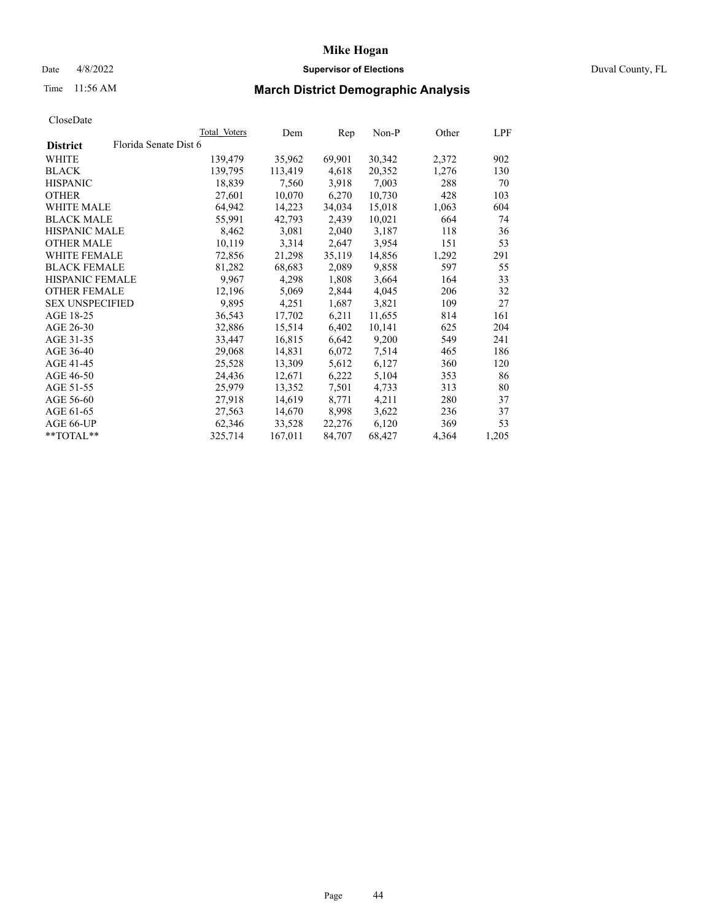# Mike Hogan

Date 4/8/2022 **Supervisor of Elections** Duval County, FL

Time 11:56 AM

## March District Demographic Analysis

CloseDate

| **District** | Total Voters | Dem | Rep | Non-P | Other | LPF |
|---|---|---|---|---|---|---|
| Florida Senate Dist 6 | | | | | | |
| WHITE | 139,479 | 35,962 | 69,901 | 30,342 | 2,372 | 902 |
| BLACK | 139,795 | 113,419 | 4,618 | 20,352 | 1,276 | 130 |
| HISPANIC | 18,839 | 7,560 | 3,918 | 7,003 | 288 | 70 |
| OTHER | 27,601 | 10,070 | 6,270 | 10,730 | 428 | 103 |
| WHITE MALE | 64,942 | 14,223 | 34,034 | 15,018 | 1,063 | 604 |
| BLACK MALE | 55,991 | 42,793 | 2,439 | 10,021 | 664 | 74 |
| HISPANIC MALE | 8,462 | 3,081 | 2,040 | 3,187 | 118 | 36 |
| OTHER MALE | 10,119 | 3,314 | 2,647 | 3,954 | 151 | 53 |
| WHITE FEMALE | 72,856 | 21,298 | 35,119 | 14,856 | 1,292 | 291 |
| BLACK FEMALE | 81,282 | 68,683 | 2,089 | 9,858 | 597 | 55 |
| HISPANIC FEMALE | 9,967 | 4,298 | 1,808 | 3,664 | 164 | 33 |
| OTHER FEMALE | 12,196 | 5,069 | 2,844 | 4,045 | 206 | 32 |
| SEX UNSPECIFIED | 9,895 | 4,251 | 1,687 | 3,821 | 109 | 27 |
| AGE 18-25 | 36,543 | 17,702 | 6,211 | 11,655 | 814 | 161 |
| AGE 26-30 | 32,886 | 15,514 | 6,402 | 10,141 | 625 | 204 |
| AGE 31-35 | 33,447 | 16,815 | 6,642 | 9,200 | 549 | 241 |
| AGE 36-40 | 29,068 | 14,831 | 6,072 | 7,514 | 465 | 186 |
| AGE 41-45 | 25,528 | 13,309 | 5,612 | 6,127 | 360 | 120 |
| AGE 46-50 | 24,436 | 12,671 | 6,222 | 5,104 | 353 | 86 |
| AGE 51-55 | 25,979 | 13,352 | 7,501 | 4,733 | 313 | 80 |
| AGE 56-60 | 27,918 | 14,619 | 8,771 | 4,211 | 280 | 37 |
| AGE 61-65 | 27,563 | 14,670 | 8,998 | 3,622 | 236 | 37 |
| AGE 66-UP | 62,346 | 33,528 | 22,276 | 6,120 | 369 | 53 |
| **TOTAL** | 325,714 | 167,011 | 84,707 | 68,427 | 4,364 | 1,205 |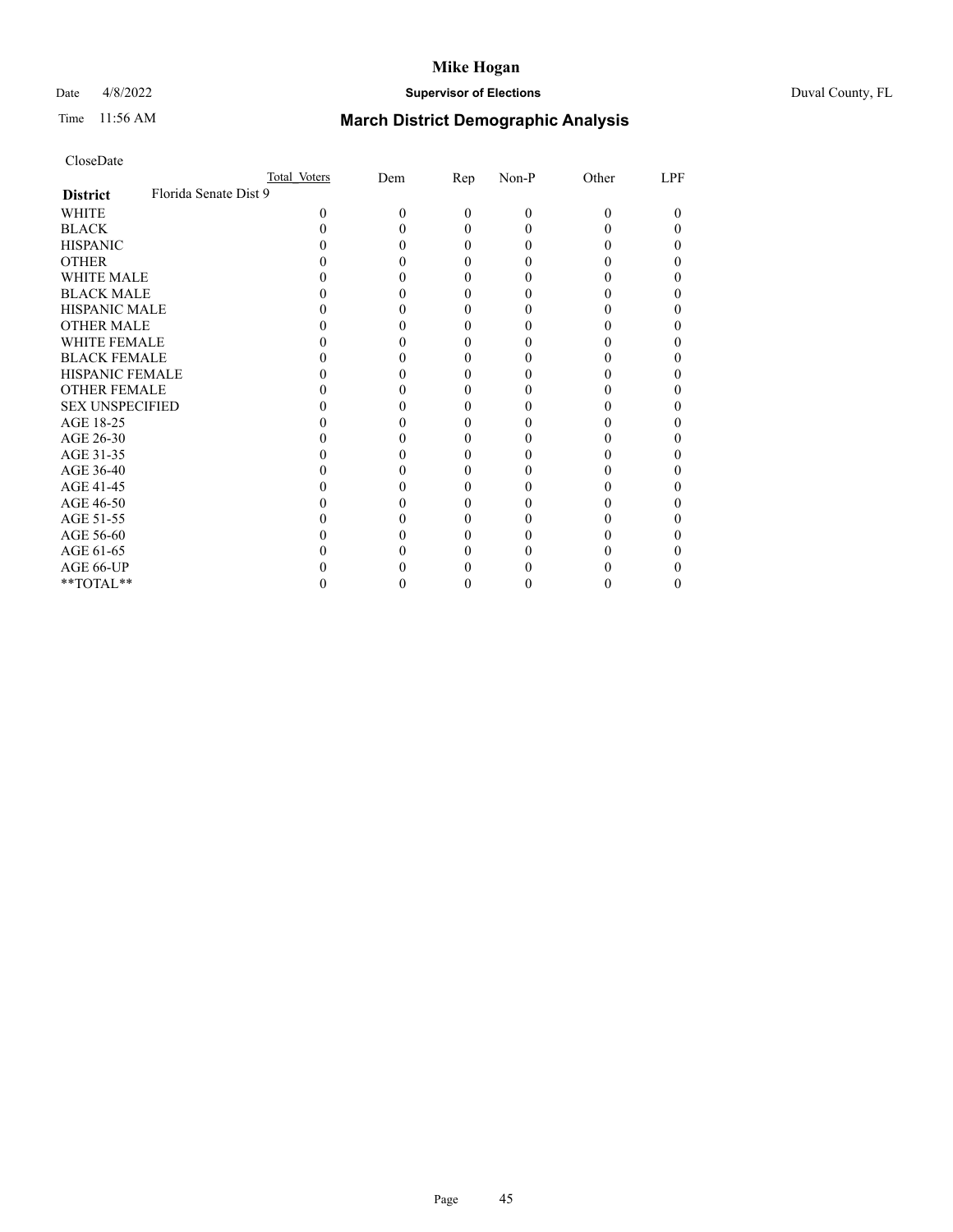CloseDate

| District | Florida Senate Dist 9 | Total Voters | Dem | Rep | Non-P | Other | LPF |
|---|---|---|---|---|---|---|---|
| WHITE | | 0 | 0 | 0 | 0 | 0 | 0 |
| BLACK | | 0 | 0 | 0 | 0 | 0 | 0 |
| HISPANIC | | 0 | 0 | 0 | 0 | 0 | 0 |
| OTHER | | 0 | 0 | 0 | 0 | 0 | 0 |
| WHITE MALE | | 0 | 0 | 0 | 0 | 0 | 0 |
| BLACK MALE | | 0 | 0 | 0 | 0 | 0 | 0 |
| HISPANIC MALE | | 0 | 0 | 0 | 0 | 0 | 0 |
| OTHER MALE | | 0 | 0 | 0 | 0 | 0 | 0 |
| WHITE FEMALE | | 0 | 0 | 0 | 0 | 0 | 0 |
| BLACK FEMALE | | 0 | 0 | 0 | 0 | 0 | 0 |
| HISPANIC FEMALE | | 0 | 0 | 0 | 0 | 0 | 0 |
| OTHER FEMALE | | 0 | 0 | 0 | 0 | 0 | 0 |
| SEX UNSPECIFIED | | 0 | 0 | 0 | 0 | 0 | 0 |
| AGE 18-25 | | 0 | 0 | 0 | 0 | 0 | 0 |
| AGE 26-30 | | 0 | 0 | 0 | 0 | 0 | 0 |
| AGE 31-35 | | 0 | 0 | 0 | 0 | 0 | 0 |
| AGE 36-40 | | 0 | 0 | 0 | 0 | 0 | 0 |
| AGE 41-45 | | 0 | 0 | 0 | 0 | 0 | 0 |
| AGE 46-50 | | 0 | 0 | 0 | 0 | 0 | 0 |
| AGE 51-55 | | 0 | 0 | 0 | 0 | 0 | 0 |
| AGE 56-60 | | 0 | 0 | 0 | 0 | 0 | 0 |
| AGE 61-65 | | 0 | 0 | 0 | 0 | 0 | 0 |
| AGE 66-UP | | 0 | 0 | 0 | 0 | 0 | 0 |
| **TOTAL** | | 0 | 0 | 0 | 0 | 0 | 0 |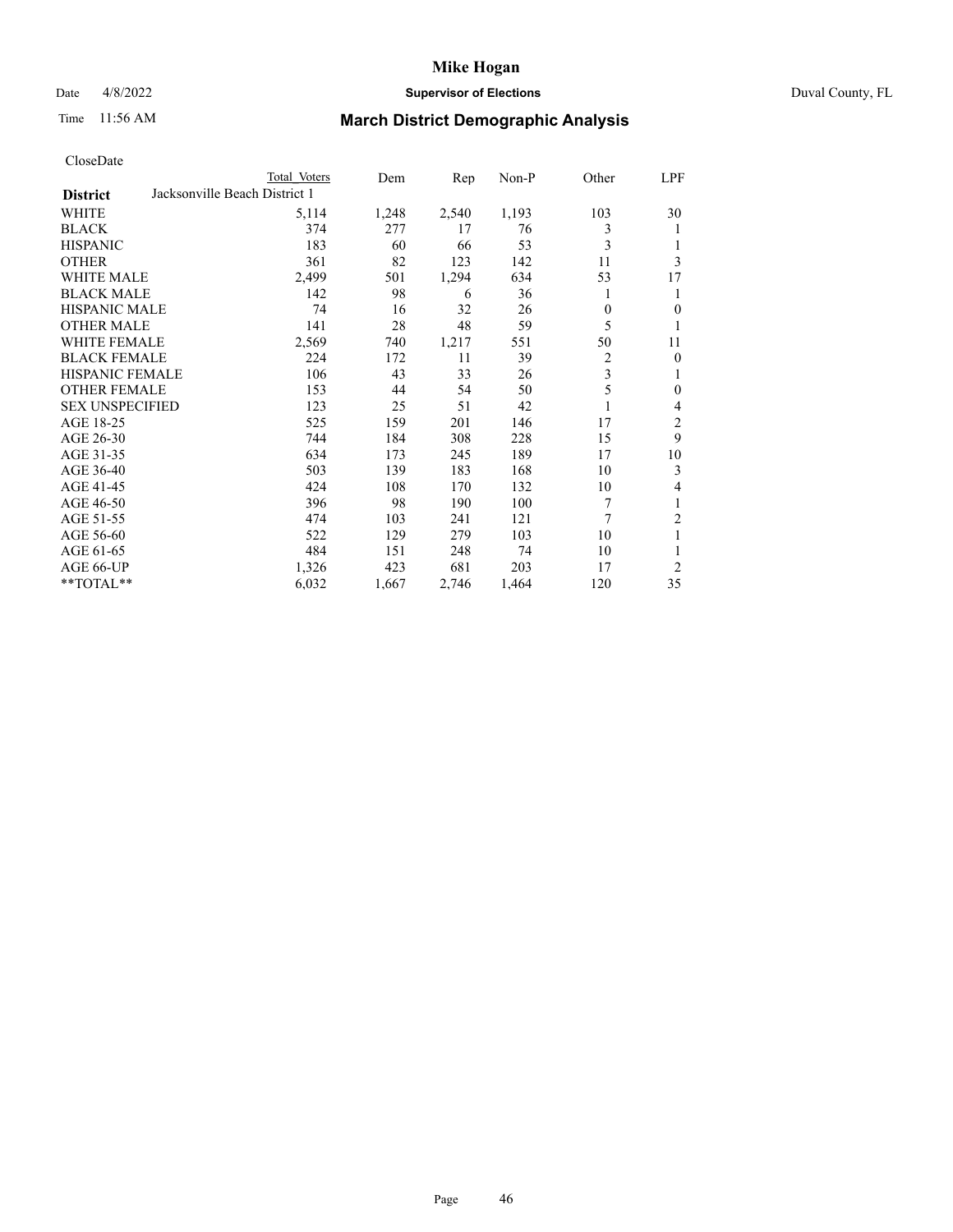# Mike Hogan

Date 4/8/2022 **Supervisor of Elections** Duval County, FL

Time 11:56 AM

## March District Demographic Analysis

CloseDate

| District | Total Voters | Dem | Rep | Non-P | Other | LPF |
|---|---|---|---|---|---|---|
| Jacksonville Beach District 1 | | | | | | |
| WHITE | 5,114 | 1,248 | 2,540 | 1,193 | 103 | 30 |
| BLACK | 374 | 277 | 17 | 76 | 3 | 1 |
| HISPANIC | 183 | 60 | 66 | 53 | 3 | 1 |
| OTHER | 361 | 82 | 123 | 142 | 11 | 3 |
| WHITE MALE | 2,499 | 501 | 1,294 | 634 | 53 | 17 |
| BLACK MALE | 142 | 98 | 6 | 36 | 1 | 1 |
| HISPANIC MALE | 74 | 16 | 32 | 26 | 0 | 0 |
| OTHER MALE | 141 | 28 | 48 | 59 | 5 | 1 |
| WHITE FEMALE | 2,569 | 740 | 1,217 | 551 | 50 | 11 |
| BLACK FEMALE | 224 | 172 | 11 | 39 | 2 | 0 |
| HISPANIC FEMALE | 106 | 43 | 33 | 26 | 3 | 1 |
| OTHER FEMALE | 153 | 44 | 54 | 50 | 5 | 0 |
| SEX UNSPECIFIED | 123 | 25 | 51 | 42 | 1 | 4 |
| AGE 18-25 | 525 | 159 | 201 | 146 | 17 | 2 |
| AGE 26-30 | 744 | 184 | 308 | 228 | 15 | 9 |
| AGE 31-35 | 634 | 173 | 245 | 189 | 17 | 10 |
| AGE 36-40 | 503 | 139 | 183 | 168 | 10 | 3 |
| AGE 41-45 | 424 | 108 | 170 | 132 | 10 | 4 |
| AGE 46-50 | 396 | 98 | 190 | 100 | 7 | 1 |
| AGE 51-55 | 474 | 103 | 241 | 121 | 7 | 2 |
| AGE 56-60 | 522 | 129 | 279 | 103 | 10 | 1 |
| AGE 61-65 | 484 | 151 | 248 | 74 | 10 | 1 |
| AGE 66-UP | 1,326 | 423 | 681 | 203 | 17 | 2 |
| **TOTAL** | 6,032 | 1,667 | 2,746 | 1,464 | 120 | 35 |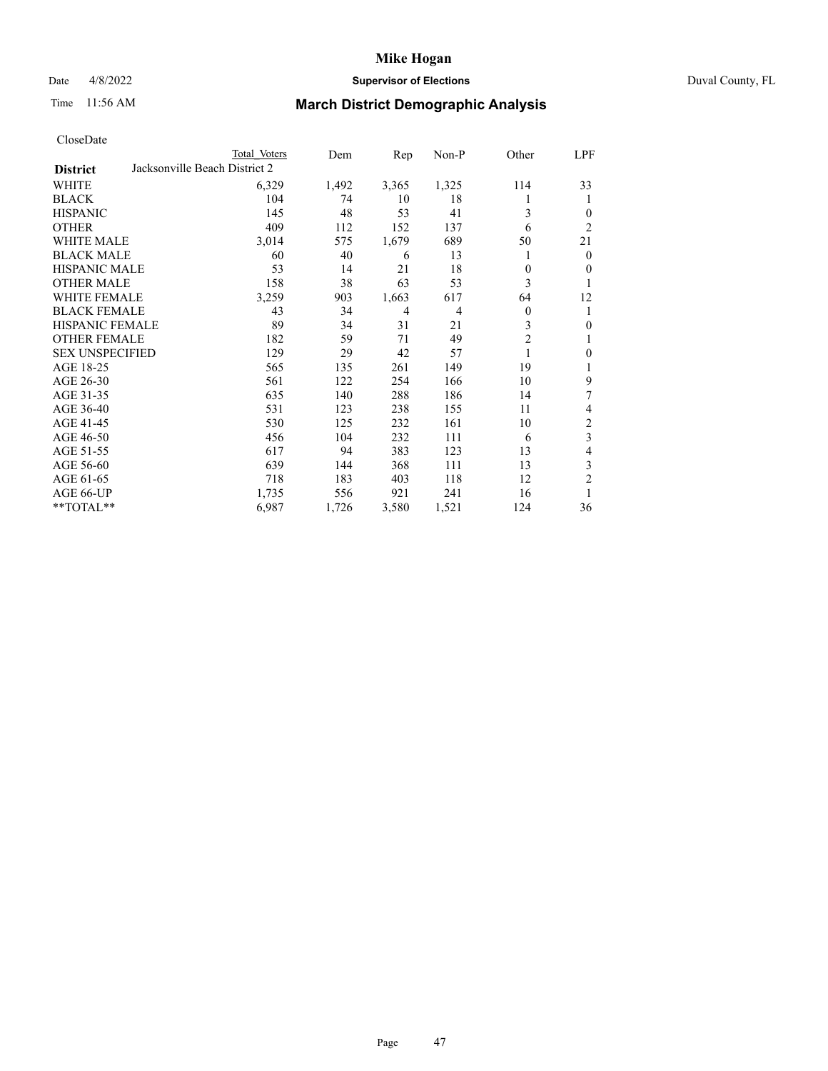# Mike Hogan

Date 4/8/2022 **Supervisor of Elections** Duval County, FL

Time 11:56 AM

## March District Demographic Analysis

CloseDate

| **District** | Total Voters | Dem | Rep | Non-P | Other | LPF |
|---|---|---|---|---|---|---|
| Jacksonville Beach District 2 | | | | | | |
| WHITE | 6,329 | 1,492 | 3,365 | 1,325 | 114 | 33 |
| BLACK | 104 | 74 | 10 | 18 | 1 | 1 |
| HISPANIC | 145 | 48 | 53 | 41 | 3 | 0 |
| OTHER | 409 | 112 | 152 | 137 | 6 | 2 |
| WHITE MALE | 3,014 | 575 | 1,679 | 689 | 50 | 21 |
| BLACK MALE | 60 | 40 | 6 | 13 | 1 | 0 |
| HISPANIC MALE | 53 | 14 | 21 | 18 | 0 | 0 |
| OTHER MALE | 158 | 38 | 63 | 53 | 3 | 1 |
| WHITE FEMALE | 3,259 | 903 | 1,663 | 617 | 64 | 12 |
| BLACK FEMALE | 43 | 34 | 4 | 4 | 0 | 1 |
| HISPANIC FEMALE | 89 | 34 | 31 | 21 | 3 | 0 |
| OTHER FEMALE | 182 | 59 | 71 | 49 | 2 | 1 |
| SEX UNSPECIFIED | 129 | 29 | 42 | 57 | 1 | 0 |
| AGE 18-25 | 565 | 135 | 261 | 149 | 19 | 1 |
| AGE 26-30 | 561 | 122 | 254 | 166 | 10 | 9 |
| AGE 31-35 | 635 | 140 | 288 | 186 | 14 | 7 |
| AGE 36-40 | 531 | 123 | 238 | 155 | 11 | 4 |
| AGE 41-45 | 530 | 125 | 232 | 161 | 10 | 2 |
| AGE 46-50 | 456 | 104 | 232 | 111 | 6 | 3 |
| AGE 51-55 | 617 | 94 | 383 | 123 | 13 | 4 |
| AGE 56-60 | 639 | 144 | 368 | 111 | 13 | 3 |
| AGE 61-65 | 718 | 183 | 403 | 118 | 12 | 2 |
| AGE 66-UP | 1,735 | 556 | 921 | 241 | 16 | 1 |
| **TOTAL** | 6,987 | 1,726 | 3,580 | 1,521 | 124 | 36 |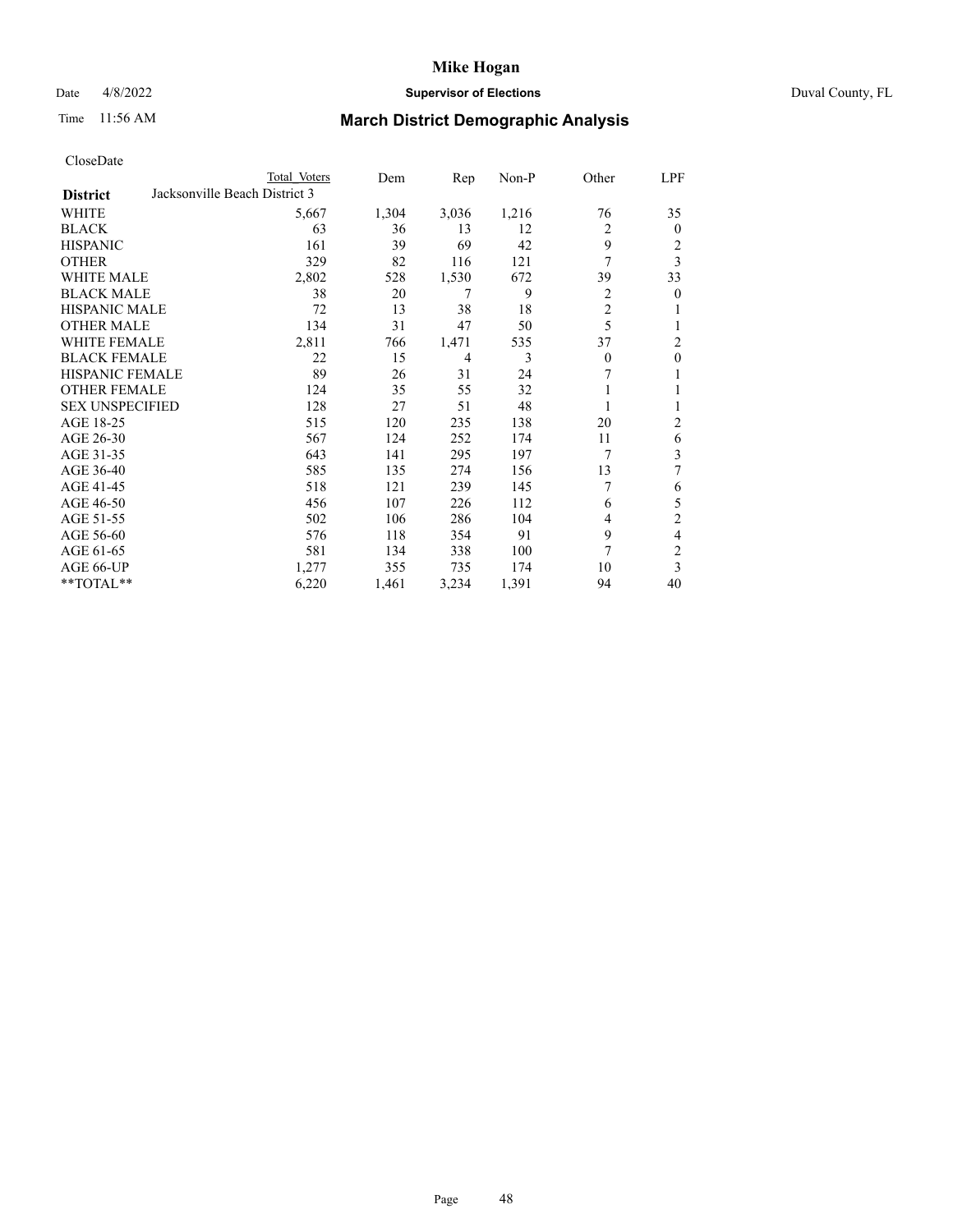# Mike Hogan

Date 4/8/2022 **Supervisor of Elections** Duval County, FL

Time 11:56 AM **March District Demographic Analysis**

CloseDate

| **District** | Jacksonville Beach District 3 | Dem | Rep | Non-P | Other | LPF |
|---|---|---|---|---|---|---|
| | Total Voters | | | | | |
| WHITE | 5,667 | 1,304 | 3,036 | 1,216 | 76 | 35 |
| BLACK | 63 | 36 | 13 | 12 | 2 | 0 |
| HISPANIC | 161 | 39 | 69 | 42 | 9 | 2 |
| OTHER | 329 | 82 | 116 | 121 | 7 | 3 |
| WHITE MALE | 2,802 | 528 | 1,530 | 672 | 39 | 33 |
| BLACK MALE | 38 | 20 | 7 | 9 | 2 | 0 |
| HISPANIC MALE | 72 | 13 | 38 | 18 | 2 | 1 |
| OTHER MALE | 134 | 31 | 47 | 50 | 5 | 1 |
| WHITE FEMALE | 2,811 | 766 | 1,471 | 535 | 37 | 2 |
| BLACK FEMALE | 22 | 15 | 4 | 3 | 0 | 0 |
| HISPANIC FEMALE | 89 | 26 | 31 | 24 | 7 | 1 |
| OTHER FEMALE | 124 | 35 | 55 | 32 | 1 | 1 |
| SEX UNSPECIFIED | 128 | 27 | 51 | 48 | 1 | 1 |
| AGE 18-25 | 515 | 120 | 235 | 138 | 20 | 2 |
| AGE 26-30 | 567 | 124 | 252 | 174 | 11 | 6 |
| AGE 31-35 | 643 | 141 | 295 | 197 | 7 | 3 |
| AGE 36-40 | 585 | 135 | 274 | 156 | 13 | 7 |
| AGE 41-45 | 518 | 121 | 239 | 145 | 7 | 6 |
| AGE 46-50 | 456 | 107 | 226 | 112 | 6 | 5 |
| AGE 51-55 | 502 | 106 | 286 | 104 | 4 | 2 |
| AGE 56-60 | 576 | 118 | 354 | 91 | 9 | 4 |
| AGE 61-65 | 581 | 134 | 338 | 100 | 7 | 2 |
| AGE 66-UP | 1,277 | 355 | 735 | 174 | 10 | 3 |
| **TOTAL** | 6,220 | 1,461 | 3,234 | 1,391 | 94 | 40 |